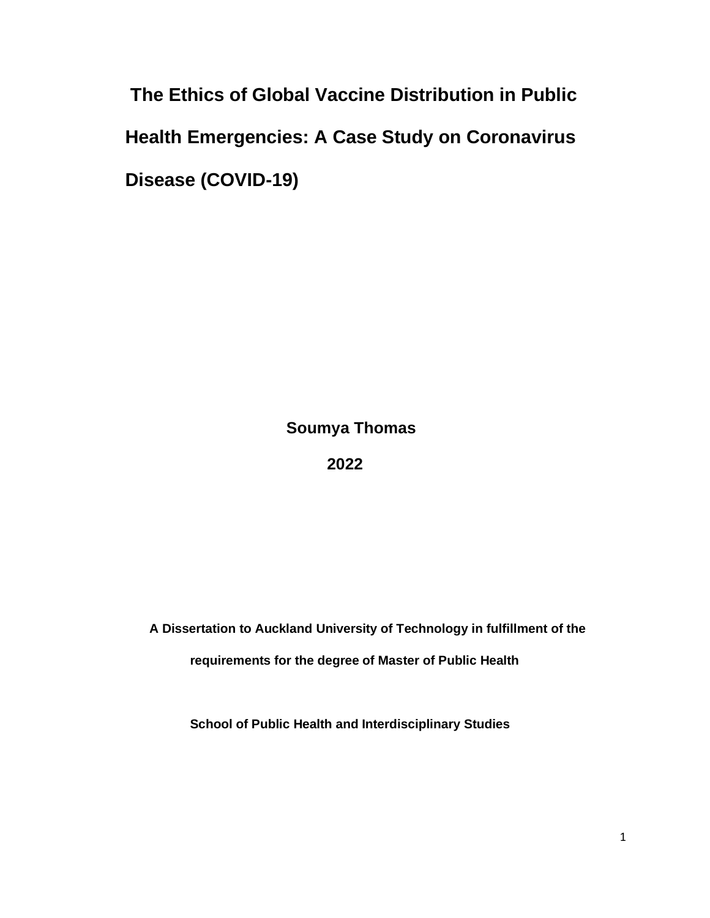# The Ethics of Global Vaccine Distribution in Public Health Emergencies: A Case Study on Coronavirus Disease (COVID-19)

**Soumya Thomas**

**2022**

**A Dissertation to Auckland University of Technology in fulfillment of the requirements for the degree of Master of Public Health**

**School of Public Health and Interdisciplinary Studies**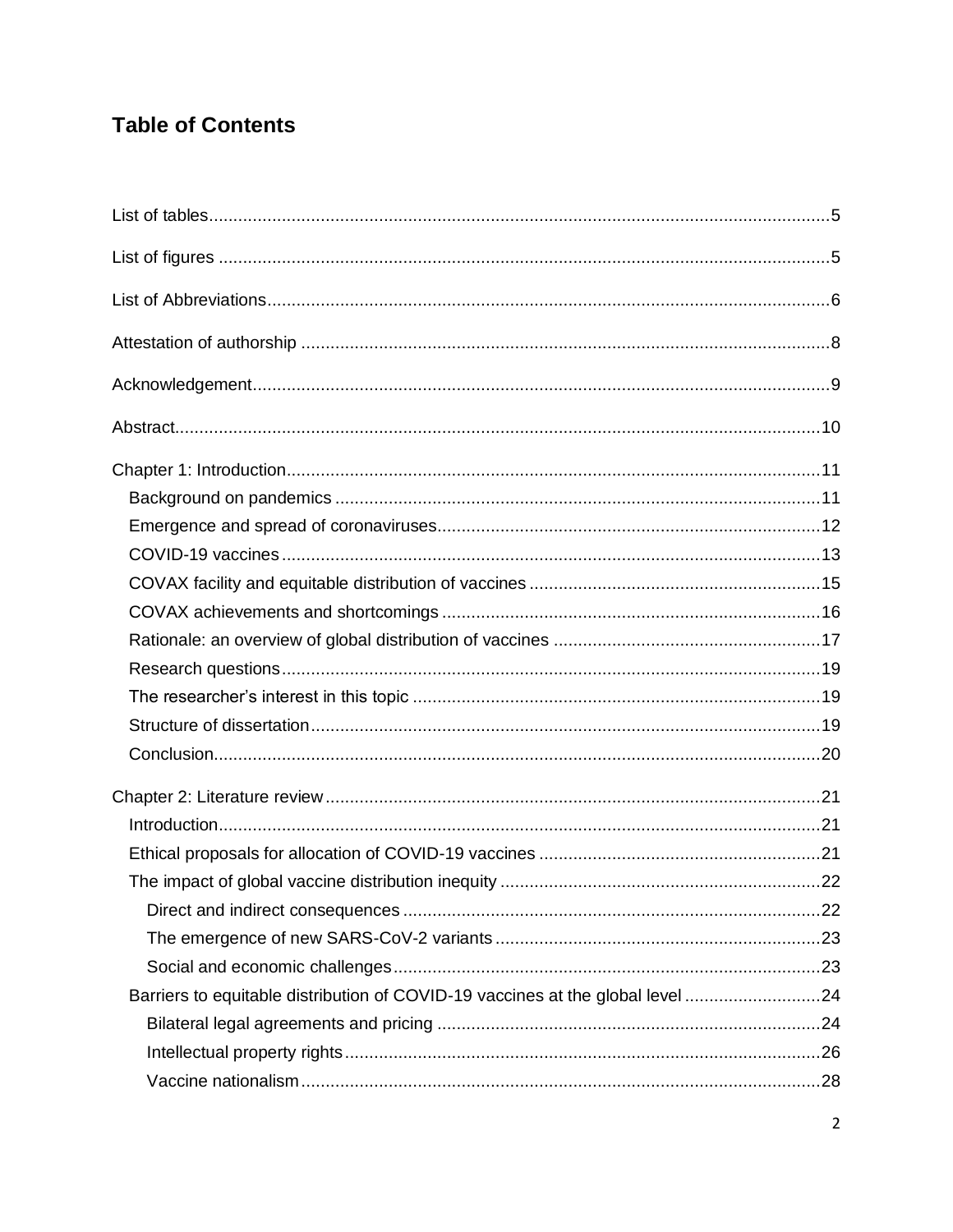# Table of Contents

List of tables....5

List of figures....5

List of Abbreviations....6

Attestation of authorship....8

Acknowledgement....9

Abstract....10

Chapter 1: Introduction....11
- Background on pandemics....11
- Emergence and spread of coronaviruses....12
- COVID-19 vaccines....13
- COVAX facility and equitable distribution of vaccines....15
- COVAX achievements and shortcomings....16
- Rationale: an overview of global distribution of vaccines....17
- Research questions....19
- The researcher's interest in this topic....19
- Structure of dissertation....19
- Conclusion....20

Chapter 2: Literature review....21
- Introduction....21
- Ethical proposals for allocation of COVID-19 vaccines....21
- The impact of global vaccine distribution inequity....22
  - Direct and indirect consequences....22
  - The emergence of new SARS-CoV-2 variants....23
  - Social and economic challenges....23
- Barriers to equitable distribution of COVID-19 vaccines at the global level....24
  - Bilateral legal agreements and pricing....24
  - Intellectual property rights....26
  - Vaccine nationalism....28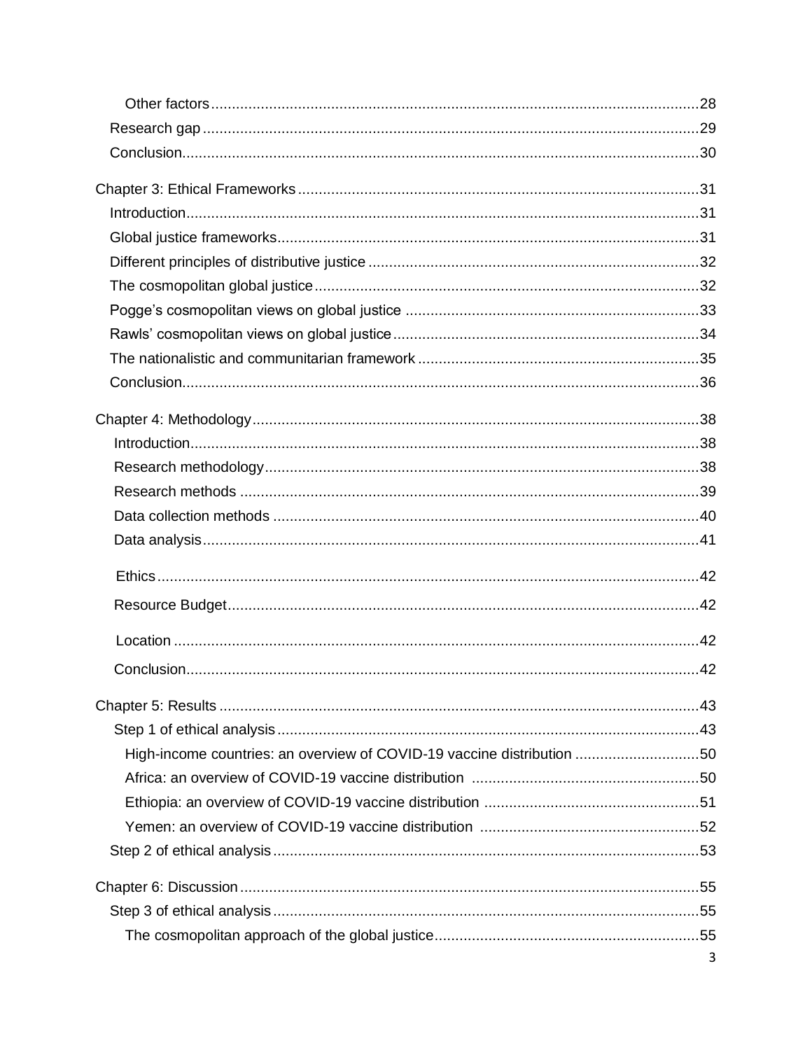Other factors ... 28
Research gap ... 29
Conclusion ... 30

Chapter 3: Ethical Frameworks ... 31
Introduction ... 31
Global justice frameworks ... 31
Different principles of distributive justice ... 32
The cosmopolitan global justice ... 32
Pogge's cosmopolitan views on global justice ... 33
Rawls' cosmopolitan views on global justice ... 34
The nationalistic and communitarian framework ... 35
Conclusion ... 36

Chapter 4: Methodology ... 38
Introduction ... 38
Research methodology ... 38
Research methods ... 39
Data collection methods ... 40
Data analysis ... 41
Ethics ... 42
Resource Budget ... 42
Location ... 42
Conclusion ... 42

Chapter 5: Results ... 43
Step 1 of ethical analysis ... 43
High-income countries: an overview of COVID-19 vaccine distribution ... 50
Africa: an overview of COVID-19 vaccine distribution ... 50
Ethiopia: an overview of COVID-19 vaccine distribution ... 51
Yemen: an overview of COVID-19 vaccine distribution ... 52
Step 2 of ethical analysis ... 53

Chapter 6: Discussion ... 55
Step 3 of ethical analysis ... 55
The cosmopolitan approach of the global justice ... 55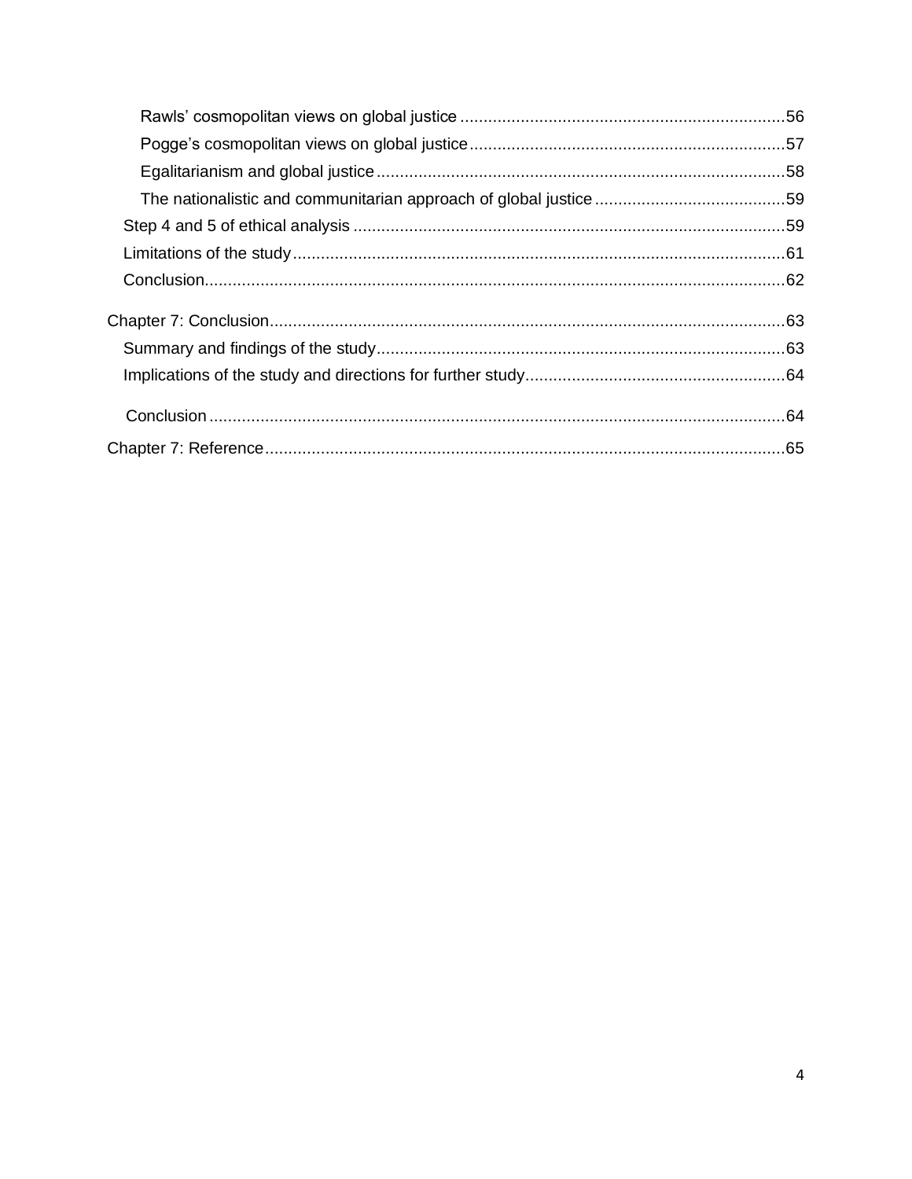Rawls' cosmopolitan views on global justice ......................................................................56

Pogge's cosmopolitan views on global justice....................................................................57

Egalitarianism and global justice........................................................................................58

The nationalistic and communitarian approach of global justice.........................................59

Step 4 and 5 of ethical analysis .............................................................................................59

Limitations of the study..........................................................................................................61

Conclusion..............................................................................................................................62

Chapter 7: Conclusion...............................................................................................................63

Summary and findings of the study........................................................................................63

Implications of the study and directions for further study........................................................64

Conclusion ...............................................................................................................................64

Chapter 7: Reference.................................................................................................................65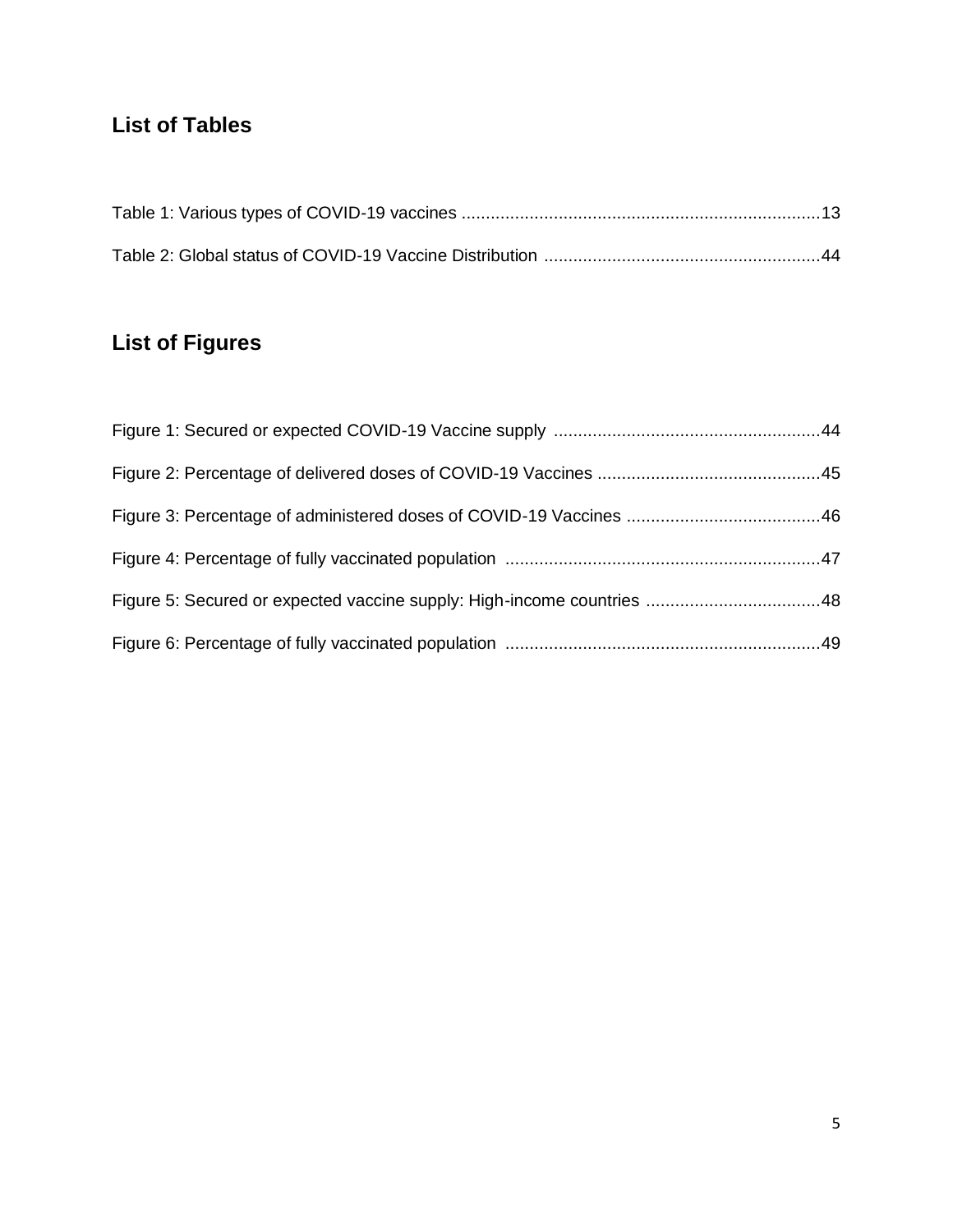## List of Tables

Table 1: Various types of COVID-19 vaccines ......................................................................13

Table 2: Global status of COVID-19 Vaccine Distribution ......................................................44

## List of Figures

Figure 1: Secured or expected COVID-19 Vaccine supply ......................................................44

Figure 2: Percentage of delivered doses of COVID-19 Vaccines ..............................................45

Figure 3: Percentage of administered doses of COVID-19 Vaccines ........................................46

Figure 4: Percentage of fully vaccinated population ................................................................47

Figure 5: Secured or expected vaccine supply: High-income countries ....................................48

Figure 6: Percentage of fully vaccinated population ................................................................49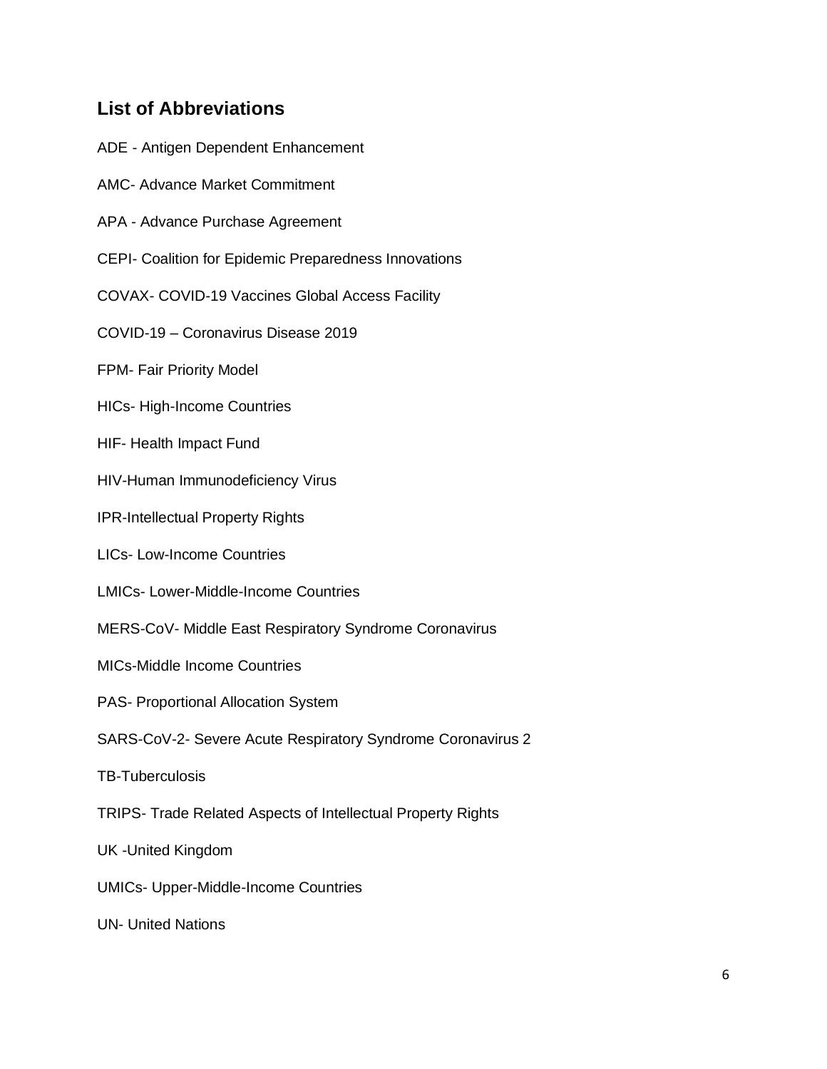## List of Abbreviations

ADE - Antigen Dependent Enhancement

AMC- Advance Market Commitment

APA - Advance Purchase Agreement

CEPI- Coalition for Epidemic Preparedness Innovations

COVAX- COVID-19 Vaccines Global Access Facility

COVID-19 – Coronavirus Disease 2019

FPM- Fair Priority Model

HICs- High-Income Countries

HIF- Health Impact Fund

HIV-Human Immunodeficiency Virus

IPR-Intellectual Property Rights

LICs- Low-Income Countries

LMICs- Lower-Middle-Income Countries

MERS-CoV- Middle East Respiratory Syndrome Coronavirus

MICs-Middle Income Countries

PAS- Proportional Allocation System

SARS-CoV-2- Severe Acute Respiratory Syndrome Coronavirus 2

TB-Tuberculosis

TRIPS- Trade Related Aspects of Intellectual Property Rights

UK -United Kingdom

UMICs- Upper-Middle-Income Countries

UN- United Nations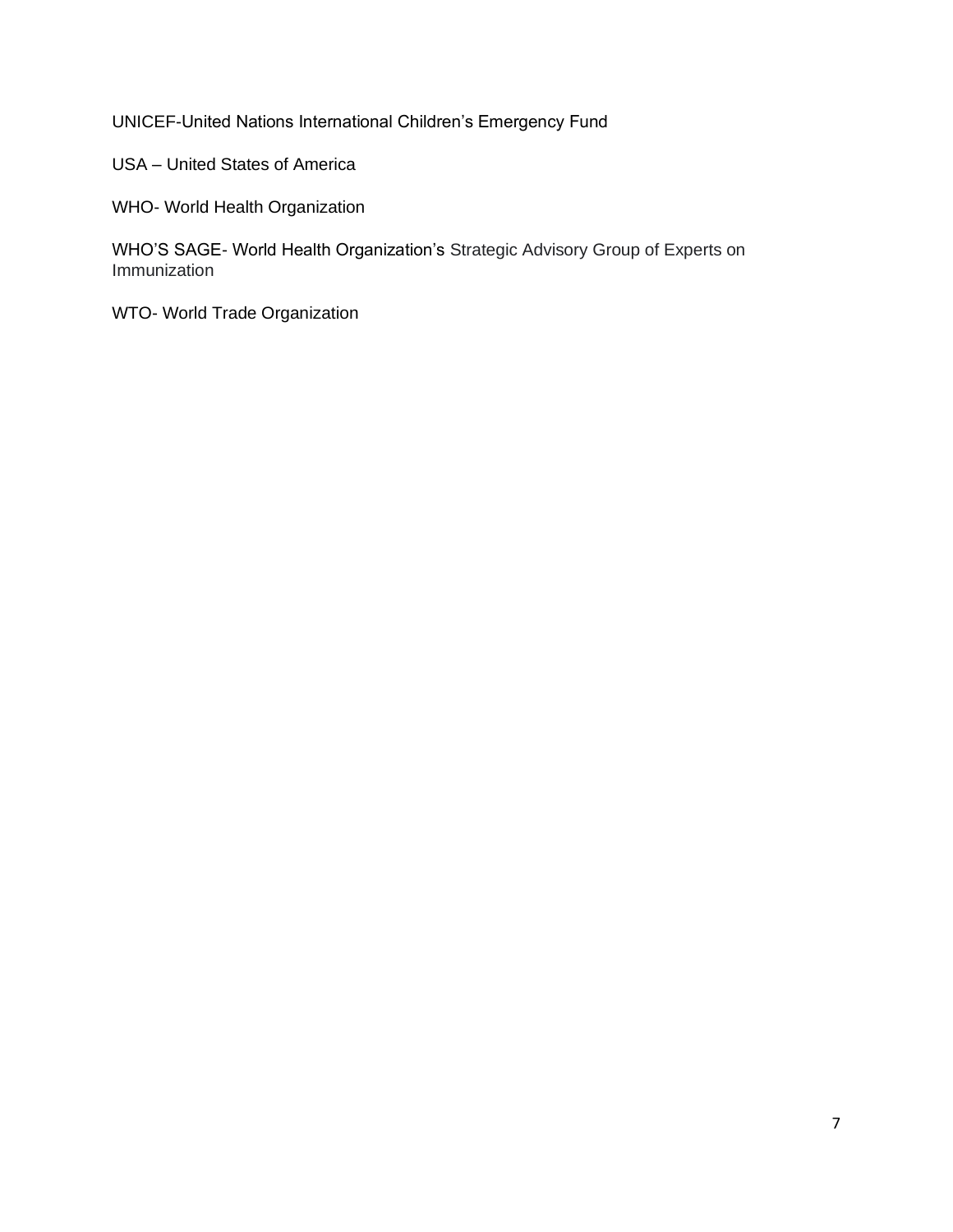UNICEF-United Nations International Children's Emergency Fund

USA – United States of America

WHO- World Health Organization

WHO'S SAGE- World Health Organization's Strategic Advisory Group of Experts on Immunization

WTO- World Trade Organization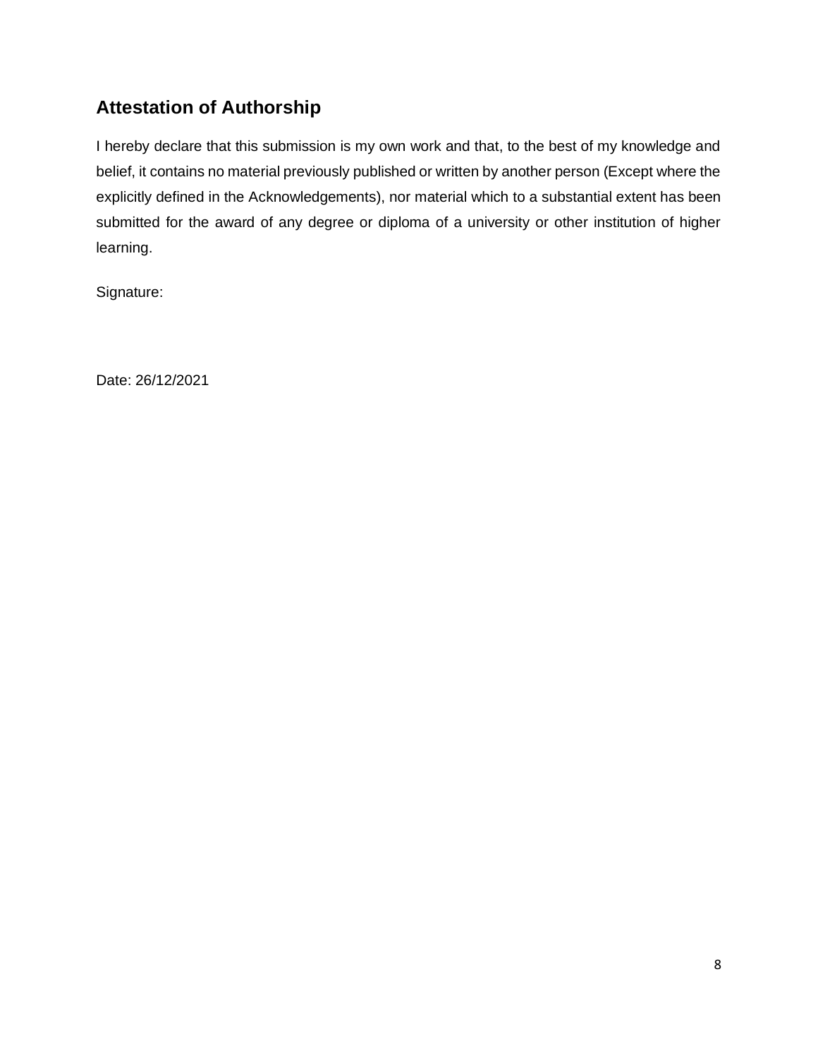## Attestation of Authorship

I hereby declare that this submission is my own work and that, to the best of my knowledge and belief, it contains no material previously published or written by another person (Except where the explicitly defined in the Acknowledgements), nor material which to a substantial extent has been submitted for the award of any degree or diploma of a university or other institution of higher learning.

Signature:

Date: 26/12/2021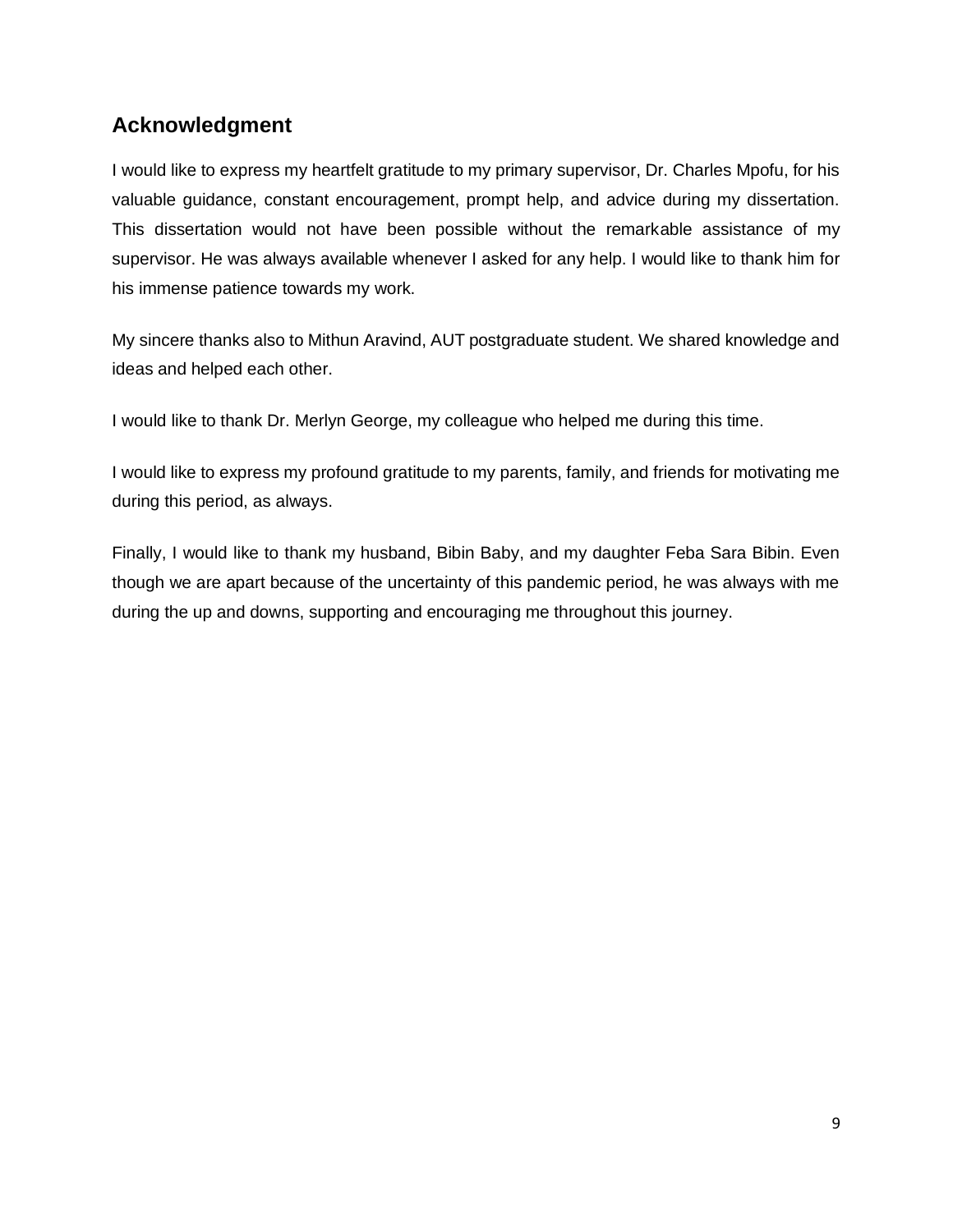## Acknowledgment

I would like to express my heartfelt gratitude to my primary supervisor, Dr. Charles Mpofu, for his valuable guidance, constant encouragement, prompt help, and advice during my dissertation. This dissertation would not have been possible without the remarkable assistance of my supervisor. He was always available whenever I asked for any help. I would like to thank him for his immense patience towards my work.

My sincere thanks also to Mithun Aravind, AUT postgraduate student. We shared knowledge and ideas and helped each other.

I would like to thank Dr. Merlyn George, my colleague who helped me during this time.

I would like to express my profound gratitude to my parents, family, and friends for motivating me during this period, as always.

Finally, I would like to thank my husband, Bibin Baby, and my daughter Feba Sara Bibin. Even though we are apart because of the uncertainty of this pandemic period, he was always with me during the up and downs, supporting and encouraging me throughout this journey.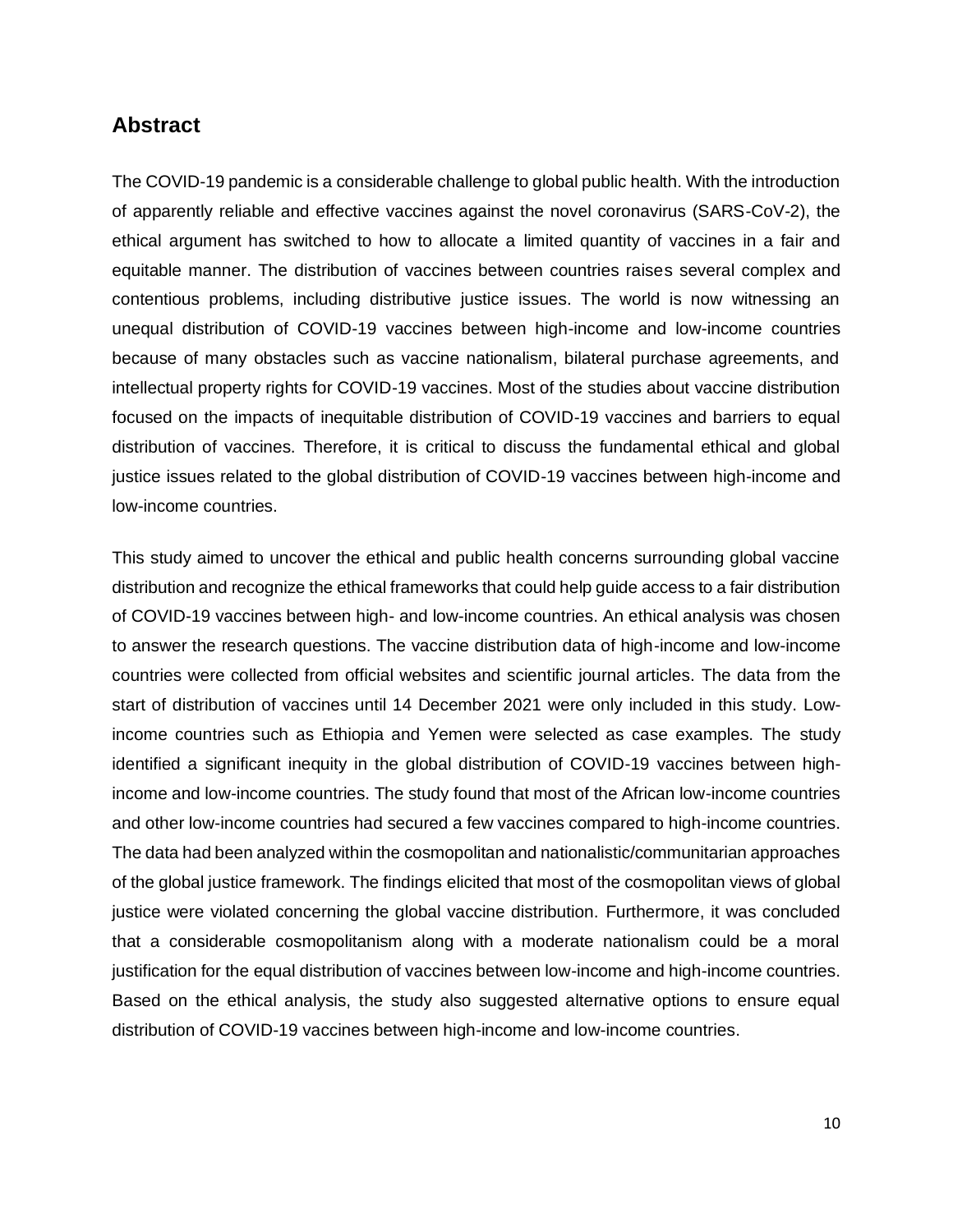## Abstract

The COVID-19 pandemic is a considerable challenge to global public health. With the introduction of apparently reliable and effective vaccines against the novel coronavirus (SARS-CoV-2), the ethical argument has switched to how to allocate a limited quantity of vaccines in a fair and equitable manner. The distribution of vaccines between countries raises several complex and contentious problems, including distributive justice issues. The world is now witnessing an unequal distribution of COVID-19 vaccines between high-income and low-income countries because of many obstacles such as vaccine nationalism, bilateral purchase agreements, and intellectual property rights for COVID-19 vaccines. Most of the studies about vaccine distribution focused on the impacts of inequitable distribution of COVID-19 vaccines and barriers to equal distribution of vaccines. Therefore, it is critical to discuss the fundamental ethical and global justice issues related to the global distribution of COVID-19 vaccines between high-income and low-income countries.

This study aimed to uncover the ethical and public health concerns surrounding global vaccine distribution and recognize the ethical frameworks that could help guide access to a fair distribution of COVID-19 vaccines between high- and low-income countries. An ethical analysis was chosen to answer the research questions. The vaccine distribution data of high-income and low-income countries were collected from official websites and scientific journal articles. The data from the start of distribution of vaccines until 14 December 2021 were only included in this study. Low-income countries such as Ethiopia and Yemen were selected as case examples. The study identified a significant inequity in the global distribution of COVID-19 vaccines between high-income and low-income countries. The study found that most of the African low-income countries and other low-income countries had secured a few vaccines compared to high-income countries. The data had been analyzed within the cosmopolitan and nationalistic/communitarian approaches of the global justice framework. The findings elicited that most of the cosmopolitan views of global justice were violated concerning the global vaccine distribution. Furthermore, it was concluded that a considerable cosmopolitanism along with a moderate nationalism could be a moral justification for the equal distribution of vaccines between low-income and high-income countries. Based on the ethical analysis, the study also suggested alternative options to ensure equal distribution of COVID-19 vaccines between high-income and low-income countries.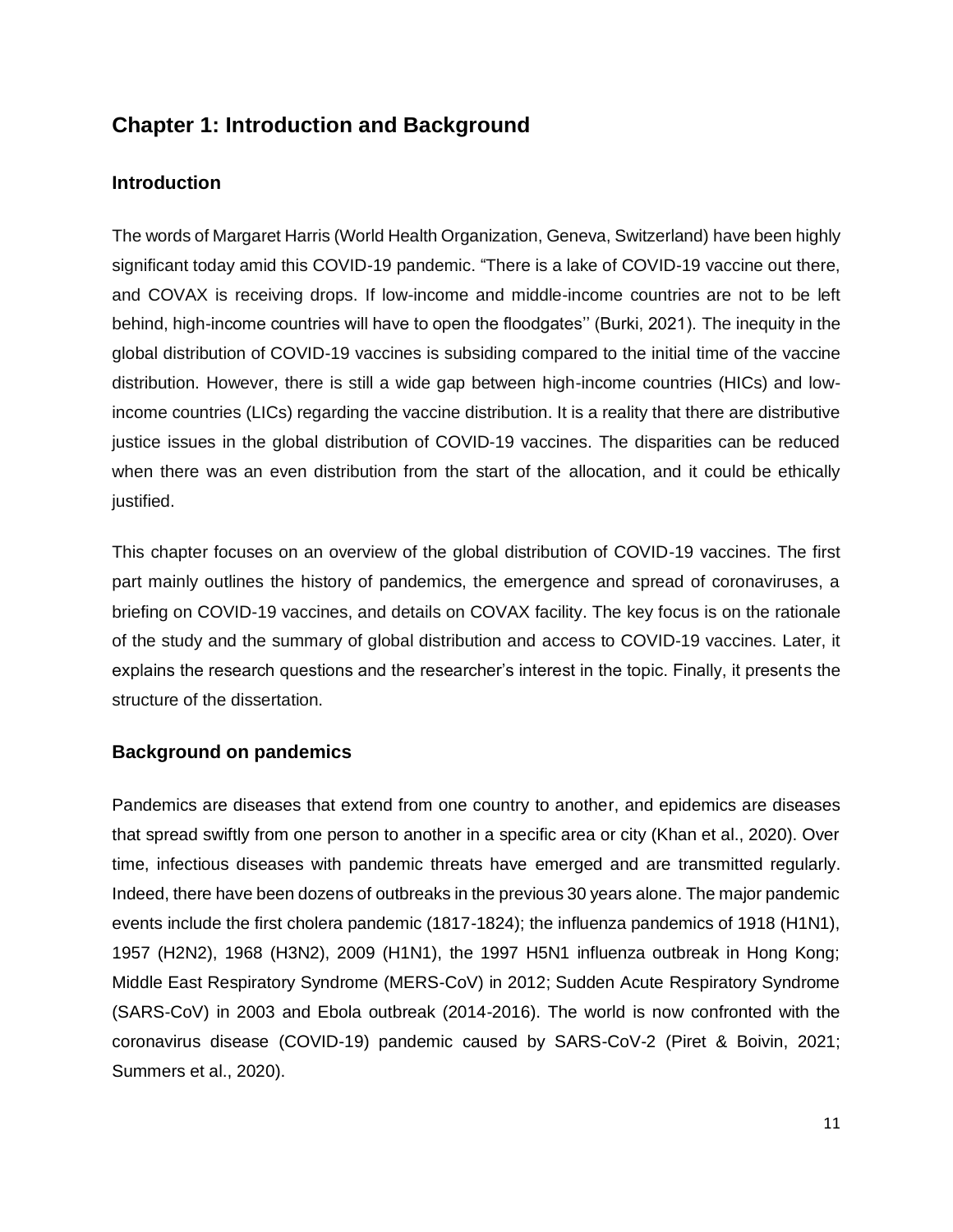## Chapter 1: Introduction and Background

### Introduction

The words of Margaret Harris (World Health Organization, Geneva, Switzerland) have been highly significant today amid this COVID-19 pandemic. "There is a lake of COVID-19 vaccine out there, and COVAX is receiving drops. If low-income and middle-income countries are not to be left behind, high-income countries will have to open the floodgates'' (Burki, 2021). The inequity in the global distribution of COVID-19 vaccines is subsiding compared to the initial time of the vaccine distribution. However, there is still a wide gap between high-income countries (HICs) and low-income countries (LICs) regarding the vaccine distribution. It is a reality that there are distributive justice issues in the global distribution of COVID-19 vaccines. The disparities can be reduced when there was an even distribution from the start of the allocation, and it could be ethically justified.

This chapter focuses on an overview of the global distribution of COVID-19 vaccines. The first part mainly outlines the history of pandemics, the emergence and spread of coronaviruses, a briefing on COVID-19 vaccines, and details on COVAX facility. The key focus is on the rationale of the study and the summary of global distribution and access to COVID-19 vaccines. Later, it explains the research questions and the researcher's interest in the topic. Finally, it presents the structure of the dissertation.

### Background on pandemics

Pandemics are diseases that extend from one country to another, and epidemics are diseases that spread swiftly from one person to another in a specific area or city (Khan et al., 2020). Over time, infectious diseases with pandemic threats have emerged and are transmitted regularly. Indeed, there have been dozens of outbreaks in the previous 30 years alone. The major pandemic events include the first cholera pandemic (1817-1824); the influenza pandemics of 1918 (H1N1), 1957 (H2N2), 1968 (H3N2), 2009 (H1N1), the 1997 H5N1 influenza outbreak in Hong Kong; Middle East Respiratory Syndrome (MERS-CoV) in 2012; Sudden Acute Respiratory Syndrome (SARS-CoV) in 2003 and Ebola outbreak (2014-2016). The world is now confronted with the coronavirus disease (COVID-19) pandemic caused by SARS-CoV-2 (Piret & Boivin, 2021; Summers et al., 2020).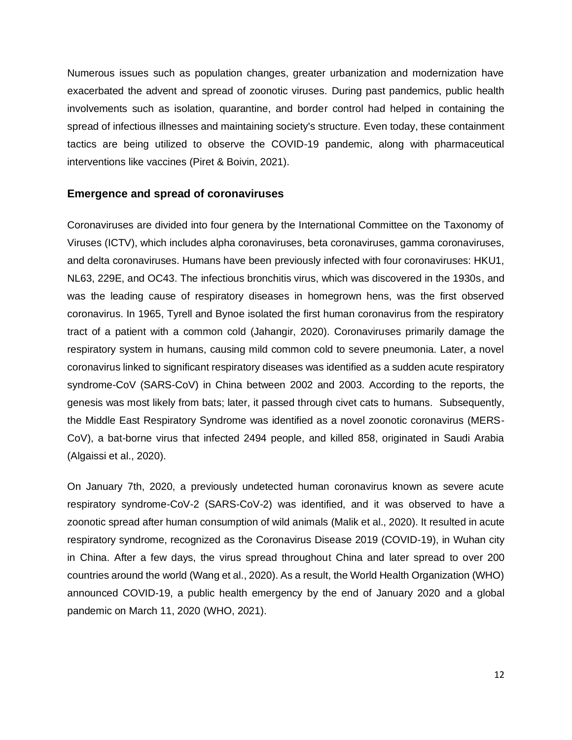Numerous issues such as population changes, greater urbanization and modernization have exacerbated the advent and spread of zoonotic viruses. During past pandemics, public health involvements such as isolation, quarantine, and border control had helped in containing the spread of infectious illnesses and maintaining society's structure. Even today, these containment tactics are being utilized to observe the COVID-19 pandemic, along with pharmaceutical interventions like vaccines (Piret & Boivin, 2021).

### Emergence and spread of coronaviruses

Coronaviruses are divided into four genera by the International Committee on the Taxonomy of Viruses (ICTV), which includes alpha coronaviruses, beta coronaviruses, gamma coronaviruses, and delta coronaviruses. Humans have been previously infected with four coronaviruses: HKU1, NL63, 229E, and OC43. The infectious bronchitis virus, which was discovered in the 1930s, and was the leading cause of respiratory diseases in homegrown hens, was the first observed coronavirus. In 1965, Tyrell and Bynoe isolated the first human coronavirus from the respiratory tract of a patient with a common cold (Jahangir, 2020). Coronaviruses primarily damage the respiratory system in humans, causing mild common cold to severe pneumonia. Later, a novel coronavirus linked to significant respiratory diseases was identified as a sudden acute respiratory syndrome-CoV (SARS-CoV) in China between 2002 and 2003. According to the reports, the genesis was most likely from bats; later, it passed through civet cats to humans. Subsequently, the Middle East Respiratory Syndrome was identified as a novel zoonotic coronavirus (MERS-CoV), a bat-borne virus that infected 2494 people, and killed 858, originated in Saudi Arabia (Algaissi et al., 2020).

On January 7th, 2020, a previously undetected human coronavirus known as severe acute respiratory syndrome-CoV-2 (SARS-CoV-2) was identified, and it was observed to have a zoonotic spread after human consumption of wild animals (Malik et al., 2020). It resulted in acute respiratory syndrome, recognized as the Coronavirus Disease 2019 (COVID-19), in Wuhan city in China. After a few days, the virus spread throughout China and later spread to over 200 countries around the world (Wang et al., 2020). As a result, the World Health Organization (WHO) announced COVID-19, a public health emergency by the end of January 2020 and a global pandemic on March 11, 2020 (WHO, 2021).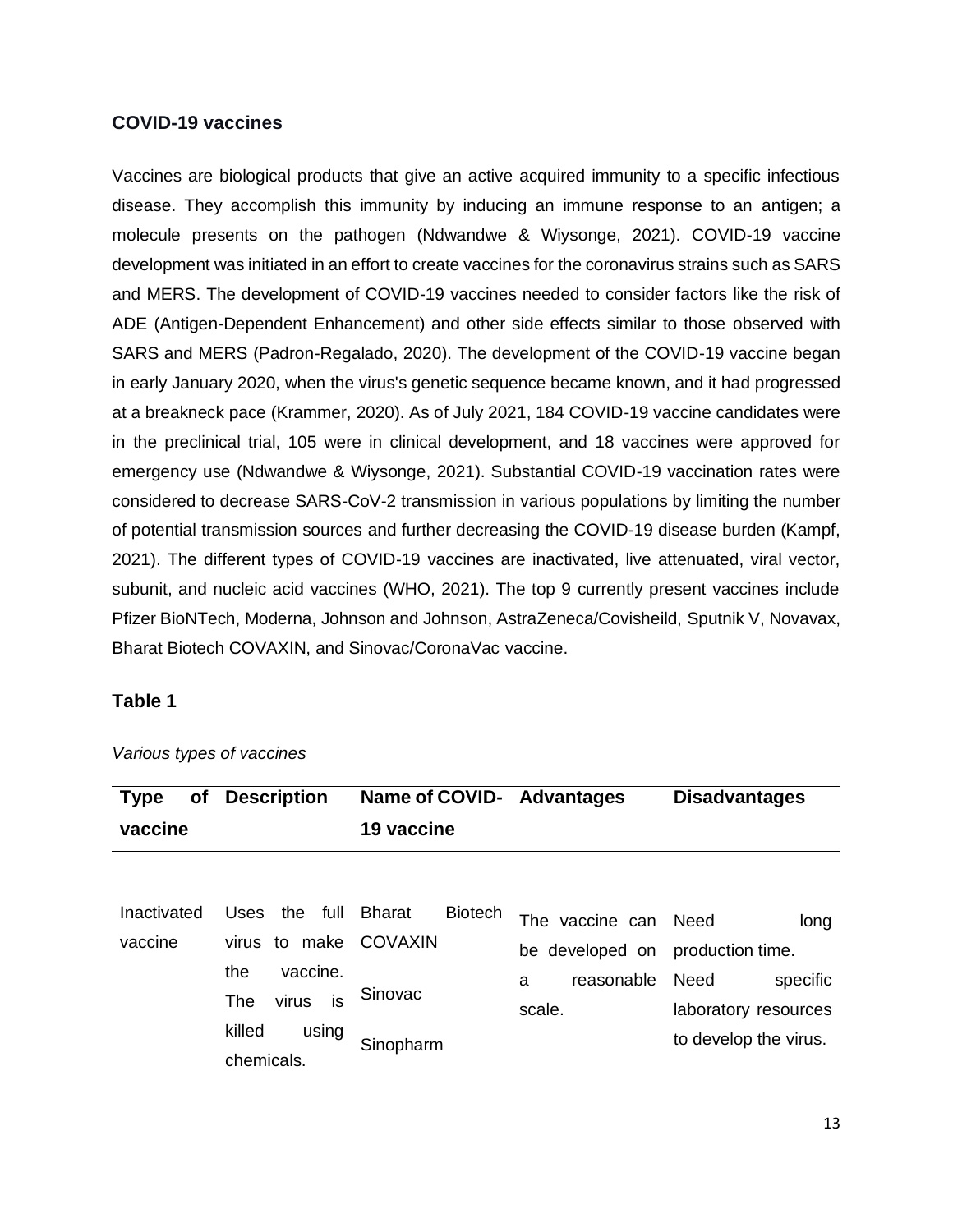## COVID-19 vaccines

Vaccines are biological products that give an active acquired immunity to a specific infectious disease. They accomplish this immunity by inducing an immune response to an antigen; a molecule presents on the pathogen (Ndwandwe & Wiysonge, 2021). COVID-19 vaccine development was initiated in an effort to create vaccines for the coronavirus strains such as SARS and MERS. The development of COVID-19 vaccines needed to consider factors like the risk of ADE (Antigen-Dependent Enhancement) and other side effects similar to those observed with SARS and MERS (Padron-Regalado, 2020). The development of the COVID-19 vaccine began in early January 2020, when the virus's genetic sequence became known, and it had progressed at a breakneck pace (Krammer, 2020). As of July 2021, 184 COVID-19 vaccine candidates were in the preclinical trial, 105 were in clinical development, and 18 vaccines were approved for emergency use (Ndwandwe & Wiysonge, 2021). Substantial COVID-19 vaccination rates were considered to decrease SARS-CoV-2 transmission in various populations by limiting the number of potential transmission sources and further decreasing the COVID-19 disease burden (Kampf, 2021). The different types of COVID-19 vaccines are inactivated, live attenuated, viral vector, subunit, and nucleic acid vaccines (WHO, 2021). The top 9 currently present vaccines include Pfizer BioNTech, Moderna, Johnson and Johnson, AstraZeneca/Covisheild, Sputnik V, Novavax, Bharat Biotech COVAXIN, and Sinovac/CoronaVac vaccine.

### Table 1

*Various types of vaccines*

| Type of vaccine | Description | Name of COVID-19 vaccine | Advantages | Disadvantages |
|---|---|---|---|---|
| Inactivated vaccine | Uses the full virus to make the vaccine. The virus is killed using chemicals. | Bharat Biotech COVAXIN<br>Sinovac<br>Sinopharm | The vaccine can be developed on a reasonable scale. | Need long production time.<br>Need specific laboratory resources to develop the virus. |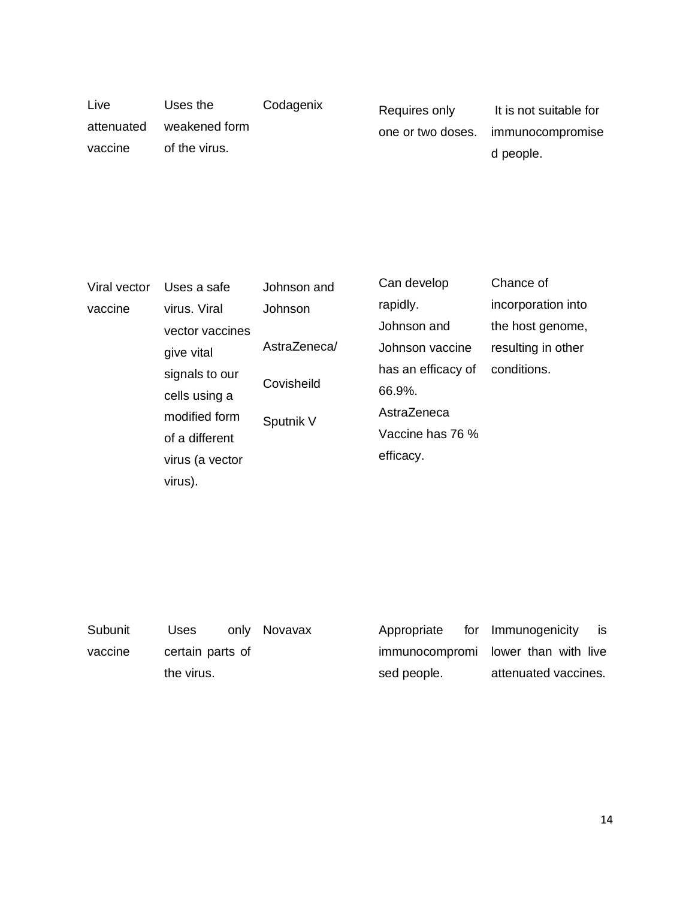| | | | | |
|---|---|---|---|---|
| Live attenuated vaccine | Uses the weakened form of the virus. | Codagenix | Requires only one or two doses. | It is not suitable for immunocompromised people. |
| Viral vector vaccine | Uses a safe virus. Viral vector vaccines give vital signals to our cells using a modified form of a different virus (a vector virus). | Johnson and Johnson<br><br>AstraZeneca/<br><br>Covisheild<br><br>Sputnik V | Can develop rapidly.<br>Johnson and Johnson vaccine has an efficacy of 66.9%.<br>AstraZeneca Vaccine has 76 % efficacy. | Chance of incorporation into the host genome, resulting in other conditions. |
| Subunit vaccine | Uses only certain parts of the virus. | Novavax | Appropriate for immunocompromised people. | Immunogenicity is lower than with live attenuated vaccines. |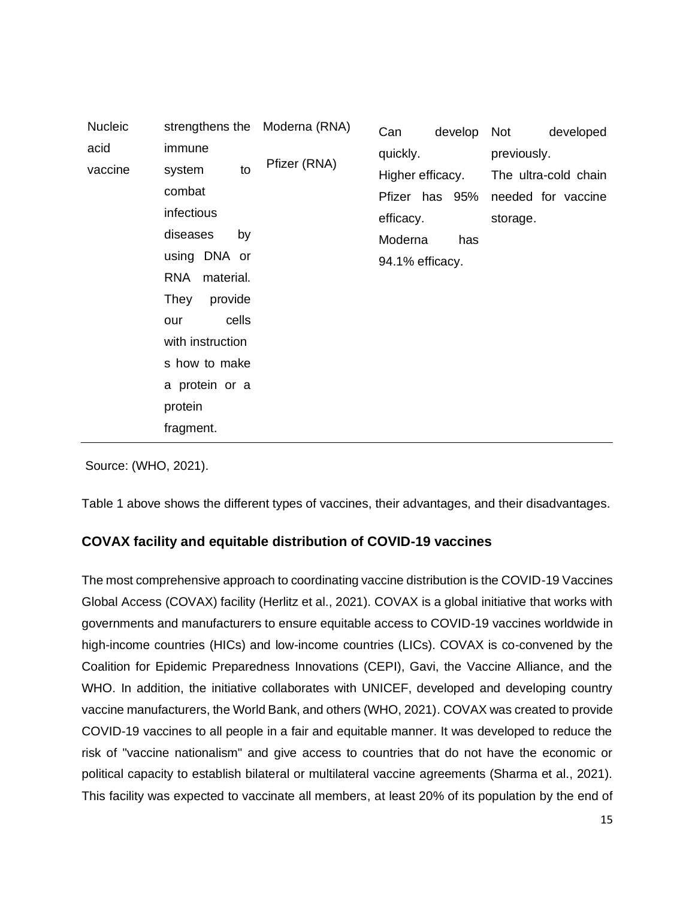| | | | | |
|---|---|---|---|---|
| Nucleic acid vaccine | strengthens the immune system to combat infectious diseases by using DNA or RNA material. They provide our cells with instructions how to make a protein or a protein fragment. | Moderna (RNA)<br><br>Pfizer (RNA) | Can develop quickly.<br>Higher efficacy.<br>Pfizer has 95% efficacy.<br>Moderna has 94.1% efficacy. | Not developed previously.<br>The ultra-cold chain needed for vaccine storage. |

Source: (WHO, 2021).

Table 1 above shows the different types of vaccines, their advantages, and their disadvantages.

### COVAX facility and equitable distribution of COVID-19 vaccines

The most comprehensive approach to coordinating vaccine distribution is the COVID-19 Vaccines Global Access (COVAX) facility (Herlitz et al., 2021). COVAX is a global initiative that works with governments and manufacturers to ensure equitable access to COVID-19 vaccines worldwide in high-income countries (HICs) and low-income countries (LICs). COVAX is co-convened by the Coalition for Epidemic Preparedness Innovations (CEPI), Gavi, the Vaccine Alliance, and the WHO. In addition, the initiative collaborates with UNICEF, developed and developing country vaccine manufacturers, the World Bank, and others (WHO, 2021). COVAX was created to provide COVID-19 vaccines to all people in a fair and equitable manner. It was developed to reduce the risk of "vaccine nationalism" and give access to countries that do not have the economic or political capacity to establish bilateral or multilateral vaccine agreements (Sharma et al., 2021). This facility was expected to vaccinate all members, at least 20% of its population by the end of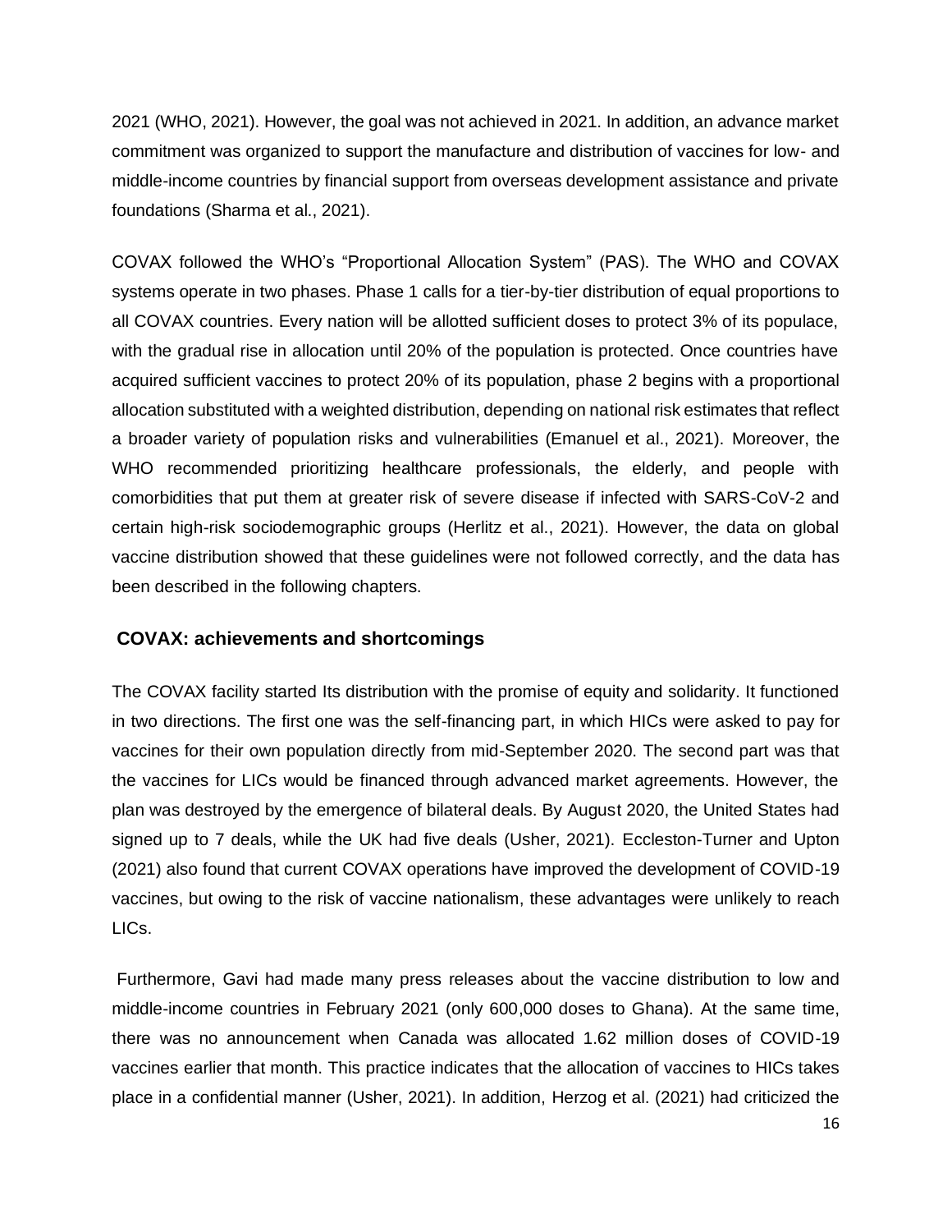2021 (WHO, 2021). However, the goal was not achieved in 2021. In addition, an advance market commitment was organized to support the manufacture and distribution of vaccines for low- and middle-income countries by financial support from overseas development assistance and private foundations (Sharma et al., 2021).

COVAX followed the WHO's "Proportional Allocation System" (PAS). The WHO and COVAX systems operate in two phases. Phase 1 calls for a tier-by-tier distribution of equal proportions to all COVAX countries. Every nation will be allotted sufficient doses to protect 3% of its populace, with the gradual rise in allocation until 20% of the population is protected. Once countries have acquired sufficient vaccines to protect 20% of its population, phase 2 begins with a proportional allocation substituted with a weighted distribution, depending on national risk estimates that reflect a broader variety of population risks and vulnerabilities (Emanuel et al., 2021). Moreover, the WHO recommended prioritizing healthcare professionals, the elderly, and people with comorbidities that put them at greater risk of severe disease if infected with SARS-CoV-2 and certain high-risk sociodemographic groups (Herlitz et al., 2021). However, the data on global vaccine distribution showed that these guidelines were not followed correctly, and the data has been described in the following chapters.

## COVAX: achievements and shortcomings

The COVAX facility started Its distribution with the promise of equity and solidarity. It functioned in two directions. The first one was the self-financing part, in which HICs were asked to pay for vaccines for their own population directly from mid-September 2020. The second part was that the vaccines for LICs would be financed through advanced market agreements. However, the plan was destroyed by the emergence of bilateral deals. By August 2020, the United States had signed up to 7 deals, while the UK had five deals (Usher, 2021). Eccleston-Turner and Upton (2021) also found that current COVAX operations have improved the development of COVID-19 vaccines, but owing to the risk of vaccine nationalism, these advantages were unlikely to reach LICs.

Furthermore, Gavi had made many press releases about the vaccine distribution to low and middle-income countries in February 2021 (only 600,000 doses to Ghana). At the same time, there was no announcement when Canada was allocated 1.62 million doses of COVID-19 vaccines earlier that month. This practice indicates that the allocation of vaccines to HICs takes place in a confidential manner (Usher, 2021). In addition, Herzog et al. (2021) had criticized the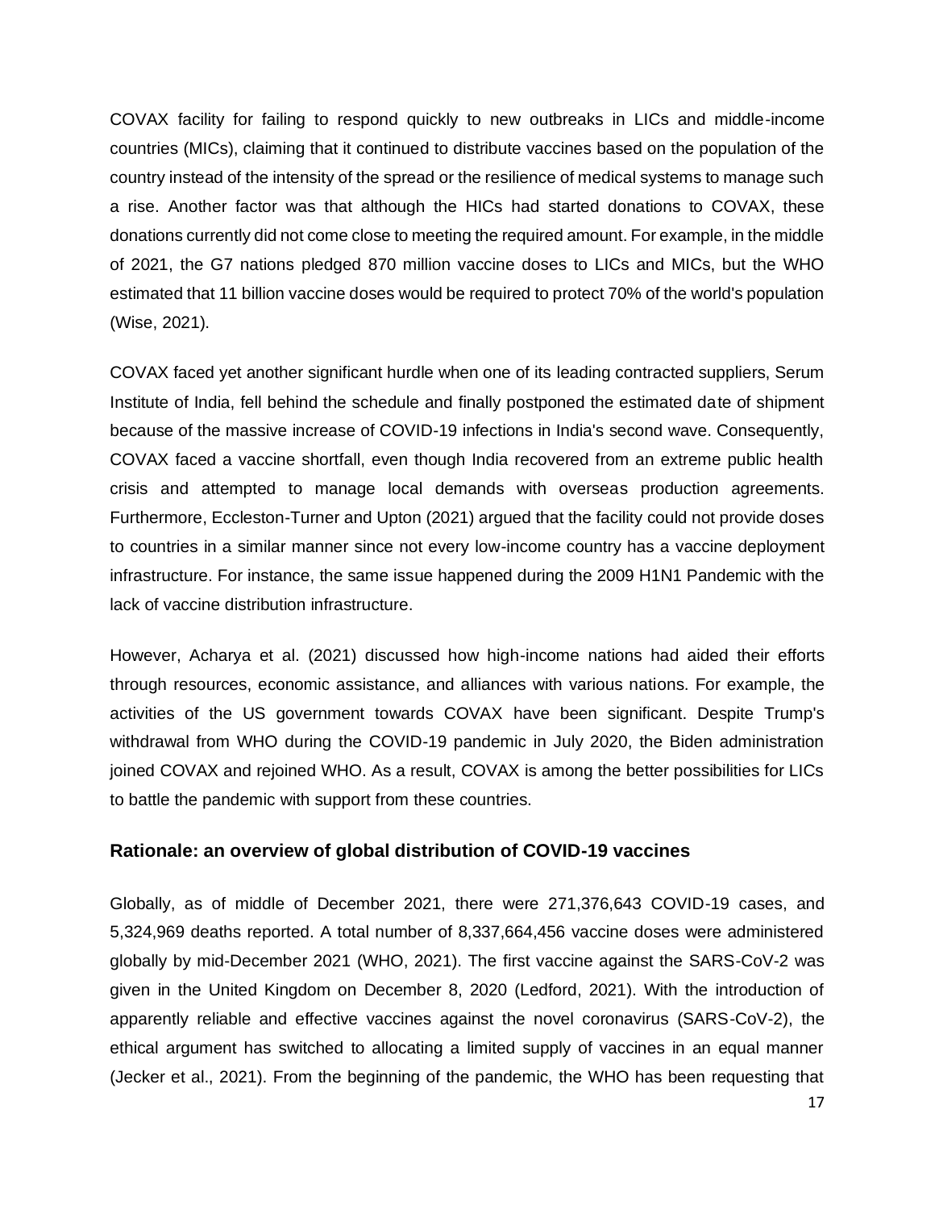COVAX facility for failing to respond quickly to new outbreaks in LICs and middle-income countries (MICs), claiming that it continued to distribute vaccines based on the population of the country instead of the intensity of the spread or the resilience of medical systems to manage such a rise. Another factor was that although the HICs had started donations to COVAX, these donations currently did not come close to meeting the required amount. For example, in the middle of 2021, the G7 nations pledged 870 million vaccine doses to LICs and MICs, but the WHO estimated that 11 billion vaccine doses would be required to protect 70% of the world's population (Wise, 2021).

COVAX faced yet another significant hurdle when one of its leading contracted suppliers, Serum Institute of India, fell behind the schedule and finally postponed the estimated date of shipment because of the massive increase of COVID-19 infections in India's second wave. Consequently, COVAX faced a vaccine shortfall, even though India recovered from an extreme public health crisis and attempted to manage local demands with overseas production agreements. Furthermore, Eccleston-Turner and Upton (2021) argued that the facility could not provide doses to countries in a similar manner since not every low-income country has a vaccine deployment infrastructure. For instance, the same issue happened during the 2009 H1N1 Pandemic with the lack of vaccine distribution infrastructure.

However, Acharya et al. (2021) discussed how high-income nations had aided their efforts through resources, economic assistance, and alliances with various nations. For example, the activities of the US government towards COVAX have been significant. Despite Trump's withdrawal from WHO during the COVID-19 pandemic in July 2020, the Biden administration joined COVAX and rejoined WHO. As a result, COVAX is among the better possibilities for LICs to battle the pandemic with support from these countries.

### Rationale: an overview of global distribution of COVID-19 vaccines

Globally, as of middle of December 2021, there were 271,376,643 COVID-19 cases, and 5,324,969 deaths reported. A total number of 8,337,664,456 vaccine doses were administered globally by mid-December 2021 (WHO, 2021). The first vaccine against the SARS-CoV-2 was given in the United Kingdom on December 8, 2020 (Ledford, 2021). With the introduction of apparently reliable and effective vaccines against the novel coronavirus (SARS-CoV-2), the ethical argument has switched to allocating a limited supply of vaccines in an equal manner (Jecker et al., 2021). From the beginning of the pandemic, the WHO has been requesting that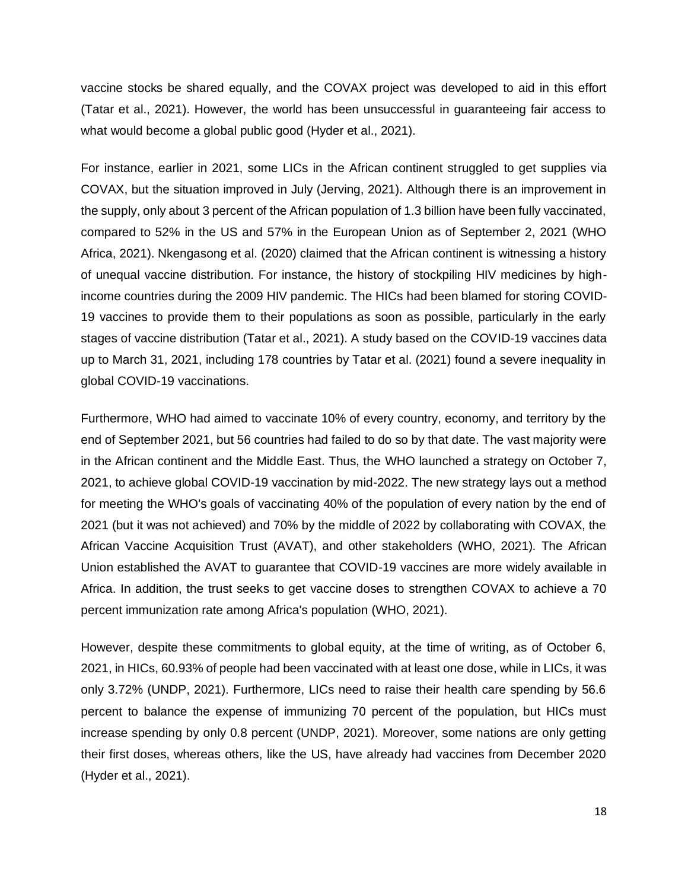vaccine stocks be shared equally, and the COVAX project was developed to aid in this effort (Tatar et al., 2021). However, the world has been unsuccessful in guaranteeing fair access to what would become a global public good (Hyder et al., 2021).

For instance, earlier in 2021, some LICs in the African continent struggled to get supplies via COVAX, but the situation improved in July (Jerving, 2021). Although there is an improvement in the supply, only about 3 percent of the African population of 1.3 billion have been fully vaccinated, compared to 52% in the US and 57% in the European Union as of September 2, 2021 (WHO Africa, 2021). Nkengasong et al. (2020) claimed that the African continent is witnessing a history of unequal vaccine distribution. For instance, the history of stockpiling HIV medicines by high-income countries during the 2009 HIV pandemic. The HICs had been blamed for storing COVID-19 vaccines to provide them to their populations as soon as possible, particularly in the early stages of vaccine distribution (Tatar et al., 2021). A study based on the COVID-19 vaccines data up to March 31, 2021, including 178 countries by Tatar et al. (2021) found a severe inequality in global COVID-19 vaccinations.

Furthermore, WHO had aimed to vaccinate 10% of every country, economy, and territory by the end of September 2021, but 56 countries had failed to do so by that date. The vast majority were in the African continent and the Middle East. Thus, the WHO launched a strategy on October 7, 2021, to achieve global COVID-19 vaccination by mid-2022. The new strategy lays out a method for meeting the WHO's goals of vaccinating 40% of the population of every nation by the end of 2021 (but it was not achieved) and 70% by the middle of 2022 by collaborating with COVAX, the African Vaccine Acquisition Trust (AVAT), and other stakeholders (WHO, 2021). The African Union established the AVAT to guarantee that COVID-19 vaccines are more widely available in Africa. In addition, the trust seeks to get vaccine doses to strengthen COVAX to achieve a 70 percent immunization rate among Africa's population (WHO, 2021).

However, despite these commitments to global equity, at the time of writing, as of October 6, 2021, in HICs, 60.93% of people had been vaccinated with at least one dose, while in LICs, it was only 3.72% (UNDP, 2021). Furthermore, LICs need to raise their health care spending by 56.6 percent to balance the expense of immunizing 70 percent of the population, but HICs must increase spending by only 0.8 percent (UNDP, 2021). Moreover, some nations are only getting their first doses, whereas others, like the US, have already had vaccines from December 2020 (Hyder et al., 2021).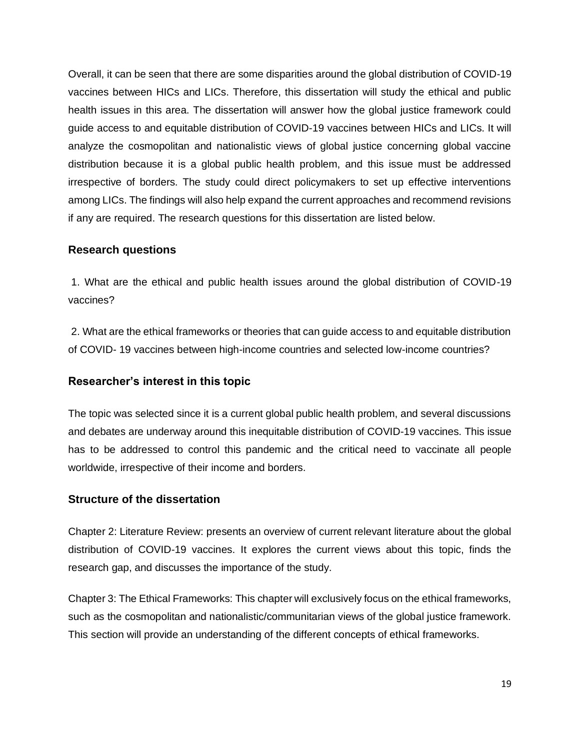Overall, it can be seen that there are some disparities around the global distribution of COVID-19 vaccines between HICs and LICs. Therefore, this dissertation will study the ethical and public health issues in this area. The dissertation will answer how the global justice framework could guide access to and equitable distribution of COVID-19 vaccines between HICs and LICs. It will analyze the cosmopolitan and nationalistic views of global justice concerning global vaccine distribution because it is a global public health problem, and this issue must be addressed irrespective of borders. The study could direct policymakers to set up effective interventions among LICs. The findings will also help expand the current approaches and recommend revisions if any are required. The research questions for this dissertation are listed below.

### Research questions

1. What are the ethical and public health issues around the global distribution of COVID-19 vaccines?

2. What are the ethical frameworks or theories that can guide access to and equitable distribution of COVID- 19 vaccines between high-income countries and selected low-income countries?

### Researcher's interest in this topic

The topic was selected since it is a current global public health problem, and several discussions and debates are underway around this inequitable distribution of COVID-19 vaccines. This issue has to be addressed to control this pandemic and the critical need to vaccinate all people worldwide, irrespective of their income and borders.

### Structure of the dissertation

Chapter 2: Literature Review: presents an overview of current relevant literature about the global distribution of COVID-19 vaccines. It explores the current views about this topic, finds the research gap, and discusses the importance of the study.

Chapter 3: The Ethical Frameworks: This chapter will exclusively focus on the ethical frameworks, such as the cosmopolitan and nationalistic/communitarian views of the global justice framework. This section will provide an understanding of the different concepts of ethical frameworks.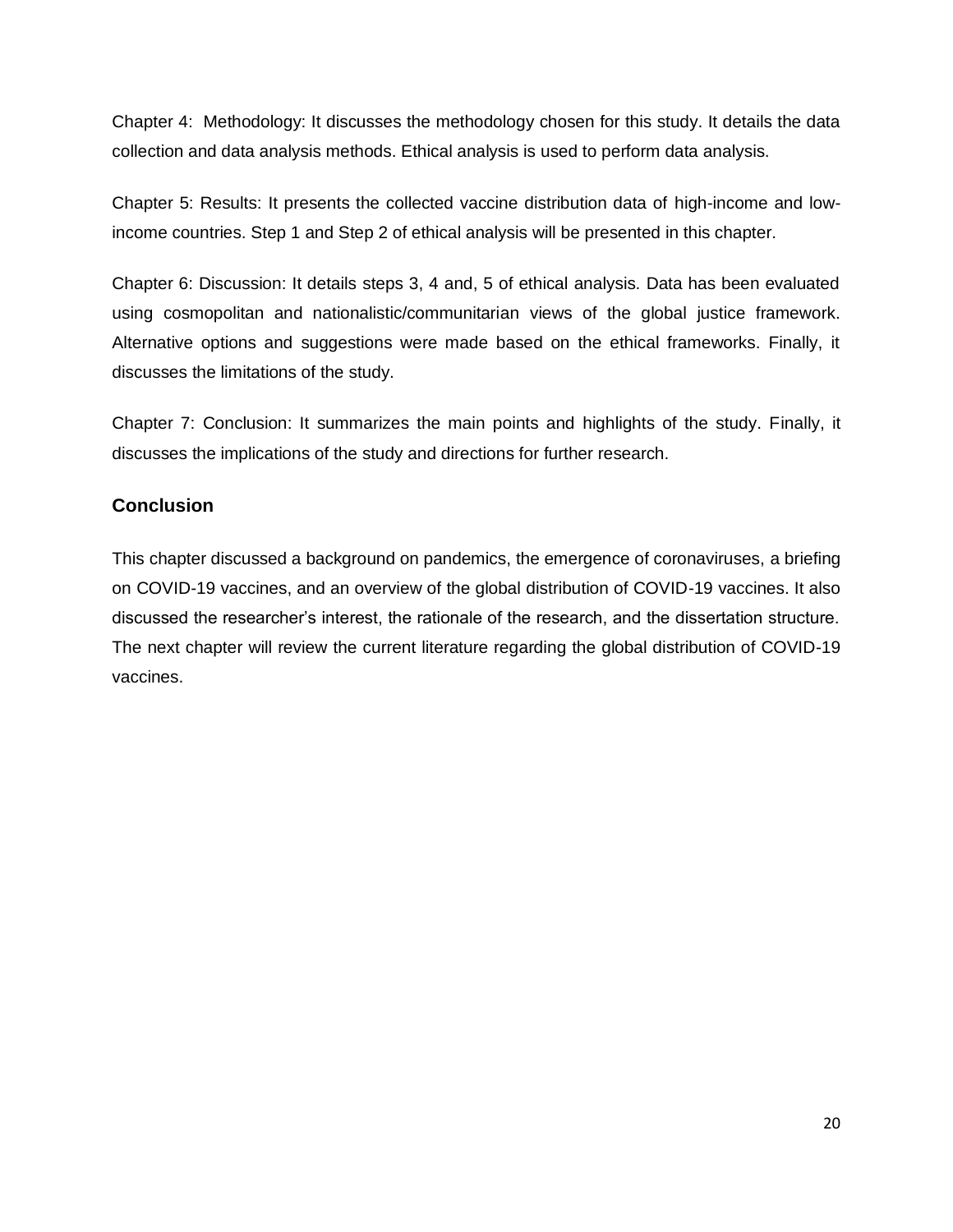Chapter 4: Methodology: It discusses the methodology chosen for this study. It details the data collection and data analysis methods. Ethical analysis is used to perform data analysis.

Chapter 5: Results: It presents the collected vaccine distribution data of high-income and low-income countries. Step 1 and Step 2 of ethical analysis will be presented in this chapter.

Chapter 6: Discussion: It details steps 3, 4 and, 5 of ethical analysis. Data has been evaluated using cosmopolitan and nationalistic/communitarian views of the global justice framework. Alternative options and suggestions were made based on the ethical frameworks. Finally, it discusses the limitations of the study.

Chapter 7: Conclusion: It summarizes the main points and highlights of the study. Finally, it discusses the implications of the study and directions for further research.

## Conclusion

This chapter discussed a background on pandemics, the emergence of coronaviruses, a briefing on COVID-19 vaccines, and an overview of the global distribution of COVID-19 vaccines. It also discussed the researcher's interest, the rationale of the research, and the dissertation structure. The next chapter will review the current literature regarding the global distribution of COVID-19 vaccines.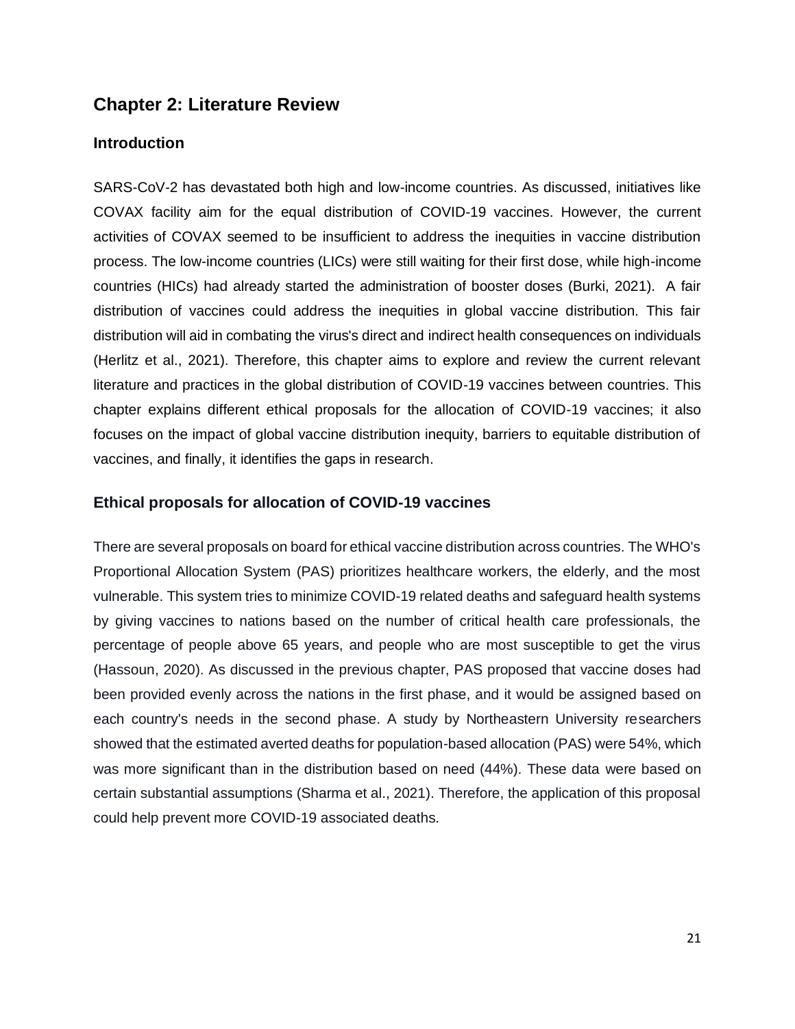## Chapter 2: Literature Review

### Introduction

SARS-CoV-2 has devastated both high and low-income countries. As discussed, initiatives like COVAX facility aim for the equal distribution of COVID-19 vaccines. However, the current activities of COVAX seemed to be insufficient to address the inequities in vaccine distribution process. The low-income countries (LICs) were still waiting for their first dose, while high-income countries (HICs) had already started the administration of booster doses (Burki, 2021). A fair distribution of vaccines could address the inequities in global vaccine distribution. This fair distribution will aid in combating the virus's direct and indirect health consequences on individuals (Herlitz et al., 2021). Therefore, this chapter aims to explore and review the current relevant literature and practices in the global distribution of COVID-19 vaccines between countries. This chapter explains different ethical proposals for the allocation of COVID-19 vaccines; it also focuses on the impact of global vaccine distribution inequity, barriers to equitable distribution of vaccines, and finally, it identifies the gaps in research.

### Ethical proposals for allocation of COVID-19 vaccines

There are several proposals on board for ethical vaccine distribution across countries. The WHO's Proportional Allocation System (PAS) prioritizes healthcare workers, the elderly, and the most vulnerable. This system tries to minimize COVID-19 related deaths and safeguard health systems by giving vaccines to nations based on the number of critical health care professionals, the percentage of people above 65 years, and people who are most susceptible to get the virus (Hassoun, 2020). As discussed in the previous chapter, PAS proposed that vaccine doses had been provided evenly across the nations in the first phase, and it would be assigned based on each country's needs in the second phase. A study by Northeastern University researchers showed that the estimated averted deaths for population-based allocation (PAS) were 54%, which was more significant than in the distribution based on need (44%). These data were based on certain substantial assumptions (Sharma et al., 2021). Therefore, the application of this proposal could help prevent more COVID-19 associated deaths.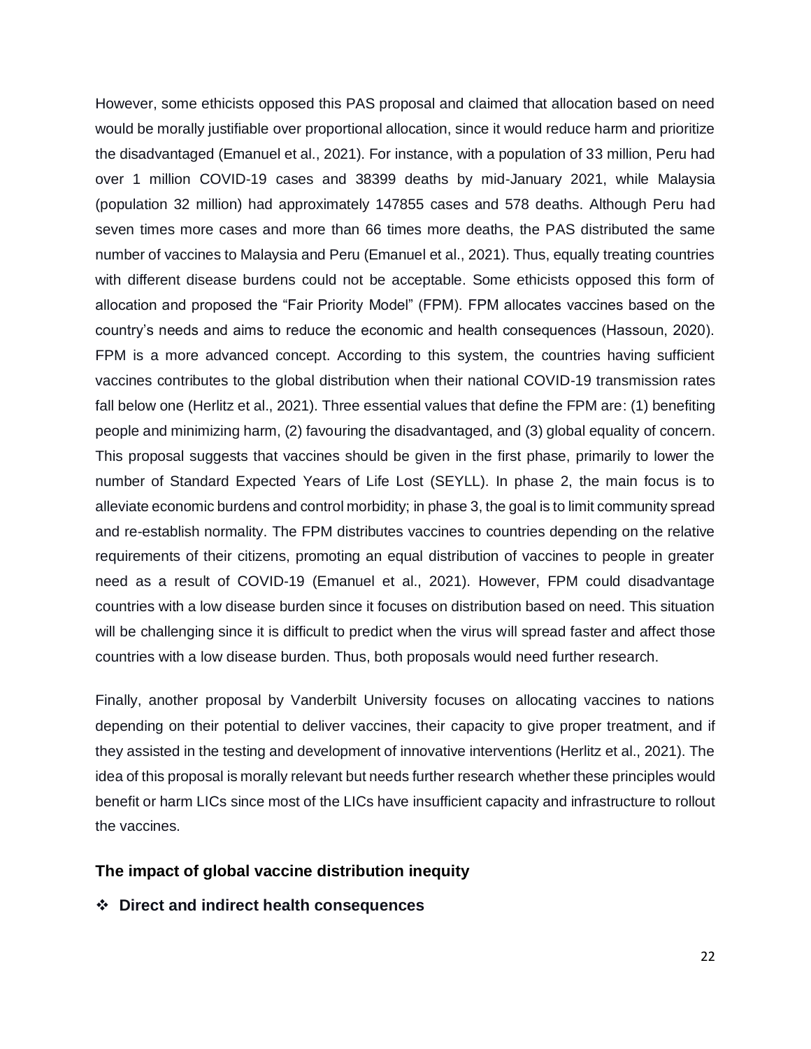However, some ethicists opposed this PAS proposal and claimed that allocation based on need would be morally justifiable over proportional allocation, since it would reduce harm and prioritize the disadvantaged (Emanuel et al., 2021). For instance, with a population of 33 million, Peru had over 1 million COVID-19 cases and 38399 deaths by mid-January 2021, while Malaysia (population 32 million) had approximately 147855 cases and 578 deaths. Although Peru had seven times more cases and more than 66 times more deaths, the PAS distributed the same number of vaccines to Malaysia and Peru (Emanuel et al., 2021). Thus, equally treating countries with different disease burdens could not be acceptable. Some ethicists opposed this form of allocation and proposed the "Fair Priority Model" (FPM). FPM allocates vaccines based on the country's needs and aims to reduce the economic and health consequences (Hassoun, 2020). FPM is a more advanced concept. According to this system, the countries having sufficient vaccines contributes to the global distribution when their national COVID-19 transmission rates fall below one (Herlitz et al., 2021). Three essential values that define the FPM are: (1) benefiting people and minimizing harm, (2) favouring the disadvantaged, and (3) global equality of concern. This proposal suggests that vaccines should be given in the first phase, primarily to lower the number of Standard Expected Years of Life Lost (SEYLL). In phase 2, the main focus is to alleviate economic burdens and control morbidity; in phase 3, the goal is to limit community spread and re-establish normality. The FPM distributes vaccines to countries depending on the relative requirements of their citizens, promoting an equal distribution of vaccines to people in greater need as a result of COVID-19 (Emanuel et al., 2021). However, FPM could disadvantage countries with a low disease burden since it focuses on distribution based on need. This situation will be challenging since it is difficult to predict when the virus will spread faster and affect those countries with a low disease burden. Thus, both proposals would need further research.

Finally, another proposal by Vanderbilt University focuses on allocating vaccines to nations depending on their potential to deliver vaccines, their capacity to give proper treatment, and if they assisted in the testing and development of innovative interventions (Herlitz et al., 2021). The idea of this proposal is morally relevant but needs further research whether these principles would benefit or harm LICs since most of the LICs have insufficient capacity and infrastructure to rollout the vaccines.

## The impact of global vaccine distribution inequity

### ❖ Direct and indirect health consequences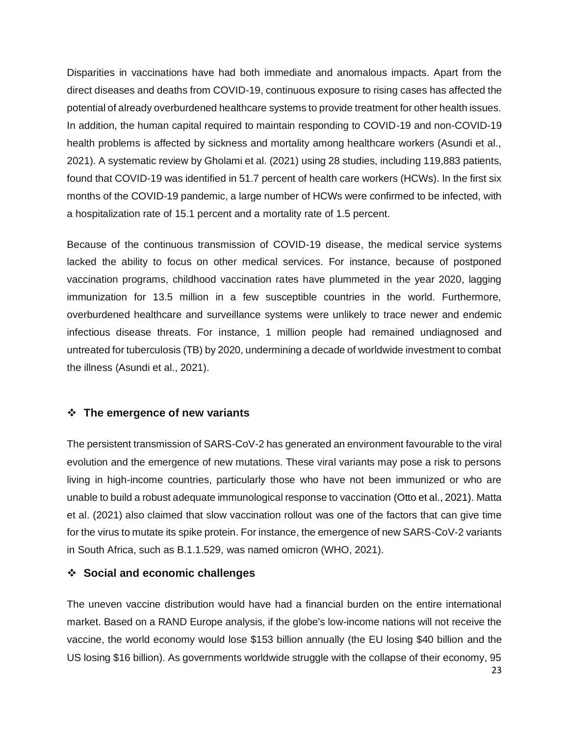Disparities in vaccinations have had both immediate and anomalous impacts. Apart from the direct diseases and deaths from COVID-19, continuous exposure to rising cases has affected the potential of already overburdened healthcare systems to provide treatment for other health issues. In addition, the human capital required to maintain responding to COVID-19 and non-COVID-19 health problems is affected by sickness and mortality among healthcare workers (Asundi et al., 2021). A systematic review by Gholami et al. (2021) using 28 studies, including 119,883 patients, found that COVID-19 was identified in 51.7 percent of health care workers (HCWs). In the first six months of the COVID-19 pandemic, a large number of HCWs were confirmed to be infected, with a hospitalization rate of 15.1 percent and a mortality rate of 1.5 percent.

Because of the continuous transmission of COVID-19 disease, the medical service systems lacked the ability to focus on other medical services. For instance, because of postponed vaccination programs, childhood vaccination rates have plummeted in the year 2020, lagging immunization for 13.5 million in a few susceptible countries in the world. Furthermore, overburdened healthcare and surveillance systems were unlikely to trace newer and endemic infectious disease threats. For instance, 1 million people had remained undiagnosed and untreated for tuberculosis (TB) by 2020, undermining a decade of worldwide investment to combat the illness (Asundi et al., 2021).

### ❖ The emergence of new variants

The persistent transmission of SARS-CoV-2 has generated an environment favourable to the viral evolution and the emergence of new mutations. These viral variants may pose a risk to persons living in high-income countries, particularly those who have not been immunized or who are unable to build a robust adequate immunological response to vaccination (Otto et al., 2021). Matta et al. (2021) also claimed that slow vaccination rollout was one of the factors that can give time for the virus to mutate its spike protein. For instance, the emergence of new SARS-CoV-2 variants in South Africa, such as B.1.1.529, was named omicron (WHO, 2021).

### ❖ Social and economic challenges

The uneven vaccine distribution would have had a financial burden on the entire international market. Based on a RAND Europe analysis, if the globe's low-income nations will not receive the vaccine, the world economy would lose $153 billion annually (the EU losing $40 billion and the US losing $16 billion). As governments worldwide struggle with the collapse of their economy, 95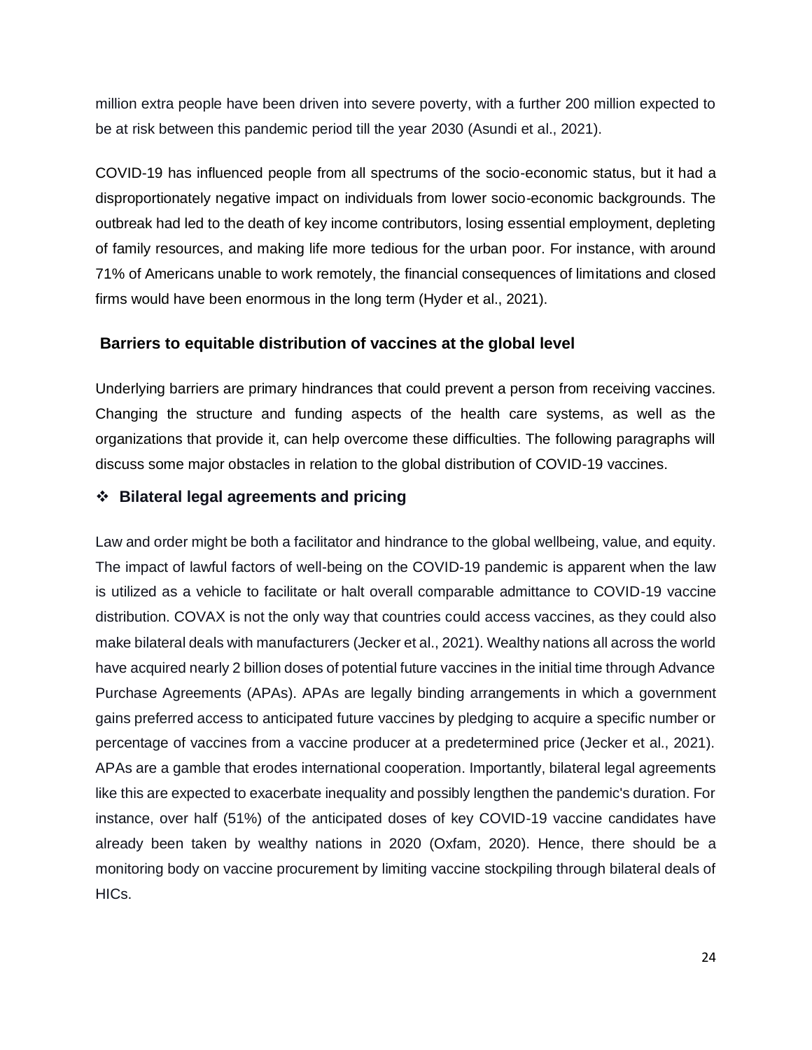million extra people have been driven into severe poverty, with a further 200 million expected to be at risk between this pandemic period till the year 2030 (Asundi et al., 2021).

COVID-19 has influenced people from all spectrums of the socio-economic status, but it had a disproportionately negative impact on individuals from lower socio-economic backgrounds. The outbreak had led to the death of key income contributors, losing essential employment, depleting of family resources, and making life more tedious for the urban poor. For instance, with around 71% of Americans unable to work remotely, the financial consequences of limitations and closed firms would have been enormous in the long term (Hyder et al., 2021).

## Barriers to equitable distribution of vaccines at the global level

Underlying barriers are primary hindrances that could prevent a person from receiving vaccines. Changing the structure and funding aspects of the health care systems, as well as the organizations that provide it, can help overcome these difficulties. The following paragraphs will discuss some major obstacles in relation to the global distribution of COVID-19 vaccines.

### ❖ Bilateral legal agreements and pricing

Law and order might be both a facilitator and hindrance to the global wellbeing, value, and equity. The impact of lawful factors of well-being on the COVID-19 pandemic is apparent when the law is utilized as a vehicle to facilitate or halt overall comparable admittance to COVID-19 vaccine distribution. COVAX is not the only way that countries could access vaccines, as they could also make bilateral deals with manufacturers (Jecker et al., 2021). Wealthy nations all across the world have acquired nearly 2 billion doses of potential future vaccines in the initial time through Advance Purchase Agreements (APAs). APAs are legally binding arrangements in which a government gains preferred access to anticipated future vaccines by pledging to acquire a specific number or percentage of vaccines from a vaccine producer at a predetermined price (Jecker et al., 2021). APAs are a gamble that erodes international cooperation. Importantly, bilateral legal agreements like this are expected to exacerbate inequality and possibly lengthen the pandemic's duration. For instance, over half (51%) of the anticipated doses of key COVID-19 vaccine candidates have already been taken by wealthy nations in 2020 (Oxfam, 2020). Hence, there should be a monitoring body on vaccine procurement by limiting vaccine stockpiling through bilateral deals of HICs.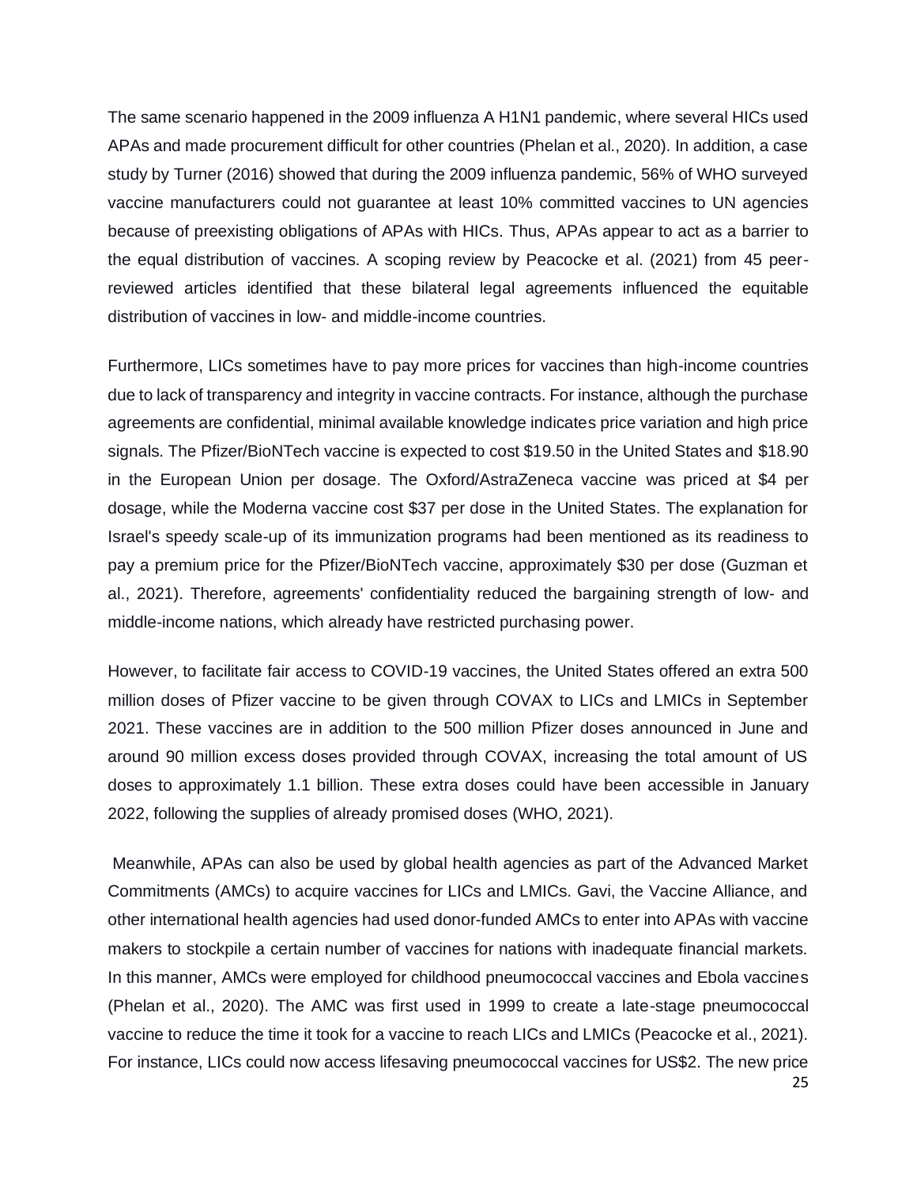The same scenario happened in the 2009 influenza A H1N1 pandemic, where several HICs used APAs and made procurement difficult for other countries (Phelan et al., 2020). In addition, a case study by Turner (2016) showed that during the 2009 influenza pandemic, 56% of WHO surveyed vaccine manufacturers could not guarantee at least 10% committed vaccines to UN agencies because of preexisting obligations of APAs with HICs. Thus, APAs appear to act as a barrier to the equal distribution of vaccines. A scoping review by Peacocke et al. (2021) from 45 peer-reviewed articles identified that these bilateral legal agreements influenced the equitable distribution of vaccines in low- and middle-income countries.

Furthermore, LICs sometimes have to pay more prices for vaccines than high-income countries due to lack of transparency and integrity in vaccine contracts. For instance, although the purchase agreements are confidential, minimal available knowledge indicates price variation and high price signals. The Pfizer/BioNTech vaccine is expected to cost $19.50 in the United States and $18.90 in the European Union per dosage. The Oxford/AstraZeneca vaccine was priced at $4 per dosage, while the Moderna vaccine cost $37 per dose in the United States. The explanation for Israel's speedy scale-up of its immunization programs had been mentioned as its readiness to pay a premium price for the Pfizer/BioNTech vaccine, approximately $30 per dose (Guzman et al., 2021). Therefore, agreements' confidentiality reduced the bargaining strength of low- and middle-income nations, which already have restricted purchasing power.

However, to facilitate fair access to COVID-19 vaccines, the United States offered an extra 500 million doses of Pfizer vaccine to be given through COVAX to LICs and LMICs in September 2021. These vaccines are in addition to the 500 million Pfizer doses announced in June and around 90 million excess doses provided through COVAX, increasing the total amount of US doses to approximately 1.1 billion. These extra doses could have been accessible in January 2022, following the supplies of already promised doses (WHO, 2021).

Meanwhile, APAs can also be used by global health agencies as part of the Advanced Market Commitments (AMCs) to acquire vaccines for LICs and LMICs. Gavi, the Vaccine Alliance, and other international health agencies had used donor-funded AMCs to enter into APAs with vaccine makers to stockpile a certain number of vaccines for nations with inadequate financial markets. In this manner, AMCs were employed for childhood pneumococcal vaccines and Ebola vaccines (Phelan et al., 2020). The AMC was first used in 1999 to create a late-stage pneumococcal vaccine to reduce the time it took for a vaccine to reach LICs and LMICs (Peacocke et al., 2021). For instance, LICs could now access lifesaving pneumococcal vaccines for US$2. The new price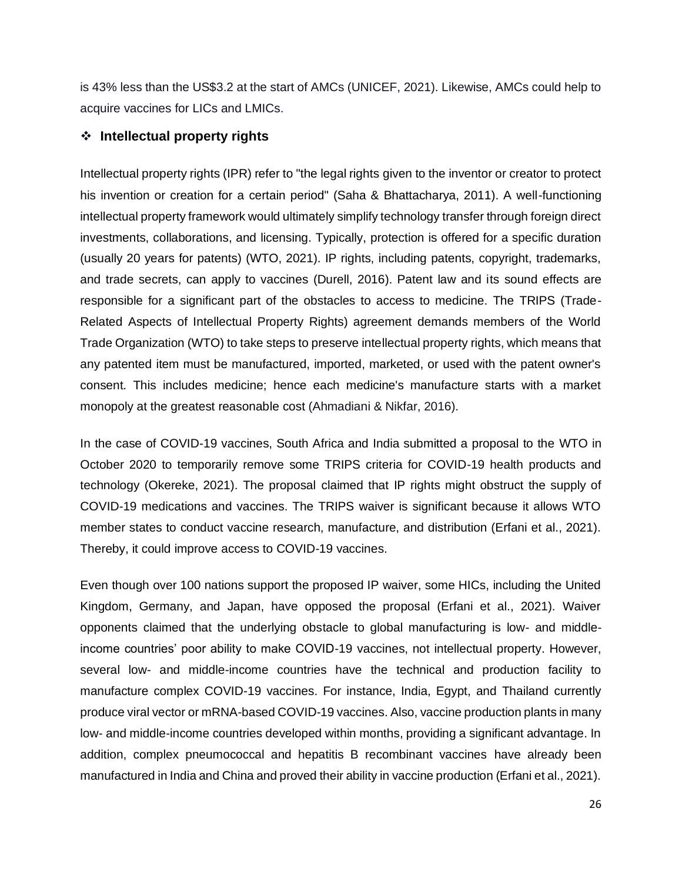is 43% less than the US$3.2 at the start of AMCs (UNICEF, 2021). Likewise, AMCs could help to acquire vaccines for LICs and LMICs.

- **Intellectual property rights**

Intellectual property rights (IPR) refer to "the legal rights given to the inventor or creator to protect his invention or creation for a certain period" (Saha & Bhattacharya, 2011). A well-functioning intellectual property framework would ultimately simplify technology transfer through foreign direct investments, collaborations, and licensing. Typically, protection is offered for a specific duration (usually 20 years for patents) (WTO, 2021). IP rights, including patents, copyright, trademarks, and trade secrets, can apply to vaccines (Durell, 2016). Patent law and its sound effects are responsible for a significant part of the obstacles to access to medicine. The TRIPS (Trade-Related Aspects of Intellectual Property Rights) agreement demands members of the World Trade Organization (WTO) to take steps to preserve intellectual property rights, which means that any patented item must be manufactured, imported, marketed, or used with the patent owner's consent. This includes medicine; hence each medicine's manufacture starts with a market monopoly at the greatest reasonable cost (Ahmadiani & Nikfar, 2016).

In the case of COVID-19 vaccines, South Africa and India submitted a proposal to the WTO in October 2020 to temporarily remove some TRIPS criteria for COVID-19 health products and technology (Okereke, 2021). The proposal claimed that IP rights might obstruct the supply of COVID-19 medications and vaccines. The TRIPS waiver is significant because it allows WTO member states to conduct vaccine research, manufacture, and distribution (Erfani et al., 2021). Thereby, it could improve access to COVID-19 vaccines.

Even though over 100 nations support the proposed IP waiver, some HICs, including the United Kingdom, Germany, and Japan, have opposed the proposal (Erfani et al., 2021). Waiver opponents claimed that the underlying obstacle to global manufacturing is low- and middle-income countries' poor ability to make COVID-19 vaccines, not intellectual property. However, several low- and middle-income countries have the technical and production facility to manufacture complex COVID-19 vaccines. For instance, India, Egypt, and Thailand currently produce viral vector or mRNA-based COVID-19 vaccines. Also, vaccine production plants in many low- and middle-income countries developed within months, providing a significant advantage. In addition, complex pneumococcal and hepatitis B recombinant vaccines have already been manufactured in India and China and proved their ability in vaccine production (Erfani et al., 2021).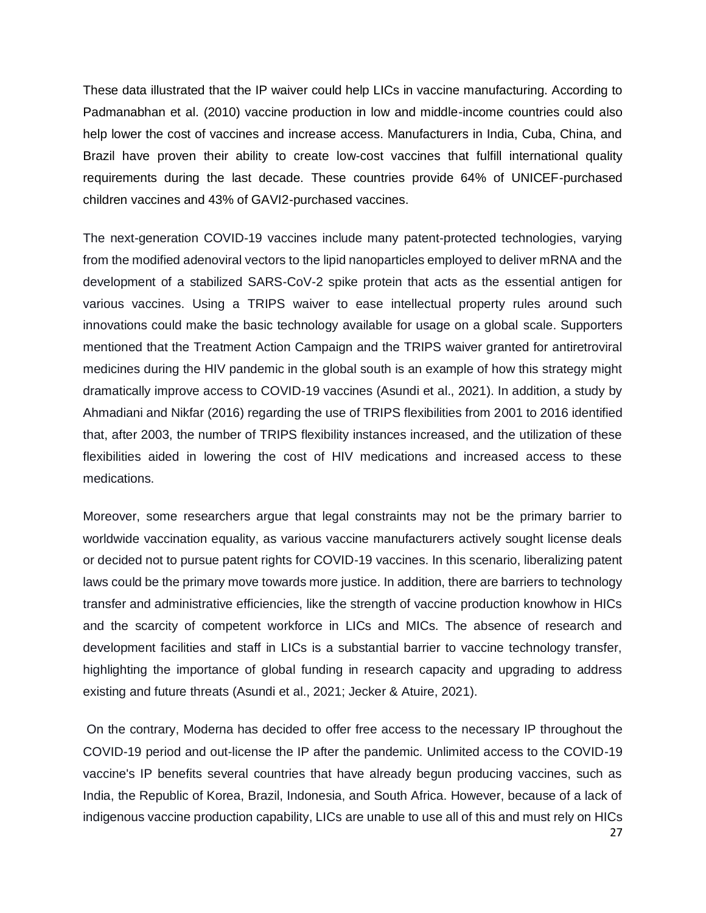These data illustrated that the IP waiver could help LICs in vaccine manufacturing. According to Padmanabhan et al. (2010) vaccine production in low and middle-income countries could also help lower the cost of vaccines and increase access. Manufacturers in India, Cuba, China, and Brazil have proven their ability to create low-cost vaccines that fulfill international quality requirements during the last decade. These countries provide 64% of UNICEF-purchased children vaccines and 43% of GAVI2-purchased vaccines.

The next-generation COVID-19 vaccines include many patent-protected technologies, varying from the modified adenoviral vectors to the lipid nanoparticles employed to deliver mRNA and the development of a stabilized SARS-CoV-2 spike protein that acts as the essential antigen for various vaccines. Using a TRIPS waiver to ease intellectual property rules around such innovations could make the basic technology available for usage on a global scale. Supporters mentioned that the Treatment Action Campaign and the TRIPS waiver granted for antiretroviral medicines during the HIV pandemic in the global south is an example of how this strategy might dramatically improve access to COVID-19 vaccines (Asundi et al., 2021). In addition, a study by Ahmadiani and Nikfar (2016) regarding the use of TRIPS flexibilities from 2001 to 2016 identified that, after 2003, the number of TRIPS flexibility instances increased, and the utilization of these flexibilities aided in lowering the cost of HIV medications and increased access to these medications.

Moreover, some researchers argue that legal constraints may not be the primary barrier to worldwide vaccination equality, as various vaccine manufacturers actively sought license deals or decided not to pursue patent rights for COVID-19 vaccines. In this scenario, liberalizing patent laws could be the primary move towards more justice. In addition, there are barriers to technology transfer and administrative efficiencies, like the strength of vaccine production knowhow in HICs and the scarcity of competent workforce in LICs and MICs. The absence of research and development facilities and staff in LICs is a substantial barrier to vaccine technology transfer, highlighting the importance of global funding in research capacity and upgrading to address existing and future threats (Asundi et al., 2021; Jecker & Atuire, 2021).

On the contrary, Moderna has decided to offer free access to the necessary IP throughout the COVID-19 period and out-license the IP after the pandemic. Unlimited access to the COVID-19 vaccine's IP benefits several countries that have already begun producing vaccines, such as India, the Republic of Korea, Brazil, Indonesia, and South Africa. However, because of a lack of indigenous vaccine production capability, LICs are unable to use all of this and must rely on HICs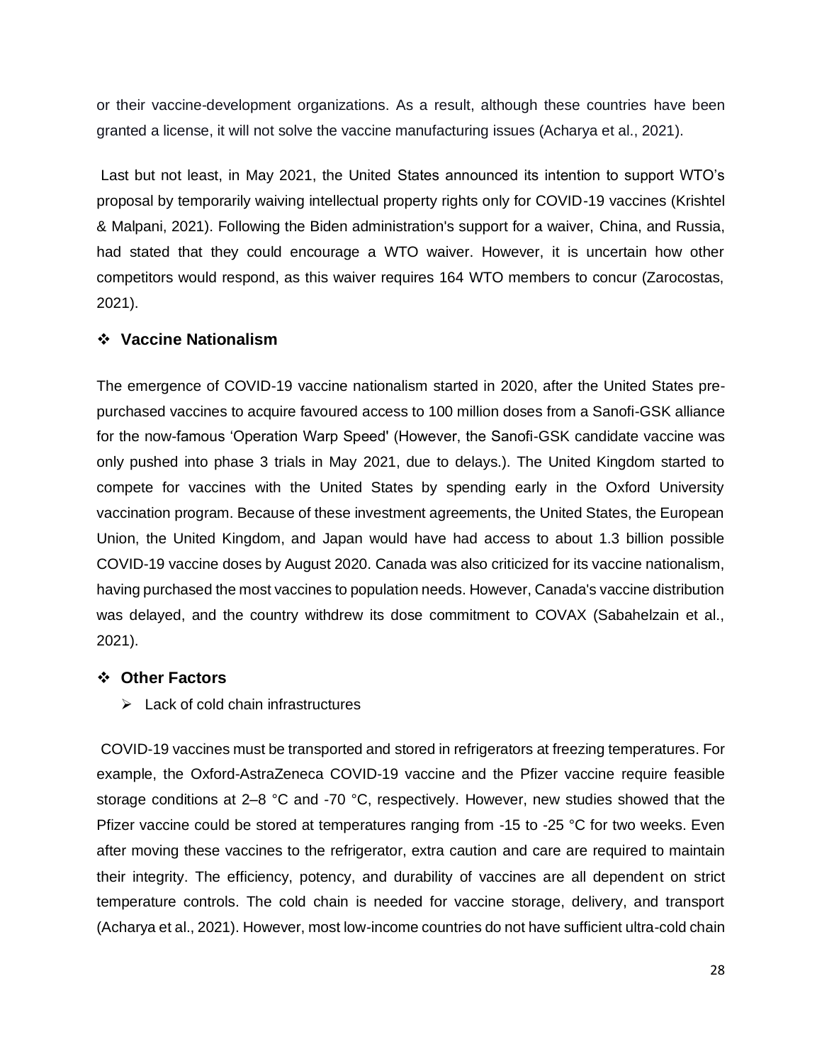or their vaccine-development organizations. As a result, although these countries have been granted a license, it will not solve the vaccine manufacturing issues (Acharya et al., 2021).

Last but not least, in May 2021, the United States announced its intention to support WTO's proposal by temporarily waiving intellectual property rights only for COVID-19 vaccines (Krishtel & Malpani, 2021). Following the Biden administration's support for a waiver, China, and Russia, had stated that they could encourage a WTO waiver. However, it is uncertain how other competitors would respond, as this waiver requires 164 WTO members to concur (Zarocostas, 2021).

### ❖ Vaccine Nationalism

The emergence of COVID-19 vaccine nationalism started in 2020, after the United States pre-purchased vaccines to acquire favoured access to 100 million doses from a Sanofi-GSK alliance for the now-famous 'Operation Warp Speed' (However, the Sanofi-GSK candidate vaccine was only pushed into phase 3 trials in May 2021, due to delays.). The United Kingdom started to compete for vaccines with the United States by spending early in the Oxford University vaccination program. Because of these investment agreements, the United States, the European Union, the United Kingdom, and Japan would have had access to about 1.3 billion possible COVID-19 vaccine doses by August 2020. Canada was also criticized for its vaccine nationalism, having purchased the most vaccines to population needs. However, Canada's vaccine distribution was delayed, and the country withdrew its dose commitment to COVAX (Sabahelzain et al., 2021).

### ❖ Other Factors

- ➢ Lack of cold chain infrastructures

COVID-19 vaccines must be transported and stored in refrigerators at freezing temperatures. For example, the Oxford-AstraZeneca COVID-19 vaccine and the Pfizer vaccine require feasible storage conditions at 2–8 °C and -70 °C, respectively. However, new studies showed that the Pfizer vaccine could be stored at temperatures ranging from -15 to -25 °C for two weeks. Even after moving these vaccines to the refrigerator, extra caution and care are required to maintain their integrity. The efficiency, potency, and durability of vaccines are all dependent on strict temperature controls. The cold chain is needed for vaccine storage, delivery, and transport (Acharya et al., 2021). However, most low-income countries do not have sufficient ultra-cold chain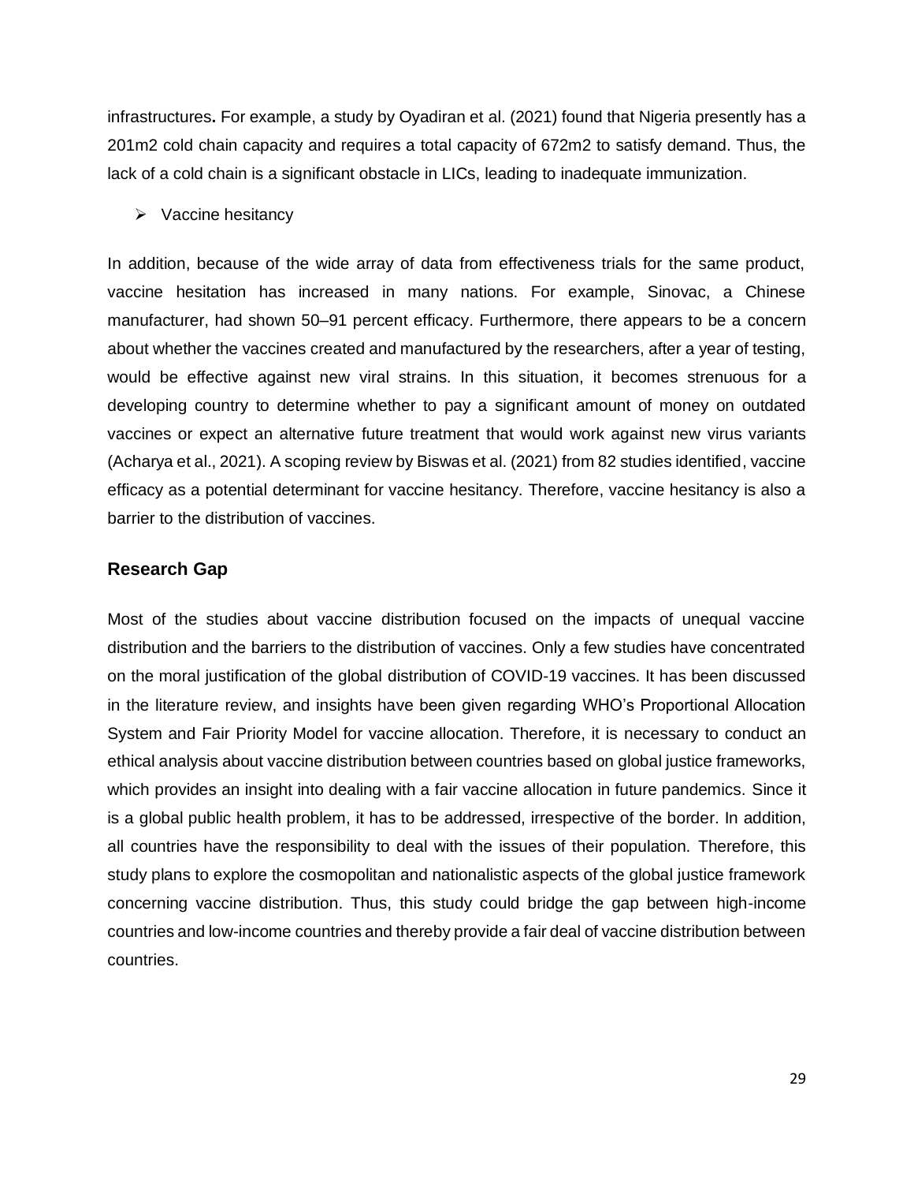infrastructures**.** For example, a study by Oyadiran et al. (2021) found that Nigeria presently has a 201m2 cold chain capacity and requires a total capacity of 672m2 to satisfy demand. Thus, the lack of a cold chain is a significant obstacle in LICs, leading to inadequate immunization.

- Vaccine hesitancy

In addition, because of the wide array of data from effectiveness trials for the same product, vaccine hesitation has increased in many nations. For example, Sinovac, a Chinese manufacturer, had shown 50–91 percent efficacy. Furthermore, there appears to be a concern about whether the vaccines created and manufactured by the researchers, after a year of testing, would be effective against new viral strains. In this situation, it becomes strenuous for a developing country to determine whether to pay a significant amount of money on outdated vaccines or expect an alternative future treatment that would work against new virus variants (Acharya et al., 2021). A scoping review by Biswas et al. (2021) from 82 studies identified, vaccine efficacy as a potential determinant for vaccine hesitancy. Therefore, vaccine hesitancy is also a barrier to the distribution of vaccines.

## Research Gap

Most of the studies about vaccine distribution focused on the impacts of unequal vaccine distribution and the barriers to the distribution of vaccines. Only a few studies have concentrated on the moral justification of the global distribution of COVID-19 vaccines. It has been discussed in the literature review, and insights have been given regarding WHO's Proportional Allocation System and Fair Priority Model for vaccine allocation. Therefore, it is necessary to conduct an ethical analysis about vaccine distribution between countries based on global justice frameworks, which provides an insight into dealing with a fair vaccine allocation in future pandemics. Since it is a global public health problem, it has to be addressed, irrespective of the border. In addition, all countries have the responsibility to deal with the issues of their population. Therefore, this study plans to explore the cosmopolitan and nationalistic aspects of the global justice framework concerning vaccine distribution. Thus, this study could bridge the gap between high-income countries and low-income countries and thereby provide a fair deal of vaccine distribution between countries.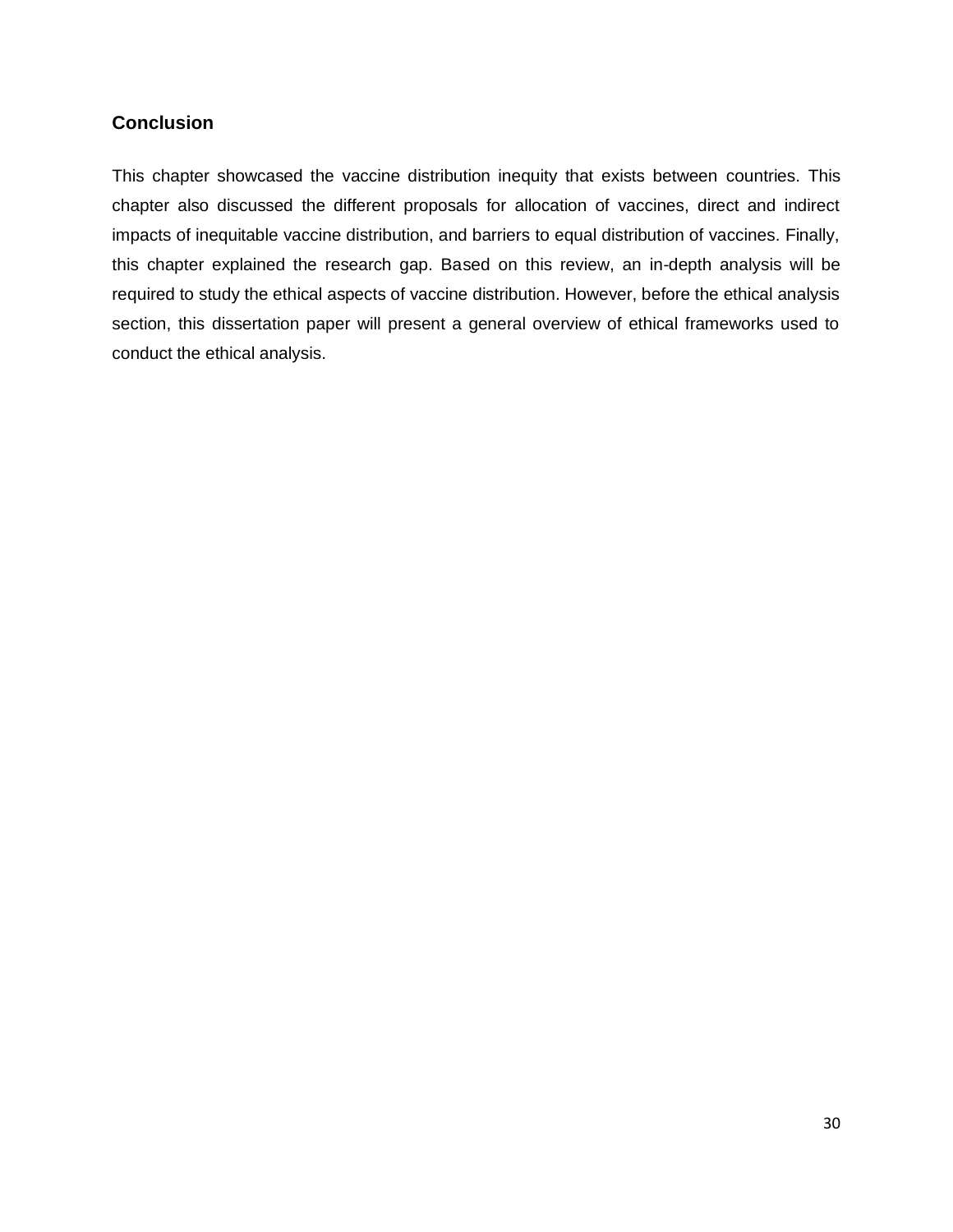## Conclusion

This chapter showcased the vaccine distribution inequity that exists between countries. This chapter also discussed the different proposals for allocation of vaccines, direct and indirect impacts of inequitable vaccine distribution, and barriers to equal distribution of vaccines. Finally, this chapter explained the research gap. Based on this review, an in-depth analysis will be required to study the ethical aspects of vaccine distribution. However, before the ethical analysis section, this dissertation paper will present a general overview of ethical frameworks used to conduct the ethical analysis.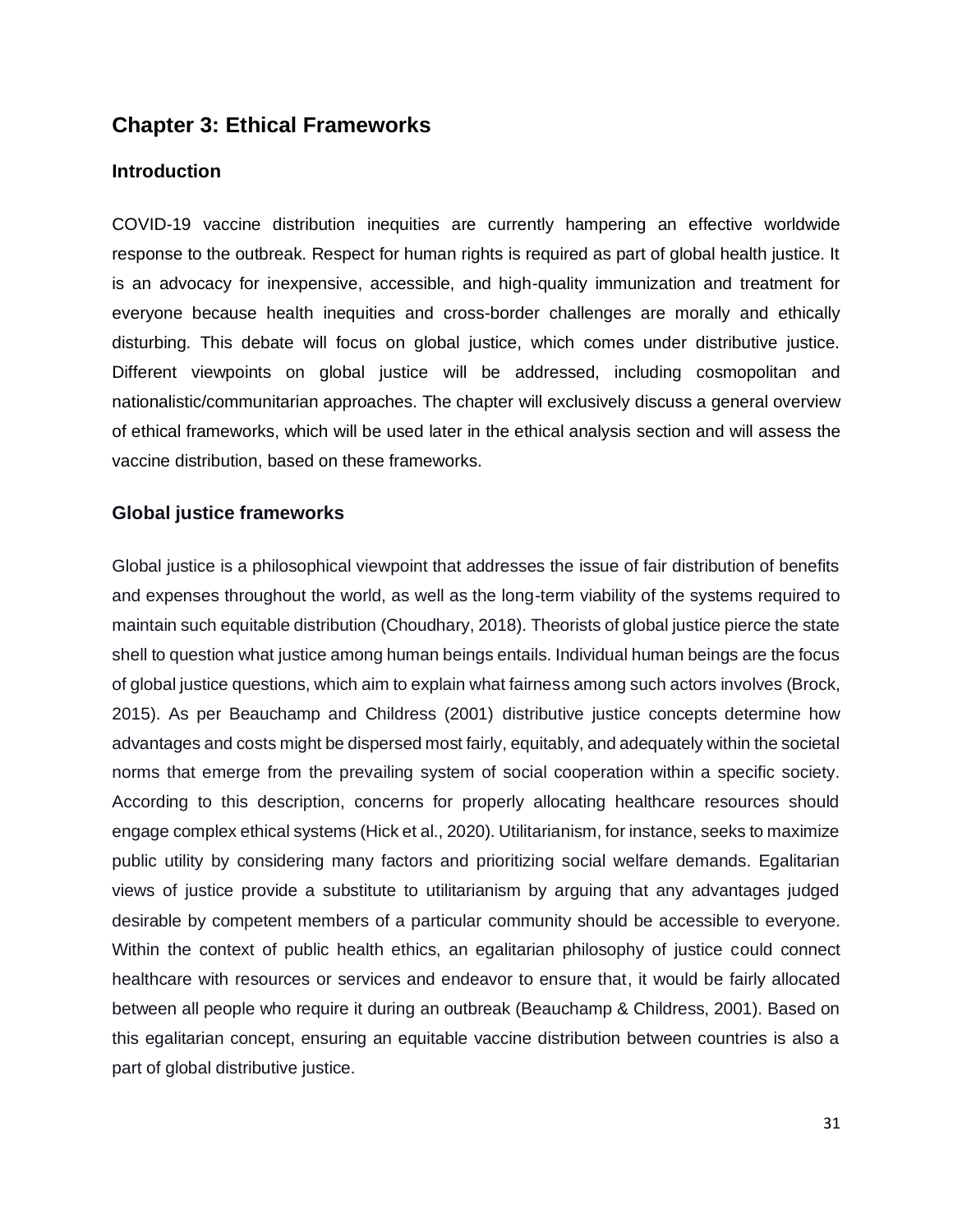# Chapter 3: Ethical Frameworks

## Introduction

COVID-19 vaccine distribution inequities are currently hampering an effective worldwide response to the outbreak. Respect for human rights is required as part of global health justice. It is an advocacy for inexpensive, accessible, and high-quality immunization and treatment for everyone because health inequities and cross-border challenges are morally and ethically disturbing. This debate will focus on global justice, which comes under distributive justice. Different viewpoints on global justice will be addressed, including cosmopolitan and nationalistic/communitarian approaches. The chapter will exclusively discuss a general overview of ethical frameworks, which will be used later in the ethical analysis section and will assess the vaccine distribution, based on these frameworks.

## Global justice frameworks

Global justice is a philosophical viewpoint that addresses the issue of fair distribution of benefits and expenses throughout the world, as well as the long-term viability of the systems required to maintain such equitable distribution (Choudhary, 2018). Theorists of global justice pierce the state shell to question what justice among human beings entails. Individual human beings are the focus of global justice questions, which aim to explain what fairness among such actors involves (Brock, 2015). As per Beauchamp and Childress (2001) distributive justice concepts determine how advantages and costs might be dispersed most fairly, equitably, and adequately within the societal norms that emerge from the prevailing system of social cooperation within a specific society. According to this description, concerns for properly allocating healthcare resources should engage complex ethical systems (Hick et al., 2020). Utilitarianism, for instance, seeks to maximize public utility by considering many factors and prioritizing social welfare demands. Egalitarian views of justice provide a substitute to utilitarianism by arguing that any advantages judged desirable by competent members of a particular community should be accessible to everyone. Within the context of public health ethics, an egalitarian philosophy of justice could connect healthcare with resources or services and endeavor to ensure that, it would be fairly allocated between all people who require it during an outbreak (Beauchamp & Childress, 2001). Based on this egalitarian concept, ensuring an equitable vaccine distribution between countries is also a part of global distributive justice.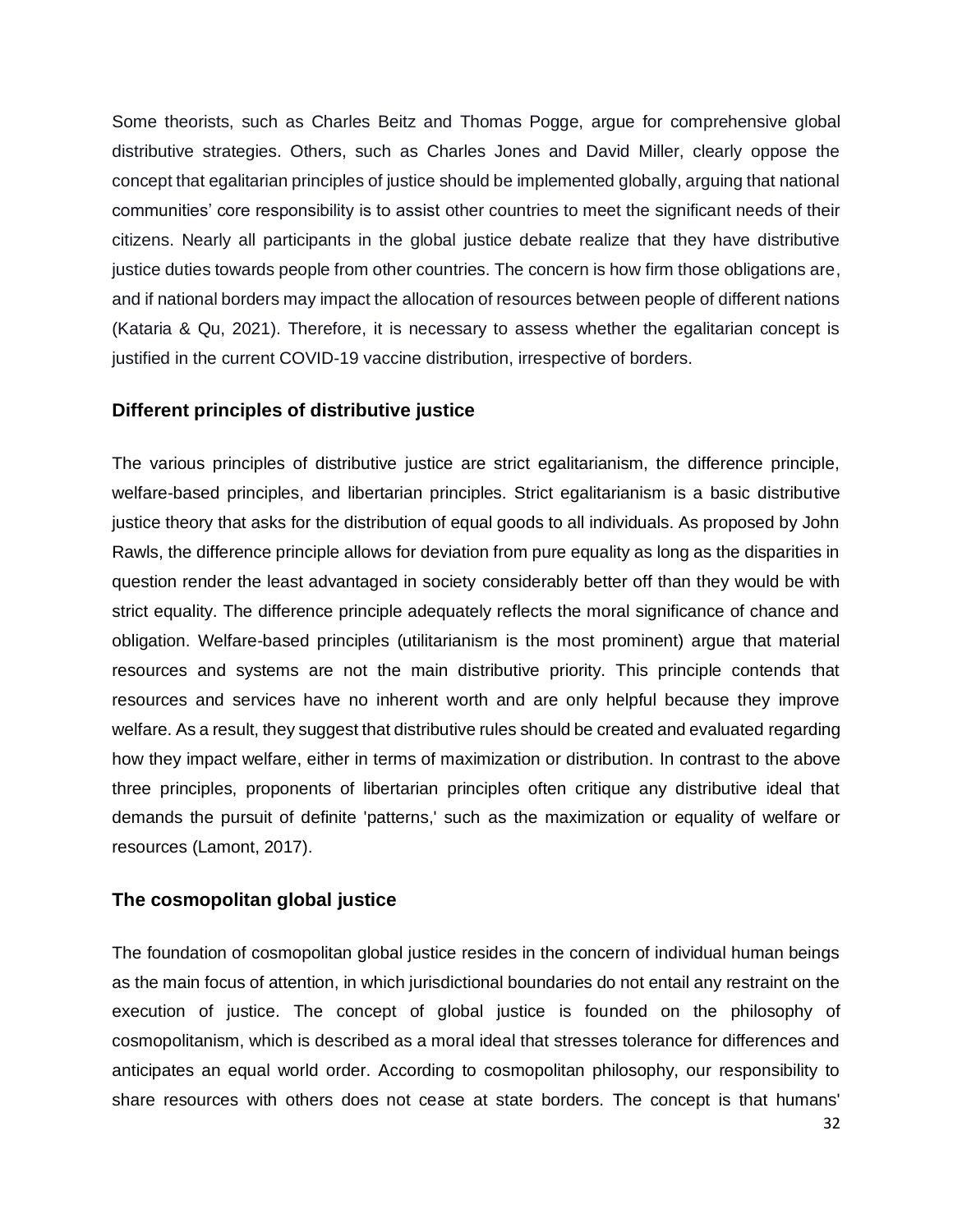Some theorists, such as Charles Beitz and Thomas Pogge, argue for comprehensive global distributive strategies. Others, such as Charles Jones and David Miller, clearly oppose the concept that egalitarian principles of justice should be implemented globally, arguing that national communities' core responsibility is to assist other countries to meet the significant needs of their citizens. Nearly all participants in the global justice debate realize that they have distributive justice duties towards people from other countries. The concern is how firm those obligations are, and if national borders may impact the allocation of resources between people of different nations (Kataria & Qu, 2021). Therefore, it is necessary to assess whether the egalitarian concept is justified in the current COVID-19 vaccine distribution, irrespective of borders.

### Different principles of distributive justice

The various principles of distributive justice are strict egalitarianism, the difference principle, welfare-based principles, and libertarian principles. Strict egalitarianism is a basic distributive justice theory that asks for the distribution of equal goods to all individuals. As proposed by John Rawls, the difference principle allows for deviation from pure equality as long as the disparities in question render the least advantaged in society considerably better off than they would be with strict equality. The difference principle adequately reflects the moral significance of chance and obligation. Welfare-based principles (utilitarianism is the most prominent) argue that material resources and systems are not the main distributive priority. This principle contends that resources and services have no inherent worth and are only helpful because they improve welfare. As a result, they suggest that distributive rules should be created and evaluated regarding how they impact welfare, either in terms of maximization or distribution. In contrast to the above three principles, proponents of libertarian principles often critique any distributive ideal that demands the pursuit of definite 'patterns,' such as the maximization or equality of welfare or resources (Lamont, 2017).

### The cosmopolitan global justice

The foundation of cosmopolitan global justice resides in the concern of individual human beings as the main focus of attention, in which jurisdictional boundaries do not entail any restraint on the execution of justice. The concept of global justice is founded on the philosophy of cosmopolitanism, which is described as a moral ideal that stresses tolerance for differences and anticipates an equal world order. According to cosmopolitan philosophy, our responsibility to share resources with others does not cease at state borders. The concept is that humans'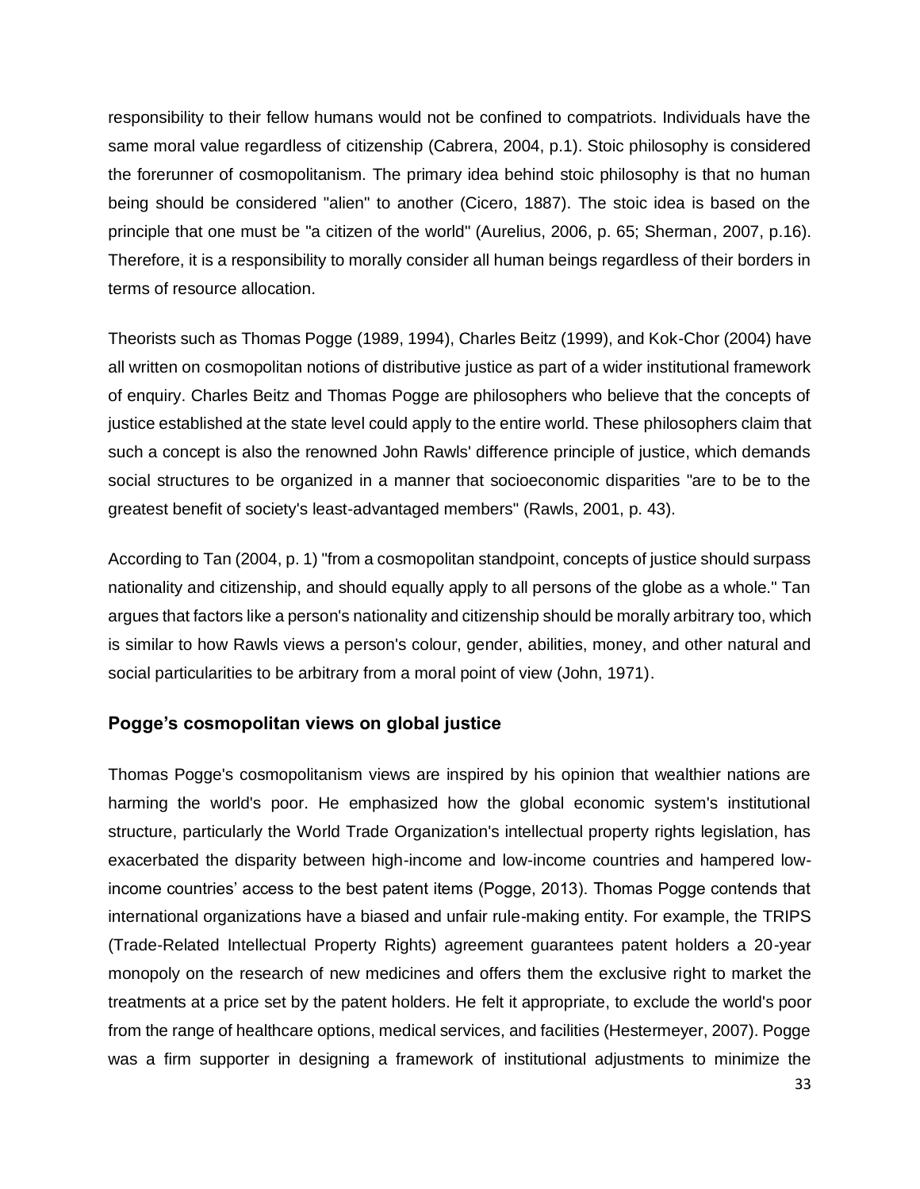responsibility to their fellow humans would not be confined to compatriots. Individuals have the same moral value regardless of citizenship (Cabrera, 2004, p.1). Stoic philosophy is considered the forerunner of cosmopolitanism. The primary idea behind stoic philosophy is that no human being should be considered "alien" to another (Cicero, 1887). The stoic idea is based on the principle that one must be "a citizen of the world" (Aurelius, 2006, p. 65; Sherman, 2007, p.16). Therefore, it is a responsibility to morally consider all human beings regardless of their borders in terms of resource allocation.

Theorists such as Thomas Pogge (1989, 1994), Charles Beitz (1999), and Kok-Chor (2004) have all written on cosmopolitan notions of distributive justice as part of a wider institutional framework of enquiry. Charles Beitz and Thomas Pogge are philosophers who believe that the concepts of justice established at the state level could apply to the entire world. These philosophers claim that such a concept is also the renowned John Rawls' difference principle of justice, which demands social structures to be organized in a manner that socioeconomic disparities "are to be to the greatest benefit of society's least-advantaged members" (Rawls, 2001, p. 43).

According to Tan (2004, p. 1) "from a cosmopolitan standpoint, concepts of justice should surpass nationality and citizenship, and should equally apply to all persons of the globe as a whole." Tan argues that factors like a person's nationality and citizenship should be morally arbitrary too, which is similar to how Rawls views a person's colour, gender, abilities, money, and other natural and social particularities to be arbitrary from a moral point of view (John, 1971).

### Pogge's cosmopolitan views on global justice

Thomas Pogge's cosmopolitanism views are inspired by his opinion that wealthier nations are harming the world's poor. He emphasized how the global economic system's institutional structure, particularly the World Trade Organization's intellectual property rights legislation, has exacerbated the disparity between high-income and low-income countries and hampered low-income countries' access to the best patent items (Pogge, 2013). Thomas Pogge contends that international organizations have a biased and unfair rule-making entity. For example, the TRIPS (Trade-Related Intellectual Property Rights) agreement guarantees patent holders a 20-year monopoly on the research of new medicines and offers them the exclusive right to market the treatments at a price set by the patent holders. He felt it appropriate, to exclude the world's poor from the range of healthcare options, medical services, and facilities (Hestermeyer, 2007). Pogge was a firm supporter in designing a framework of institutional adjustments to minimize the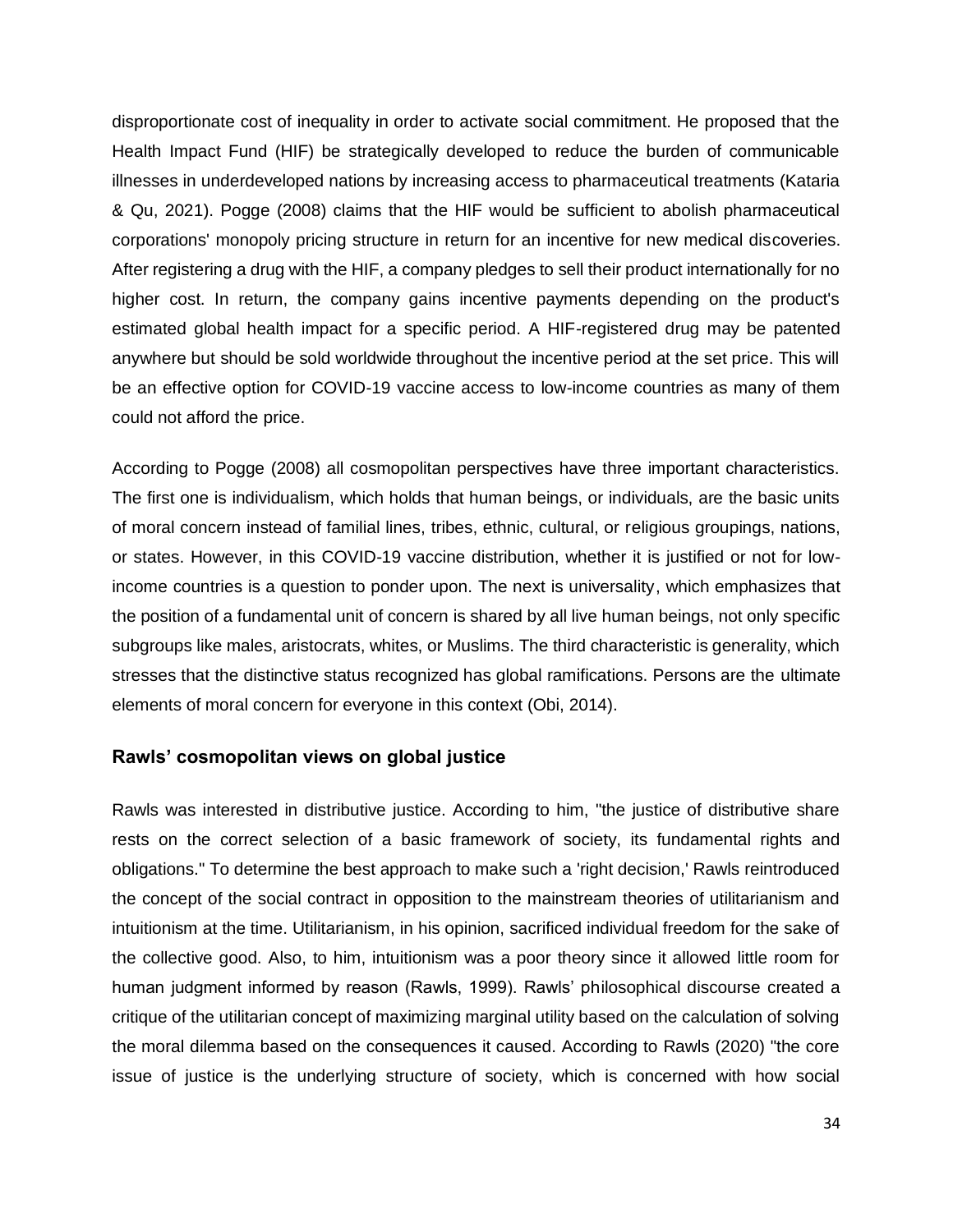disproportionate cost of inequality in order to activate social commitment. He proposed that the Health Impact Fund (HIF) be strategically developed to reduce the burden of communicable illnesses in underdeveloped nations by increasing access to pharmaceutical treatments (Kataria & Qu, 2021). Pogge (2008) claims that the HIF would be sufficient to abolish pharmaceutical corporations' monopoly pricing structure in return for an incentive for new medical discoveries. After registering a drug with the HIF, a company pledges to sell their product internationally for no higher cost. In return, the company gains incentive payments depending on the product's estimated global health impact for a specific period. A HIF-registered drug may be patented anywhere but should be sold worldwide throughout the incentive period at the set price. This will be an effective option for COVID-19 vaccine access to low-income countries as many of them could not afford the price.

According to Pogge (2008) all cosmopolitan perspectives have three important characteristics. The first one is individualism, which holds that human beings, or individuals, are the basic units of moral concern instead of familial lines, tribes, ethnic, cultural, or religious groupings, nations, or states. However, in this COVID-19 vaccine distribution, whether it is justified or not for low-income countries is a question to ponder upon. The next is universality, which emphasizes that the position of a fundamental unit of concern is shared by all live human beings, not only specific subgroups like males, aristocrats, whites, or Muslims. The third characteristic is generality, which stresses that the distinctive status recognized has global ramifications. Persons are the ultimate elements of moral concern for everyone in this context (Obi, 2014).

### Rawls' cosmopolitan views on global justice

Rawls was interested in distributive justice. According to him, "the justice of distributive share rests on the correct selection of a basic framework of society, its fundamental rights and obligations." To determine the best approach to make such a 'right decision,' Rawls reintroduced the concept of the social contract in opposition to the mainstream theories of utilitarianism and intuitionism at the time. Utilitarianism, in his opinion, sacrificed individual freedom for the sake of the collective good. Also, to him, intuitionism was a poor theory since it allowed little room for human judgment informed by reason (Rawls, 1999). Rawls' philosophical discourse created a critique of the utilitarian concept of maximizing marginal utility based on the calculation of solving the moral dilemma based on the consequences it caused. According to Rawls (2020) "the core issue of justice is the underlying structure of society, which is concerned with how social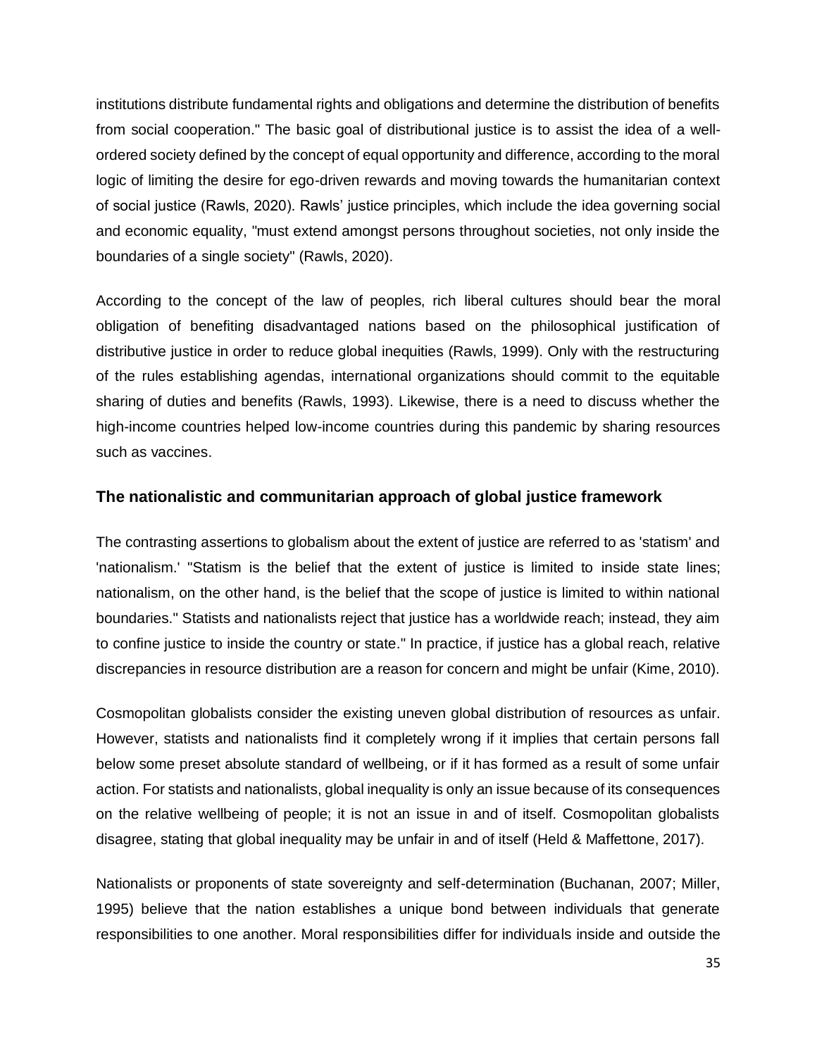institutions distribute fundamental rights and obligations and determine the distribution of benefits from social cooperation." The basic goal of distributional justice is to assist the idea of a well-ordered society defined by the concept of equal opportunity and difference, according to the moral logic of limiting the desire for ego-driven rewards and moving towards the humanitarian context of social justice (Rawls, 2020). Rawls' justice principles, which include the idea governing social and economic equality, "must extend amongst persons throughout societies, not only inside the boundaries of a single society" (Rawls, 2020).

According to the concept of the law of peoples, rich liberal cultures should bear the moral obligation of benefiting disadvantaged nations based on the philosophical justification of distributive justice in order to reduce global inequities (Rawls, 1999). Only with the restructuring of the rules establishing agendas, international organizations should commit to the equitable sharing of duties and benefits (Rawls, 1993). Likewise, there is a need to discuss whether the high-income countries helped low-income countries during this pandemic by sharing resources such as vaccines.

### The nationalistic and communitarian approach of global justice framework

The contrasting assertions to globalism about the extent of justice are referred to as 'statism' and 'nationalism.' "Statism is the belief that the extent of justice is limited to inside state lines; nationalism, on the other hand, is the belief that the scope of justice is limited to within national boundaries." Statists and nationalists reject that justice has a worldwide reach; instead, they aim to confine justice to inside the country or state." In practice, if justice has a global reach, relative discrepancies in resource distribution are a reason for concern and might be unfair (Kime, 2010).

Cosmopolitan globalists consider the existing uneven global distribution of resources as unfair. However, statists and nationalists find it completely wrong if it implies that certain persons fall below some preset absolute standard of wellbeing, or if it has formed as a result of some unfair action. For statists and nationalists, global inequality is only an issue because of its consequences on the relative wellbeing of people; it is not an issue in and of itself. Cosmopolitan globalists disagree, stating that global inequality may be unfair in and of itself (Held & Maffettone, 2017).

Nationalists or proponents of state sovereignty and self-determination (Buchanan, 2007; Miller, 1995) believe that the nation establishes a unique bond between individuals that generate responsibilities to one another. Moral responsibilities differ for individuals inside and outside the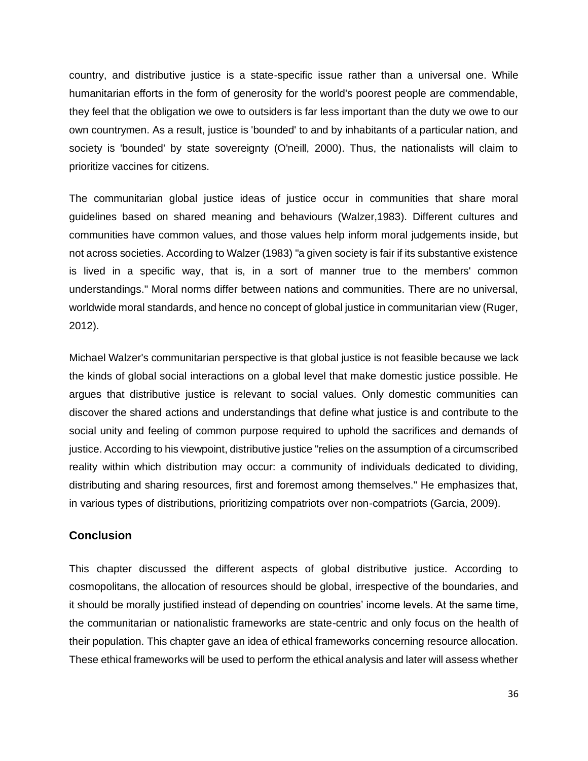country, and distributive justice is a state-specific issue rather than a universal one. While humanitarian efforts in the form of generosity for the world's poorest people are commendable, they feel that the obligation we owe to outsiders is far less important than the duty we owe to our own countrymen. As a result, justice is 'bounded' to and by inhabitants of a particular nation, and society is 'bounded' by state sovereignty (O'neill, 2000). Thus, the nationalists will claim to prioritize vaccines for citizens.

The communitarian global justice ideas of justice occur in communities that share moral guidelines based on shared meaning and behaviours (Walzer,1983). Different cultures and communities have common values, and those values help inform moral judgements inside, but not across societies. According to Walzer (1983) "a given society is fair if its substantive existence is lived in a specific way, that is, in a sort of manner true to the members' common understandings." Moral norms differ between nations and communities. There are no universal, worldwide moral standards, and hence no concept of global justice in communitarian view (Ruger, 2012).

Michael Walzer's communitarian perspective is that global justice is not feasible because we lack the kinds of global social interactions on a global level that make domestic justice possible. He argues that distributive justice is relevant to social values. Only domestic communities can discover the shared actions and understandings that define what justice is and contribute to the social unity and feeling of common purpose required to uphold the sacrifices and demands of justice. According to his viewpoint, distributive justice "relies on the assumption of a circumscribed reality within which distribution may occur: a community of individuals dedicated to dividing, distributing and sharing resources, first and foremost among themselves." He emphasizes that, in various types of distributions, prioritizing compatriots over non-compatriots (Garcia, 2009).

## Conclusion

This chapter discussed the different aspects of global distributive justice. According to cosmopolitans, the allocation of resources should be global, irrespective of the boundaries, and it should be morally justified instead of depending on countries' income levels. At the same time, the communitarian or nationalistic frameworks are state-centric and only focus on the health of their population. This chapter gave an idea of ethical frameworks concerning resource allocation. These ethical frameworks will be used to perform the ethical analysis and later will assess whether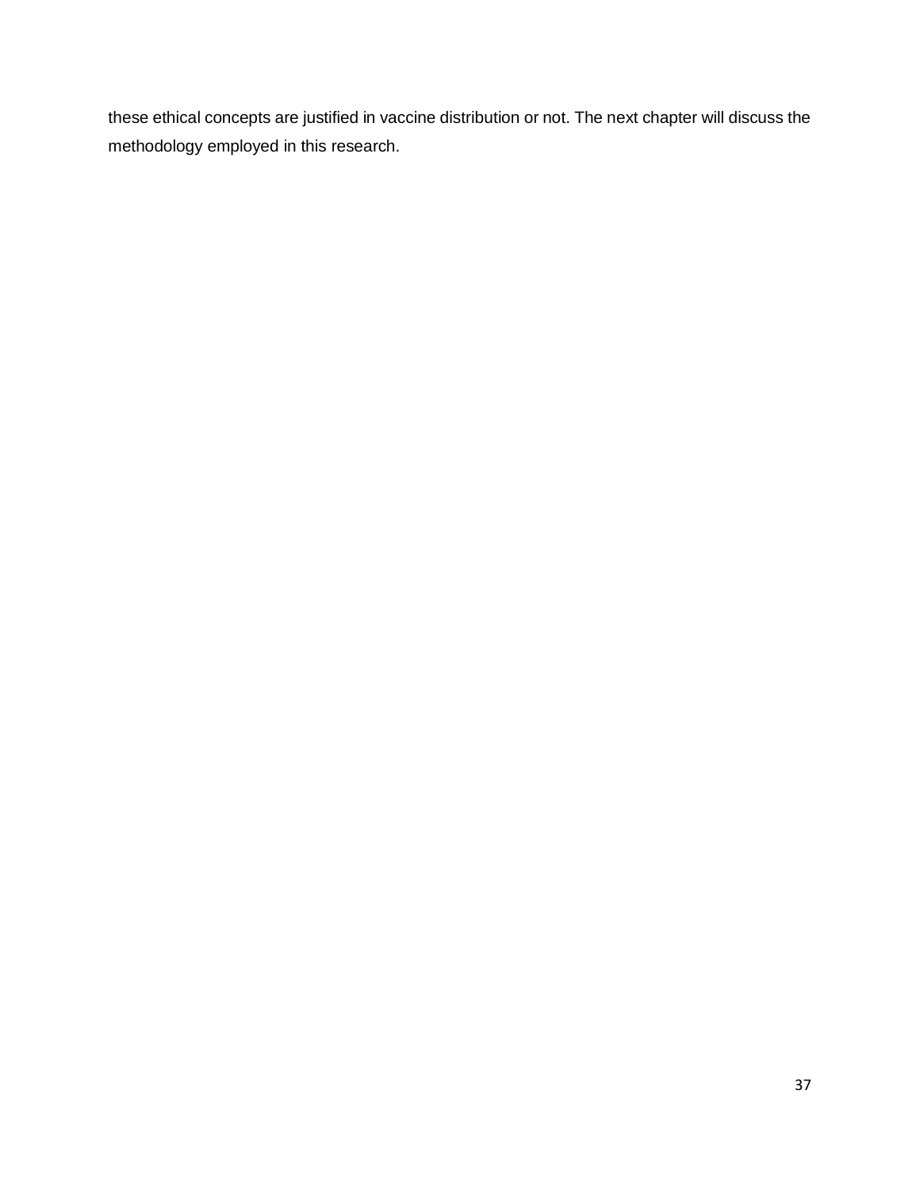these ethical concepts are justified in vaccine distribution or not. The next chapter will discuss the methodology employed in this research.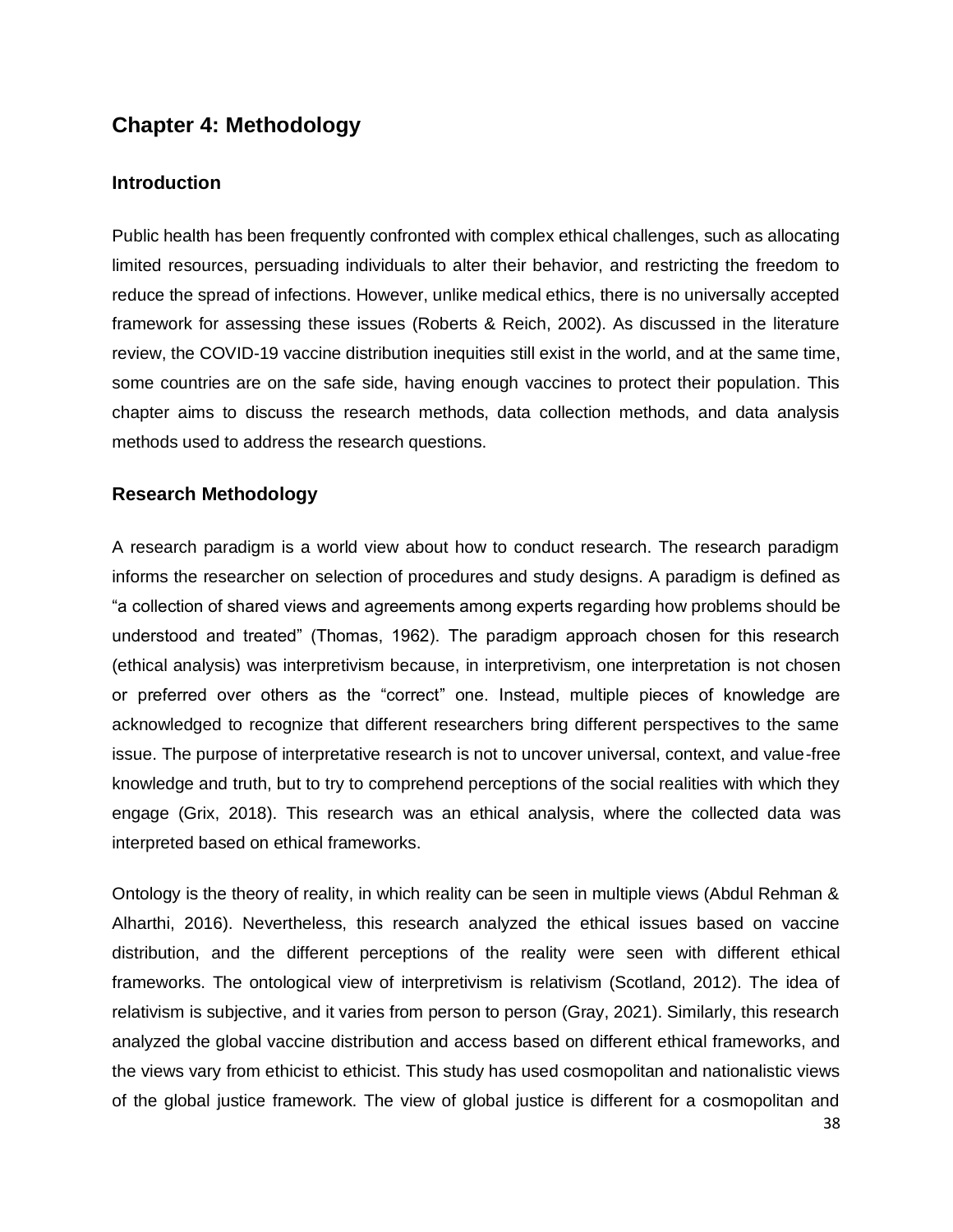## Chapter 4: Methodology

### Introduction

Public health has been frequently confronted with complex ethical challenges, such as allocating limited resources, persuading individuals to alter their behavior, and restricting the freedom to reduce the spread of infections. However, unlike medical ethics, there is no universally accepted framework for assessing these issues (Roberts & Reich, 2002). As discussed in the literature review, the COVID-19 vaccine distribution inequities still exist in the world, and at the same time, some countries are on the safe side, having enough vaccines to protect their population. This chapter aims to discuss the research methods, data collection methods, and data analysis methods used to address the research questions.

### Research Methodology

A research paradigm is a world view about how to conduct research. The research paradigm informs the researcher on selection of procedures and study designs. A paradigm is defined as "a collection of shared views and agreements among experts regarding how problems should be understood and treated" (Thomas, 1962). The paradigm approach chosen for this research (ethical analysis) was interpretivism because, in interpretivism, one interpretation is not chosen or preferred over others as the "correct" one. Instead, multiple pieces of knowledge are acknowledged to recognize that different researchers bring different perspectives to the same issue. The purpose of interpretative research is not to uncover universal, context, and value-free knowledge and truth, but to try to comprehend perceptions of the social realities with which they engage (Grix, 2018). This research was an ethical analysis, where the collected data was interpreted based on ethical frameworks.

Ontology is the theory of reality, in which reality can be seen in multiple views (Abdul Rehman & Alharthi, 2016). Nevertheless, this research analyzed the ethical issues based on vaccine distribution, and the different perceptions of the reality were seen with different ethical frameworks. The ontological view of interpretivism is relativism (Scotland, 2012). The idea of relativism is subjective, and it varies from person to person (Gray, 2021). Similarly, this research analyzed the global vaccine distribution and access based on different ethical frameworks, and the views vary from ethicist to ethicist. This study has used cosmopolitan and nationalistic views of the global justice framework. The view of global justice is different for a cosmopolitan and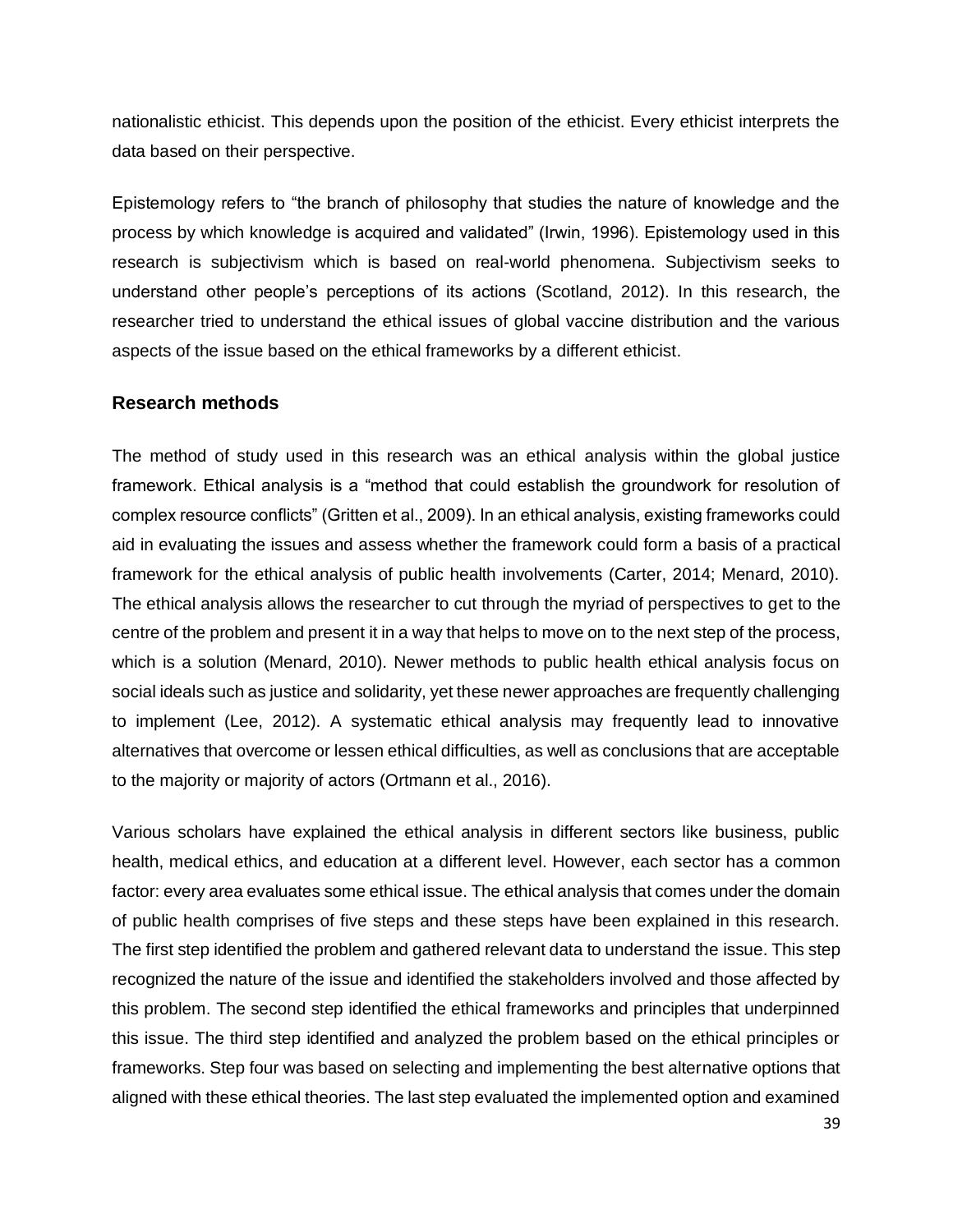nationalistic ethicist. This depends upon the position of the ethicist. Every ethicist interprets the data based on their perspective.

Epistemology refers to "the branch of philosophy that studies the nature of knowledge and the process by which knowledge is acquired and validated" (Irwin, 1996). Epistemology used in this research is subjectivism which is based on real-world phenomena. Subjectivism seeks to understand other people's perceptions of its actions (Scotland, 2012). In this research, the researcher tried to understand the ethical issues of global vaccine distribution and the various aspects of the issue based on the ethical frameworks by a different ethicist.

## Research methods

The method of study used in this research was an ethical analysis within the global justice framework. Ethical analysis is a "method that could establish the groundwork for resolution of complex resource conflicts" (Gritten et al., 2009). In an ethical analysis, existing frameworks could aid in evaluating the issues and assess whether the framework could form a basis of a practical framework for the ethical analysis of public health involvements (Carter, 2014; Menard, 2010). The ethical analysis allows the researcher to cut through the myriad of perspectives to get to the centre of the problem and present it in a way that helps to move on to the next step of the process, which is a solution (Menard, 2010). Newer methods to public health ethical analysis focus on social ideals such as justice and solidarity, yet these newer approaches are frequently challenging to implement (Lee, 2012). A systematic ethical analysis may frequently lead to innovative alternatives that overcome or lessen ethical difficulties, as well as conclusions that are acceptable to the majority or majority of actors (Ortmann et al., 2016).

Various scholars have explained the ethical analysis in different sectors like business, public health, medical ethics, and education at a different level. However, each sector has a common factor: every area evaluates some ethical issue. The ethical analysis that comes under the domain of public health comprises of five steps and these steps have been explained in this research. The first step identified the problem and gathered relevant data to understand the issue. This step recognized the nature of the issue and identified the stakeholders involved and those affected by this problem. The second step identified the ethical frameworks and principles that underpinned this issue. The third step identified and analyzed the problem based on the ethical principles or frameworks. Step four was based on selecting and implementing the best alternative options that aligned with these ethical theories. The last step evaluated the implemented option and examined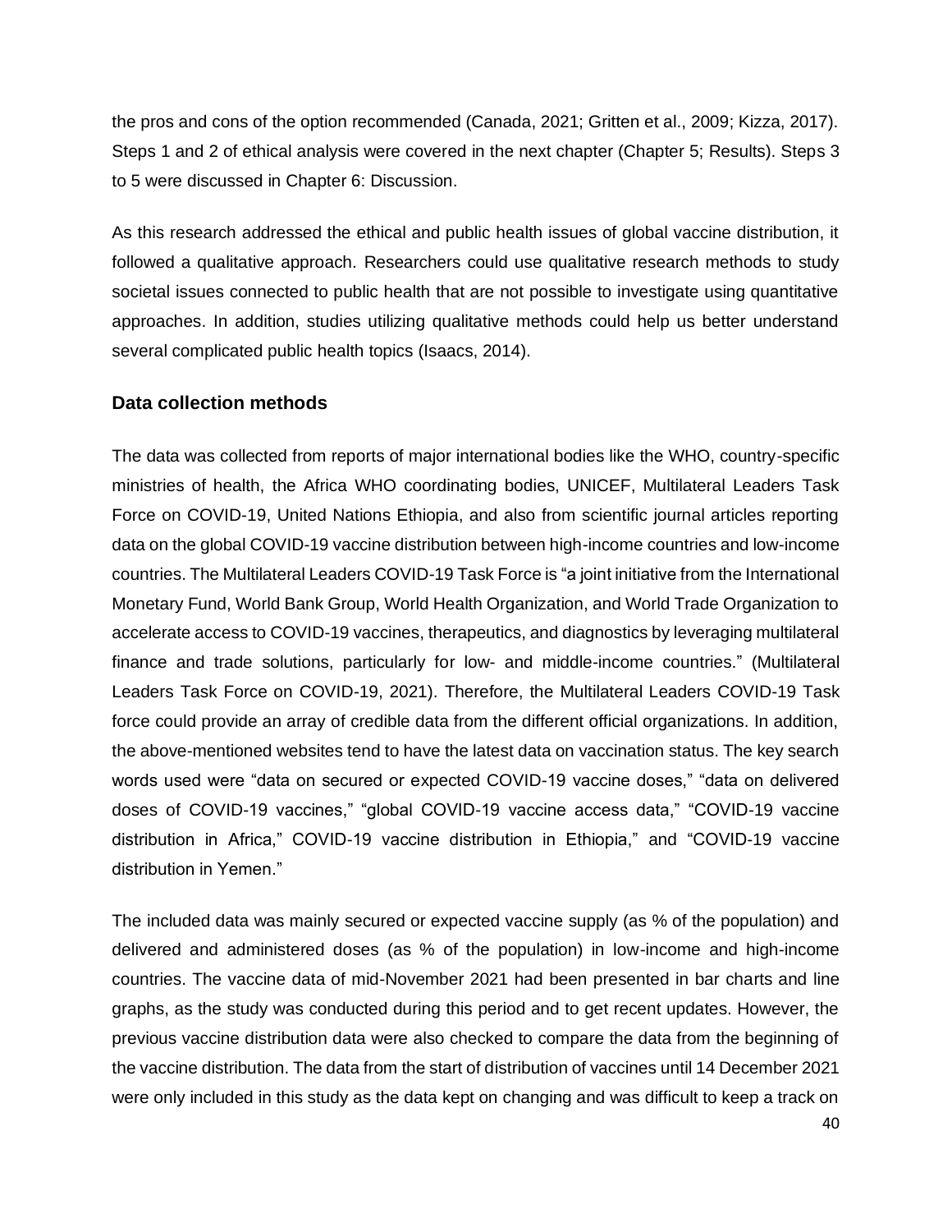the pros and cons of the option recommended (Canada, 2021; Gritten et al., 2009; Kizza, 2017). Steps 1 and 2 of ethical analysis were covered in the next chapter (Chapter 5; Results). Steps 3 to 5 were discussed in Chapter 6: Discussion.

As this research addressed the ethical and public health issues of global vaccine distribution, it followed a qualitative approach. Researchers could use qualitative research methods to study societal issues connected to public health that are not possible to investigate using quantitative approaches. In addition, studies utilizing qualitative methods could help us better understand several complicated public health topics (Isaacs, 2014).

### Data collection methods

The data was collected from reports of major international bodies like the WHO, country-specific ministries of health, the Africa WHO coordinating bodies, UNICEF, Multilateral Leaders Task Force on COVID-19, United Nations Ethiopia, and also from scientific journal articles reporting data on the global COVID-19 vaccine distribution between high-income countries and low-income countries. The Multilateral Leaders COVID-19 Task Force is "a joint initiative from the International Monetary Fund, World Bank Group, World Health Organization, and World Trade Organization to accelerate access to COVID-19 vaccines, therapeutics, and diagnostics by leveraging multilateral finance and trade solutions, particularly for low- and middle-income countries." (Multilateral Leaders Task Force on COVID-19, 2021). Therefore, the Multilateral Leaders COVID-19 Task force could provide an array of credible data from the different official organizations. In addition, the above-mentioned websites tend to have the latest data on vaccination status. The key search words used were "data on secured or expected COVID-19 vaccine doses," "data on delivered doses of COVID-19 vaccines," "global COVID-19 vaccine access data," "COVID-19 vaccine distribution in Africa," COVID-19 vaccine distribution in Ethiopia," and "COVID-19 vaccine distribution in Yemen."

The included data was mainly secured or expected vaccine supply (as % of the population) and delivered and administered doses (as % of the population) in low-income and high-income countries. The vaccine data of mid-November 2021 had been presented in bar charts and line graphs, as the study was conducted during this period and to get recent updates. However, the previous vaccine distribution data were also checked to compare the data from the beginning of the vaccine distribution. The data from the start of distribution of vaccines until 14 December 2021 were only included in this study as the data kept on changing and was difficult to keep a track on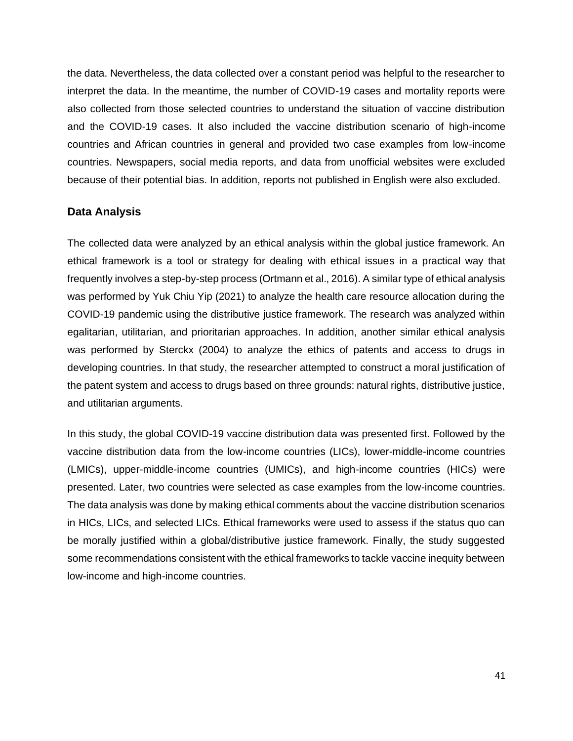the data. Nevertheless, the data collected over a constant period was helpful to the researcher to interpret the data. In the meantime, the number of COVID-19 cases and mortality reports were also collected from those selected countries to understand the situation of vaccine distribution and the COVID-19 cases. It also included the vaccine distribution scenario of high-income countries and African countries in general and provided two case examples from low-income countries. Newspapers, social media reports, and data from unofficial websites were excluded because of their potential bias. In addition, reports not published in English were also excluded.

### Data Analysis

The collected data were analyzed by an ethical analysis within the global justice framework. An ethical framework is a tool or strategy for dealing with ethical issues in a practical way that frequently involves a step-by-step process (Ortmann et al., 2016). A similar type of ethical analysis was performed by Yuk Chiu Yip (2021) to analyze the health care resource allocation during the COVID-19 pandemic using the distributive justice framework. The research was analyzed within egalitarian, utilitarian, and prioritarian approaches. In addition, another similar ethical analysis was performed by Sterckx (2004) to analyze the ethics of patents and access to drugs in developing countries. In that study, the researcher attempted to construct a moral justification of the patent system and access to drugs based on three grounds: natural rights, distributive justice, and utilitarian arguments.

In this study, the global COVID-19 vaccine distribution data was presented first. Followed by the vaccine distribution data from the low-income countries (LICs), lower-middle-income countries (LMICs), upper-middle-income countries (UMICs), and high-income countries (HICs) were presented. Later, two countries were selected as case examples from the low-income countries. The data analysis was done by making ethical comments about the vaccine distribution scenarios in HICs, LICs, and selected LICs. Ethical frameworks were used to assess if the status quo can be morally justified within a global/distributive justice framework. Finally, the study suggested some recommendations consistent with the ethical frameworks to tackle vaccine inequity between low-income and high-income countries.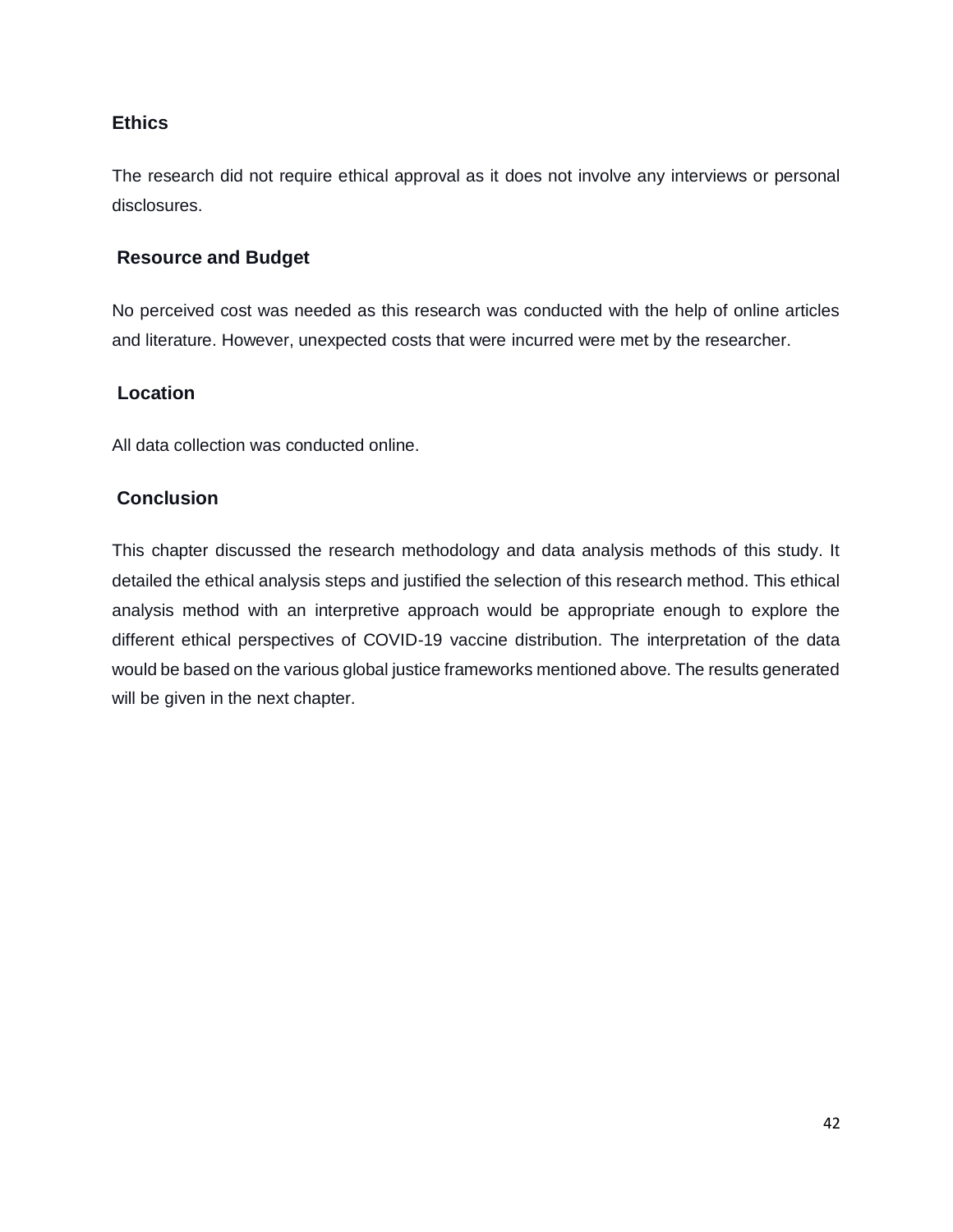## Ethics

The research did not require ethical approval as it does not involve any interviews or personal disclosures.

## Resource and Budget

No perceived cost was needed as this research was conducted with the help of online articles and literature. However, unexpected costs that were incurred were met by the researcher.

## Location

All data collection was conducted online.

## Conclusion

This chapter discussed the research methodology and data analysis methods of this study. It detailed the ethical analysis steps and justified the selection of this research method. This ethical analysis method with an interpretive approach would be appropriate enough to explore the different ethical perspectives of COVID-19 vaccine distribution. The interpretation of the data would be based on the various global justice frameworks mentioned above. The results generated will be given in the next chapter.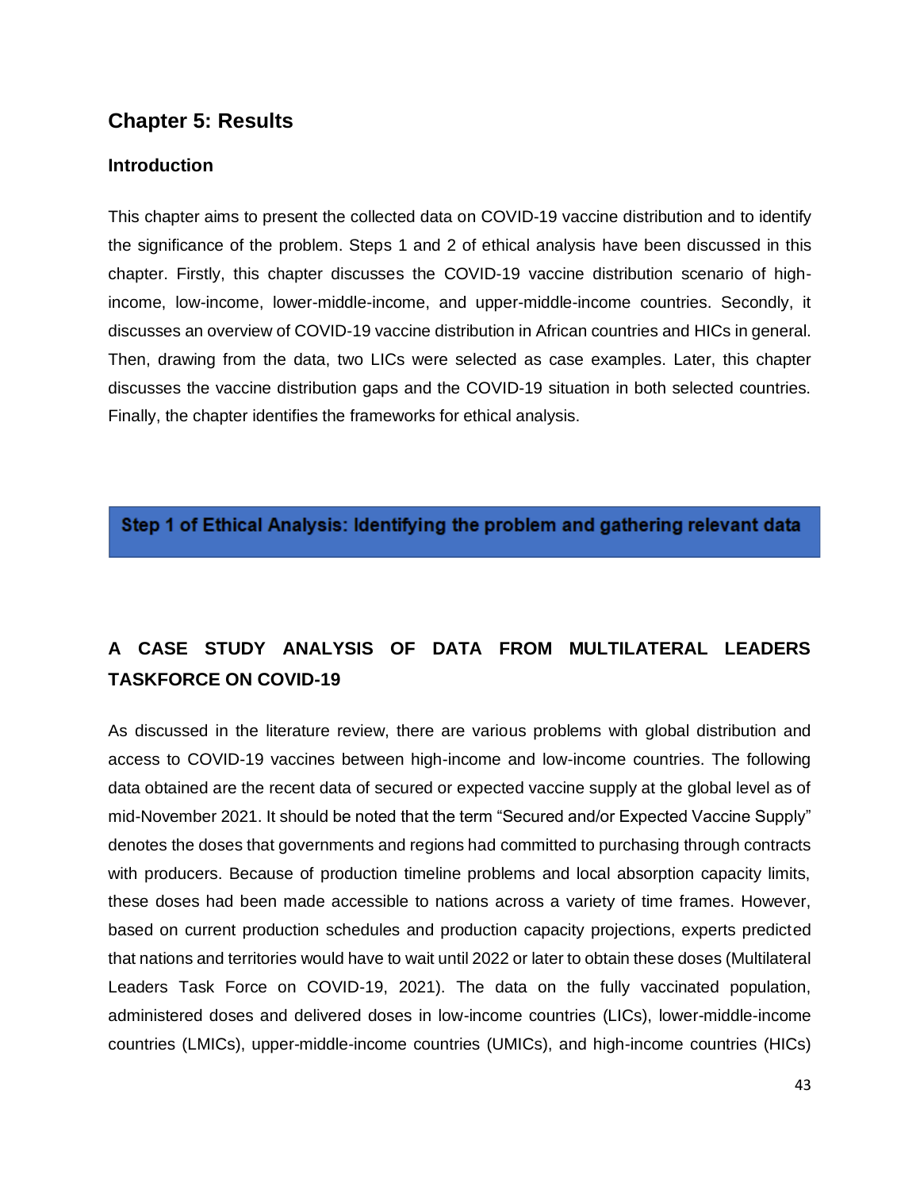# Chapter 5: Results

## Introduction

This chapter aims to present the collected data on COVID-19 vaccine distribution and to identify the significance of the problem. Steps 1 and 2 of ethical analysis have been discussed in this chapter. Firstly, this chapter discusses the COVID-19 vaccine distribution scenario of high-income, low-income, lower-middle-income, and upper-middle-income countries. Secondly, it discusses an overview of COVID-19 vaccine distribution in African countries and HICs in general. Then, drawing from the data, two LICs were selected as case examples. Later, this chapter discusses the vaccine distribution gaps and the COVID-19 situation in both selected countries. Finally, the chapter identifies the frameworks for ethical analysis.

**Step 1 of Ethical Analysis: Identifying the problem and gathering relevant data**

## A CASE STUDY ANALYSIS OF DATA FROM MULTILATERAL LEADERS TASKFORCE ON COVID-19

As discussed in the literature review, there are various problems with global distribution and access to COVID-19 vaccines between high-income and low-income countries. The following data obtained are the recent data of secured or expected vaccine supply at the global level as of mid-November 2021. It should be noted that the term "Secured and/or Expected Vaccine Supply" denotes the doses that governments and regions had committed to purchasing through contracts with producers. Because of production timeline problems and local absorption capacity limits, these doses had been made accessible to nations across a variety of time frames. However, based on current production schedules and production capacity projections, experts predicted that nations and territories would have to wait until 2022 or later to obtain these doses (Multilateral Leaders Task Force on COVID-19, 2021). The data on the fully vaccinated population, administered doses and delivered doses in low-income countries (LICs), lower-middle-income countries (LMICs), upper-middle-income countries (UMICs), and high-income countries (HICs)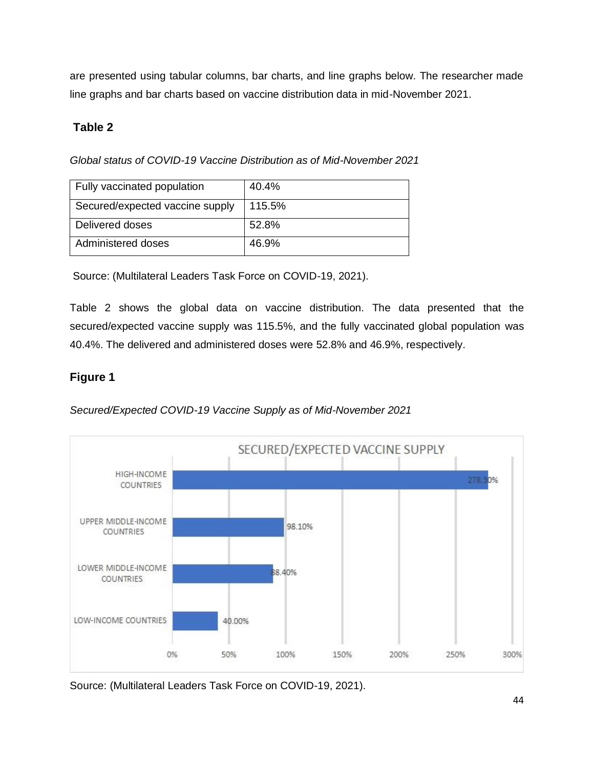are presented using tabular columns, bar charts, and line graphs below. The researcher made line graphs and bar charts based on vaccine distribution data in mid-November 2021.

**Table 2**

*Global status of COVID-19 Vaccine Distribution as of Mid-November 2021*

| Fully vaccinated population | 40.4% |
|---|---|
| Secured/expected vaccine supply | 115.5% |
| Delivered doses | 52.8% |
| Administered doses | 46.9% |

Source: (Multilateral Leaders Task Force on COVID-19, 2021).

Table 2 shows the global data on vaccine distribution. The data presented that the secured/expected vaccine supply was 115.5%, and the fully vaccinated global population was 40.4%. The delivered and administered doses were 52.8% and 46.9%, respectively.

**Figure 1**

*Secured/Expected COVID-19 Vaccine Supply as of Mid-November 2021*

SECURED/EXPECTED VACCINE SUPPLY

| Income group | Secured/expected vaccine supply |
|---|---|
| HIGH-INCOME COUNTRIES | 278.30% |
| UPPER MIDDLE-INCOME COUNTRIES | 98.10% |
| LOWER MIDDLE-INCOME COUNTRIES | 88.40% |
| LOW-INCOME COUNTRIES | 40.00% |

Source: (Multilateral Leaders Task Force on COVID-19, 2021).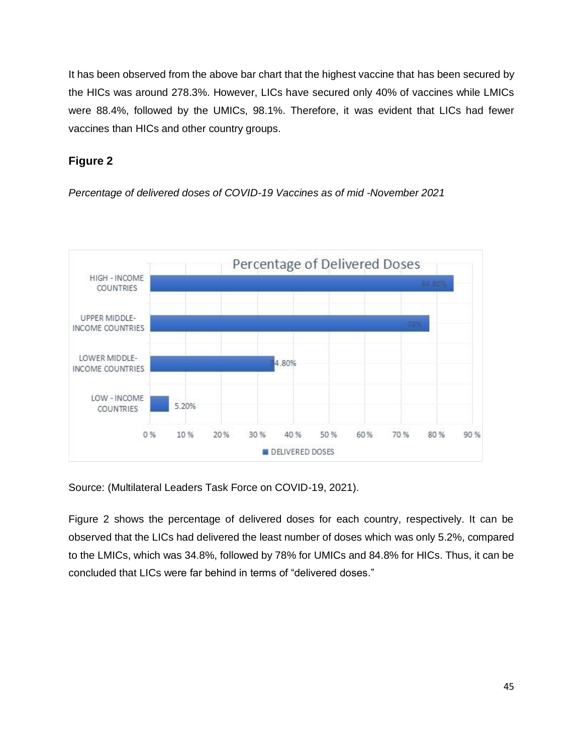It has been observed from the above bar chart that the highest vaccine that has been secured by the HICs was around 278.3%. However, LICs have secured only 40% of vaccines while LMICs were 88.4%, followed by the UMICs, 98.1%. Therefore, it was evident that LICs had fewer vaccines than HICs and other country groups.

## Figure 2

*Percentage of delivered doses of COVID-19 Vaccines as of mid -November 2021*

Source: (Multilateral Leaders Task Force on COVID-19, 2021).

Figure 2 shows the percentage of delivered doses for each country, respectively. It can be observed that the LICs had delivered the least number of doses which was only 5.2%, compared to the LMICs, which was 34.8%, followed by 78% for UMICs and 84.8% for HICs. Thus, it can be concluded that LICs were far behind in terms of "delivered doses."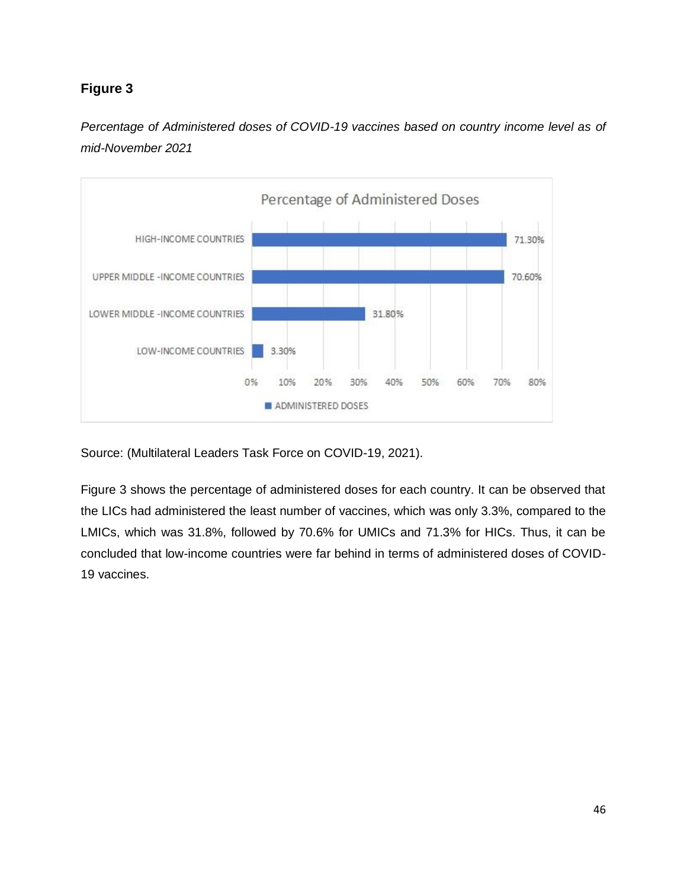**Figure 3**

*Percentage of Administered doses of COVID-19 vaccines based on country income level as of mid-November 2021*

| | Administered Doses |
|---|---|
| High-income countries | 71.30% |
| Upper middle-income countries | 70.60% |
| Lower middle-income countries | 31.80% |
| Low-income countries | 3.30% |

Source: (Multilateral Leaders Task Force on COVID-19, 2021).

Figure 3 shows the percentage of administered doses for each country. It can be observed that the LICs had administered the least number of vaccines, which was only 3.3%, compared to the LMICs, which was 31.8%, followed by 70.6% for UMICs and 71.3% for HICs. Thus, it can be concluded that low-income countries were far behind in terms of administered doses of COVID-19 vaccines.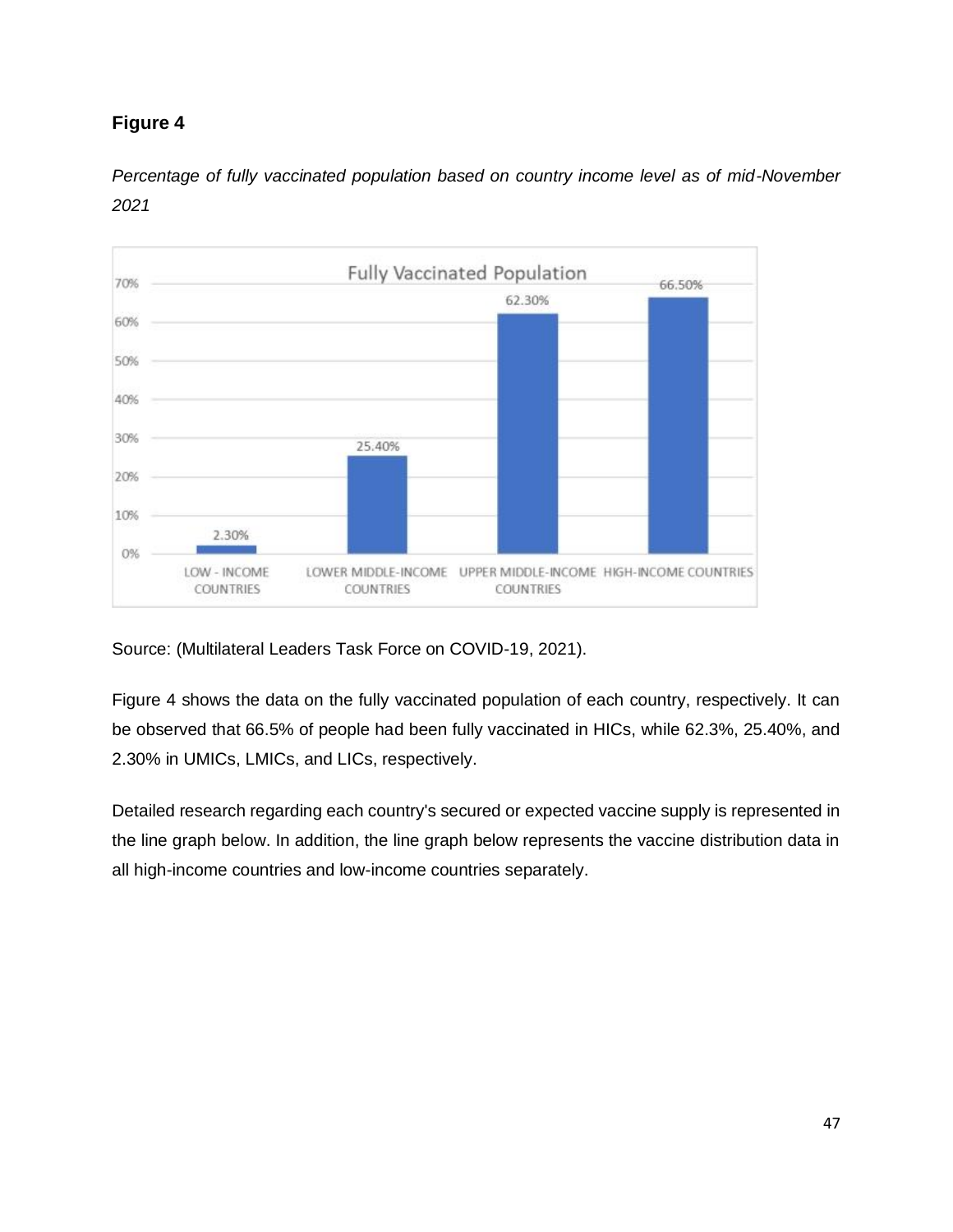**Figure 4**

*Percentage of fully vaccinated population based on country income level as of mid-November 2021*

Source: (Multilateral Leaders Task Force on COVID-19, 2021).

Figure 4 shows the data on the fully vaccinated population of each country, respectively. It can be observed that 66.5% of people had been fully vaccinated in HICs, while 62.3%, 25.40%, and 2.30% in UMICs, LMICs, and LICs, respectively.

Detailed research regarding each country's secured or expected vaccine supply is represented in the line graph below. In addition, the line graph below represents the vaccine distribution data in all high-income countries and low-income countries separately.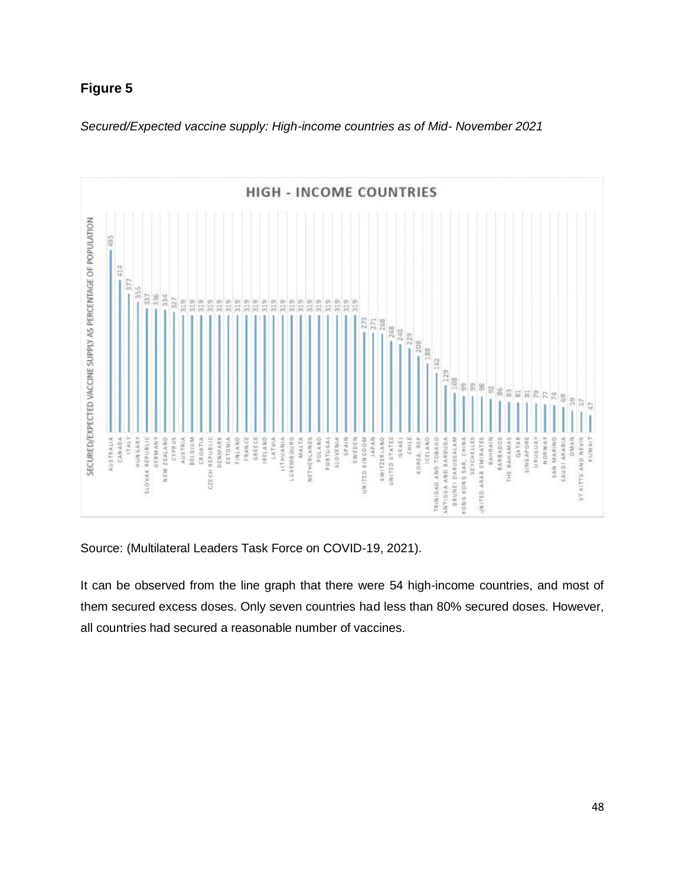## Figure 5

*Secured/Expected vaccine supply: High-income countries as of Mid- November 2021*

Source: (Multilateral Leaders Task Force on COVID-19, 2021).

It can be observed from the line graph that there were 54 high-income countries, and most of them secured excess doses. Only seven countries had less than 80% secured doses. However, all countries had secured a reasonable number of vaccines.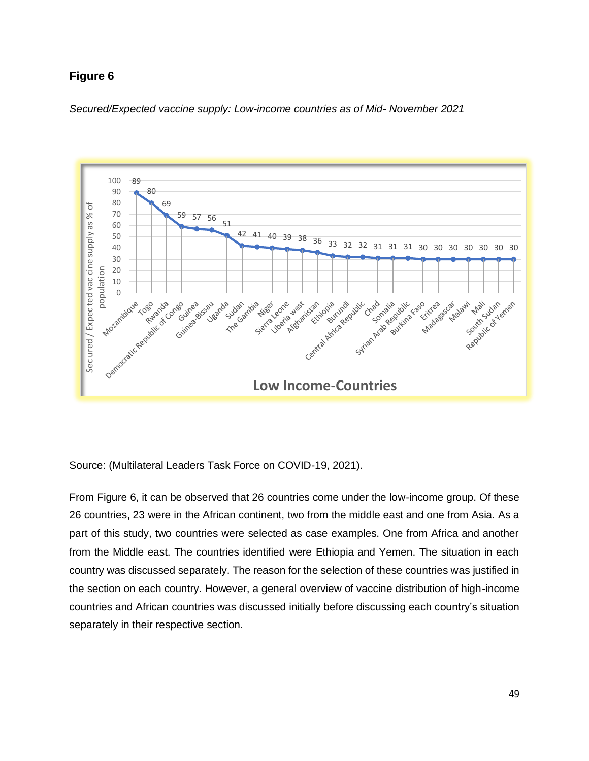**Figure 6**

*Secured/Expected vaccine supply: Low-income countries as of Mid- November 2021*

**Low Income-Countries**

| Country | Sec ured / Expec ted vac cine supply as % of population |
|---|---|
| Mozambique | 89 |
| Togo | 80 |
| Rwanda | 69 |
| Democratic Republic of Congo | 59 |
| Guinea | 57 |
| Guinea-Bissau | 56 |
| Uganda | 51 |
| Sudan | 42 |
| The Gambia | 41 |
| Niger | 40 |
| Sierra Leone | 39 |
| Liberia west | 38 |
| Afghanistan | 36 |
| Ethiopia | 33 |
| Burundi | 32 |
| Central Africa Republic | 32 |
| Chad | 31 |
| Somalia | 31 |
| Syrian Arab Republic | 31 |
| Burkina Faso | 30 |
| Eritrea | 30 |
| Madagascar | 30 |
| Malawi | 30 |
| Mali | 30 |
| South Sudan | 30 |
| Republic of Yemen | 30 |

Source: (Multilateral Leaders Task Force on COVID-19, 2021).

From Figure 6, it can be observed that 26 countries come under the low-income group. Of these 26 countries, 23 were in the African continent, two from the middle east and one from Asia. As a part of this study, two countries were selected as case examples. One from Africa and another from the Middle east. The countries identified were Ethiopia and Yemen. The situation in each country was discussed separately. The reason for the selection of these countries was justified in the section on each country. However, a general overview of vaccine distribution of high-income countries and African countries was discussed initially before discussing each country's situation separately in their respective section.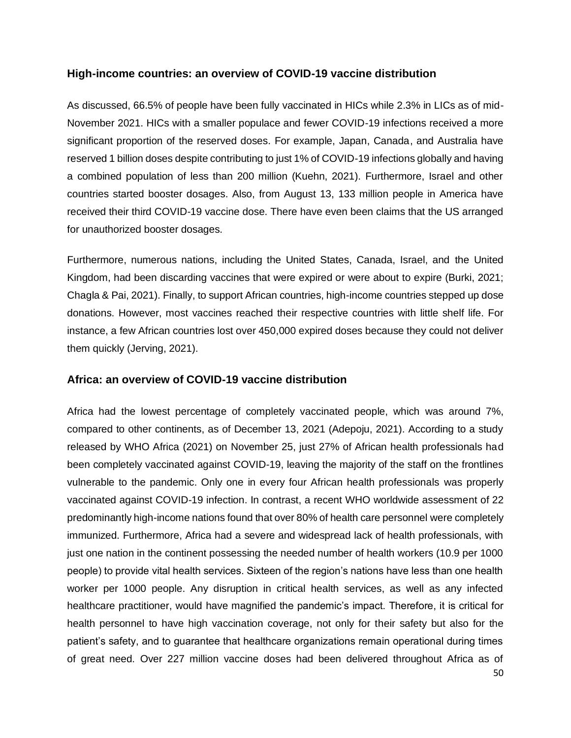## High-income countries: an overview of COVID-19 vaccine distribution

As discussed, 66.5% of people have been fully vaccinated in HICs while 2.3% in LICs as of mid-November 2021. HICs with a smaller populace and fewer COVID-19 infections received a more significant proportion of the reserved doses. For example, Japan, Canada, and Australia have reserved 1 billion doses despite contributing to just 1% of COVID-19 infections globally and having a combined population of less than 200 million (Kuehn, 2021). Furthermore, Israel and other countries started booster dosages. Also, from August 13, 133 million people in America have received their third COVID-19 vaccine dose. There have even been claims that the US arranged for unauthorized booster dosages.

Furthermore, numerous nations, including the United States, Canada, Israel, and the United Kingdom, had been discarding vaccines that were expired or were about to expire (Burki, 2021; Chagla & Pai, 2021). Finally, to support African countries, high-income countries stepped up dose donations. However, most vaccines reached their respective countries with little shelf life. For instance, a few African countries lost over 450,000 expired doses because they could not deliver them quickly (Jerving, 2021).

## Africa: an overview of COVID-19 vaccine distribution

Africa had the lowest percentage of completely vaccinated people, which was around 7%, compared to other continents, as of December 13, 2021 (Adepoju, 2021). According to a study released by WHO Africa (2021) on November 25, just 27% of African health professionals had been completely vaccinated against COVID-19, leaving the majority of the staff on the frontlines vulnerable to the pandemic. Only one in every four African health professionals was properly vaccinated against COVID-19 infection. In contrast, a recent WHO worldwide assessment of 22 predominantly high-income nations found that over 80% of health care personnel were completely immunized. Furthermore, Africa had a severe and widespread lack of health professionals, with just one nation in the continent possessing the needed number of health workers (10.9 per 1000 people) to provide vital health services. Sixteen of the region's nations have less than one health worker per 1000 people. Any disruption in critical health services, as well as any infected healthcare practitioner, would have magnified the pandemic's impact. Therefore, it is critical for health personnel to have high vaccination coverage, not only for their safety but also for the patient's safety, and to guarantee that healthcare organizations remain operational during times of great need. Over 227 million vaccine doses had been delivered throughout Africa as of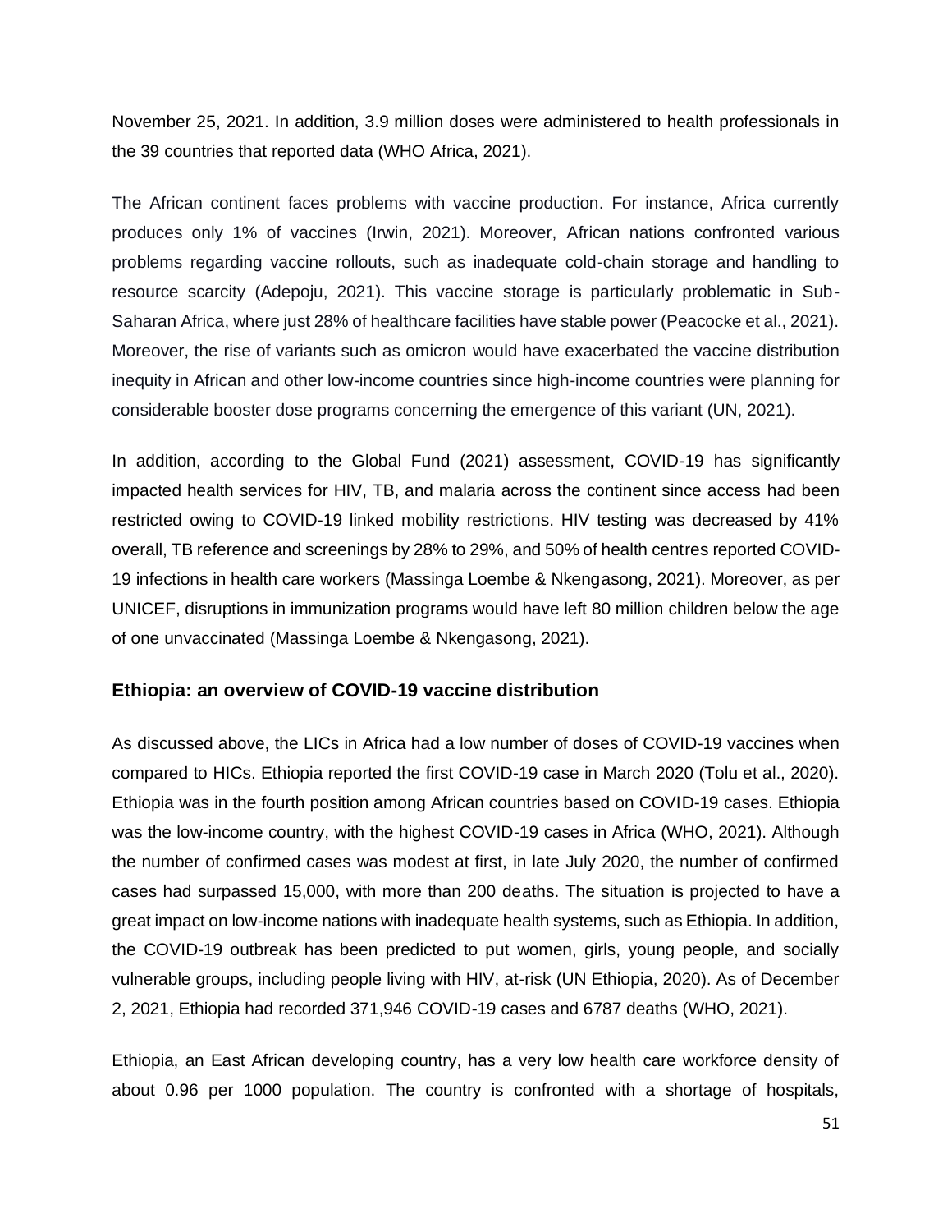November 25, 2021. In addition, 3.9 million doses were administered to health professionals in the 39 countries that reported data (WHO Africa, 2021).

The African continent faces problems with vaccine production. For instance, Africa currently produces only 1% of vaccines (Irwin, 2021). Moreover, African nations confronted various problems regarding vaccine rollouts, such as inadequate cold-chain storage and handling to resource scarcity (Adepoju, 2021). This vaccine storage is particularly problematic in Sub-Saharan Africa, where just 28% of healthcare facilities have stable power (Peacocke et al., 2021). Moreover, the rise of variants such as omicron would have exacerbated the vaccine distribution inequity in African and other low-income countries since high-income countries were planning for considerable booster dose programs concerning the emergence of this variant (UN, 2021).

In addition, according to the Global Fund (2021) assessment, COVID-19 has significantly impacted health services for HIV, TB, and malaria across the continent since access had been restricted owing to COVID-19 linked mobility restrictions. HIV testing was decreased by 41% overall, TB reference and screenings by 28% to 29%, and 50% of health centres reported COVID-19 infections in health care workers (Massinga Loembe & Nkengasong, 2021). Moreover, as per UNICEF, disruptions in immunization programs would have left 80 million children below the age of one unvaccinated (Massinga Loembe & Nkengasong, 2021).

### Ethiopia: an overview of COVID-19 vaccine distribution

As discussed above, the LICs in Africa had a low number of doses of COVID-19 vaccines when compared to HICs. Ethiopia reported the first COVID-19 case in March 2020 (Tolu et al., 2020). Ethiopia was in the fourth position among African countries based on COVID-19 cases. Ethiopia was the low-income country, with the highest COVID-19 cases in Africa (WHO, 2021). Although the number of confirmed cases was modest at first, in late July 2020, the number of confirmed cases had surpassed 15,000, with more than 200 deaths. The situation is projected to have a great impact on low-income nations with inadequate health systems, such as Ethiopia. In addition, the COVID-19 outbreak has been predicted to put women, girls, young people, and socially vulnerable groups, including people living with HIV, at-risk (UN Ethiopia, 2020). As of December 2, 2021, Ethiopia had recorded 371,946 COVID-19 cases and 6787 deaths (WHO, 2021).

Ethiopia, an East African developing country, has a very low health care workforce density of about 0.96 per 1000 population. The country is confronted with a shortage of hospitals,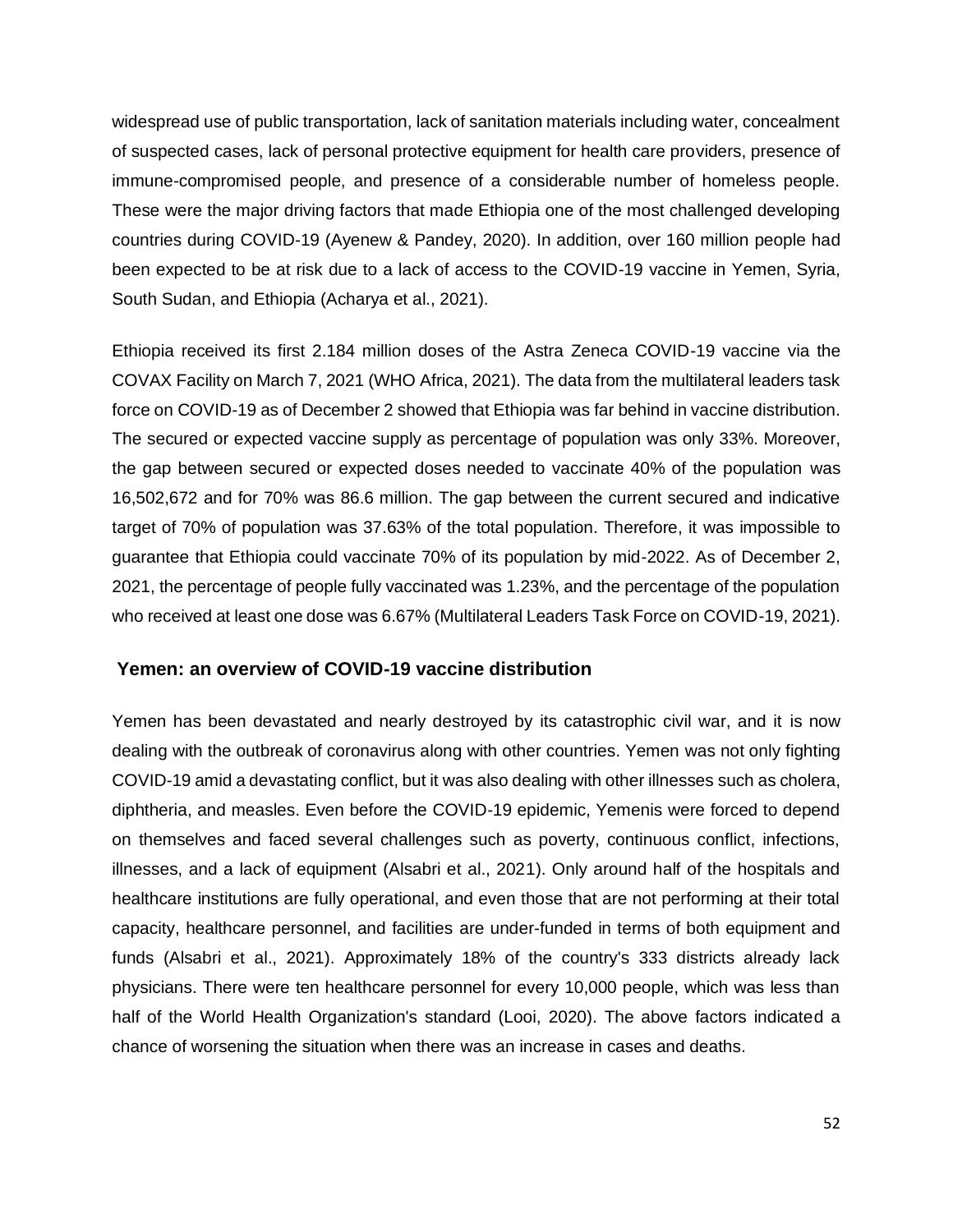widespread use of public transportation, lack of sanitation materials including water, concealment of suspected cases, lack of personal protective equipment for health care providers, presence of immune-compromised people, and presence of a considerable number of homeless people. These were the major driving factors that made Ethiopia one of the most challenged developing countries during COVID-19 (Ayenew & Pandey, 2020). In addition, over 160 million people had been expected to be at risk due to a lack of access to the COVID-19 vaccine in Yemen, Syria, South Sudan, and Ethiopia (Acharya et al., 2021).

Ethiopia received its first 2.184 million doses of the Astra Zeneca COVID-19 vaccine via the COVAX Facility on March 7, 2021 (WHO Africa, 2021). The data from the multilateral leaders task force on COVID-19 as of December 2 showed that Ethiopia was far behind in vaccine distribution. The secured or expected vaccine supply as percentage of population was only 33%. Moreover, the gap between secured or expected doses needed to vaccinate 40% of the population was 16,502,672 and for 70% was 86.6 million. The gap between the current secured and indicative target of 70% of population was 37.63% of the total population. Therefore, it was impossible to guarantee that Ethiopia could vaccinate 70% of its population by mid-2022. As of December 2, 2021, the percentage of people fully vaccinated was 1.23%, and the percentage of the population who received at least one dose was 6.67% (Multilateral Leaders Task Force on COVID-19, 2021).

## Yemen: an overview of COVID-19 vaccine distribution

Yemen has been devastated and nearly destroyed by its catastrophic civil war, and it is now dealing with the outbreak of coronavirus along with other countries. Yemen was not only fighting COVID-19 amid a devastating conflict, but it was also dealing with other illnesses such as cholera, diphtheria, and measles. Even before the COVID-19 epidemic, Yemenis were forced to depend on themselves and faced several challenges such as poverty, continuous conflict, infections, illnesses, and a lack of equipment (Alsabri et al., 2021). Only around half of the hospitals and healthcare institutions are fully operational, and even those that are not performing at their total capacity, healthcare personnel, and facilities are under-funded in terms of both equipment and funds (Alsabri et al., 2021). Approximately 18% of the country's 333 districts already lack physicians. There were ten healthcare personnel for every 10,000 people, which was less than half of the World Health Organization's standard (Looi, 2020). The above factors indicated a chance of worsening the situation when there was an increase in cases and deaths.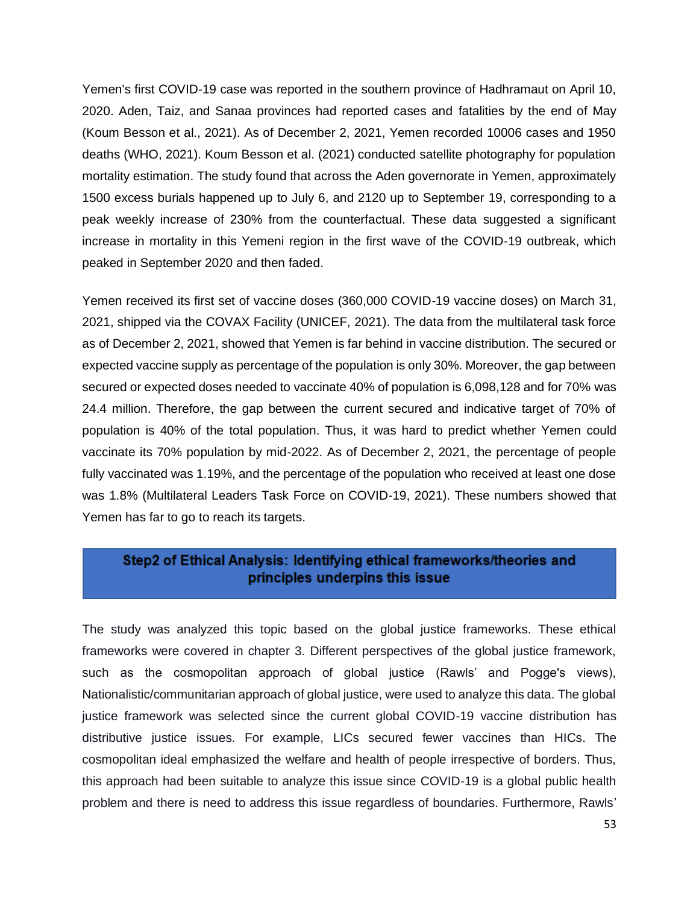Yemen's first COVID-19 case was reported in the southern province of Hadhramaut on April 10, 2020. Aden, Taiz, and Sanaa provinces had reported cases and fatalities by the end of May (Koum Besson et al., 2021). As of December 2, 2021, Yemen recorded 10006 cases and 1950 deaths (WHO, 2021). Koum Besson et al. (2021) conducted satellite photography for population mortality estimation. The study found that across the Aden governorate in Yemen, approximately 1500 excess burials happened up to July 6, and 2120 up to September 19, corresponding to a peak weekly increase of 230% from the counterfactual. These data suggested a significant increase in mortality in this Yemeni region in the first wave of the COVID-19 outbreak, which peaked in September 2020 and then faded.

Yemen received its first set of vaccine doses (360,000 COVID-19 vaccine doses) on March 31, 2021, shipped via the COVAX Facility (UNICEF, 2021). The data from the multilateral task force as of December 2, 2021, showed that Yemen is far behind in vaccine distribution. The secured or expected vaccine supply as percentage of the population is only 30%. Moreover, the gap between secured or expected doses needed to vaccinate 40% of population is 6,098,128 and for 70% was 24.4 million. Therefore, the gap between the current secured and indicative target of 70% of population is 40% of the total population. Thus, it was hard to predict whether Yemen could vaccinate its 70% population by mid-2022. As of December 2, 2021, the percentage of people fully vaccinated was 1.19%, and the percentage of the population who received at least one dose was 1.8% (Multilateral Leaders Task Force on COVID-19, 2021). These numbers showed that Yemen has far to go to reach its targets.

## Step2 of Ethical Analysis: Identifying ethical frameworks/theories and principles underpins this issue

The study was analyzed this topic based on the global justice frameworks. These ethical frameworks were covered in chapter 3. Different perspectives of the global justice framework, such as the cosmopolitan approach of global justice (Rawls' and Pogge's views), Nationalistic/communitarian approach of global justice, were used to analyze this data. The global justice framework was selected since the current global COVID-19 vaccine distribution has distributive justice issues. For example, LICs secured fewer vaccines than HICs. The cosmopolitan ideal emphasized the welfare and health of people irrespective of borders. Thus, this approach had been suitable to analyze this issue since COVID-19 is a global public health problem and there is need to address this issue regardless of boundaries. Furthermore, Rawls'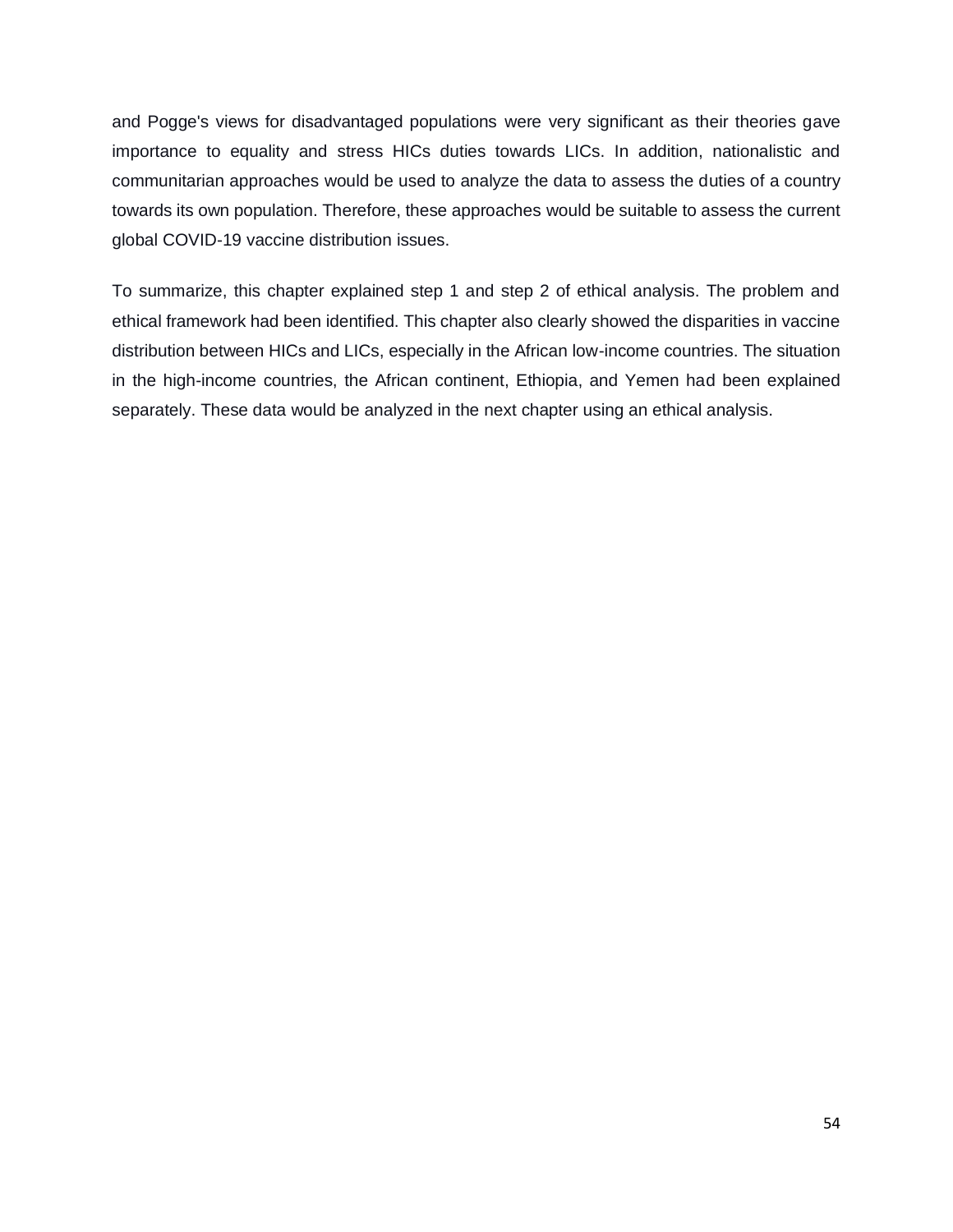and Pogge's views for disadvantaged populations were very significant as their theories gave importance to equality and stress HICs duties towards LICs. In addition, nationalistic and communitarian approaches would be used to analyze the data to assess the duties of a country towards its own population. Therefore, these approaches would be suitable to assess the current global COVID-19 vaccine distribution issues.

To summarize, this chapter explained step 1 and step 2 of ethical analysis. The problem and ethical framework had been identified. This chapter also clearly showed the disparities in vaccine distribution between HICs and LICs, especially in the African low-income countries. The situation in the high-income countries, the African continent, Ethiopia, and Yemen had been explained separately. These data would be analyzed in the next chapter using an ethical analysis.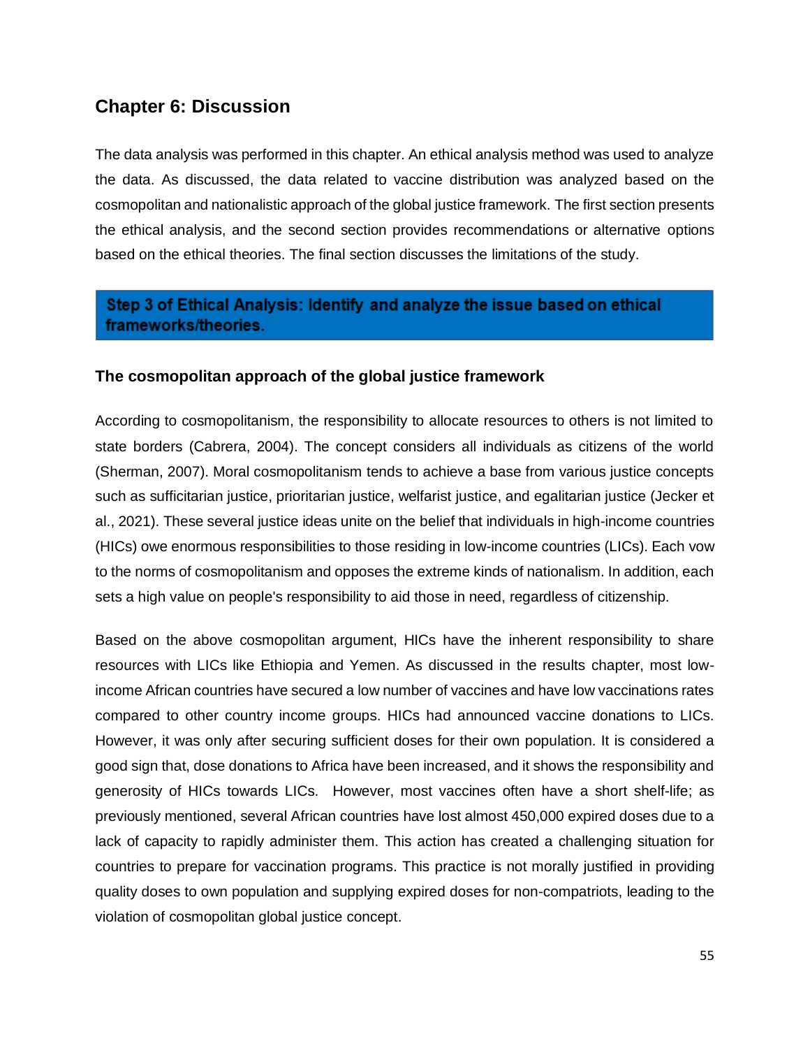## Chapter 6: Discussion

The data analysis was performed in this chapter. An ethical analysis method was used to analyze the data. As discussed, the data related to vaccine distribution was analyzed based on the cosmopolitan and nationalistic approach of the global justice framework. The first section presents the ethical analysis, and the second section provides recommendations or alternative options based on the ethical theories. The final section discusses the limitations of the study.

**Step 3 of Ethical Analysis: Identify and analyze the issue based on ethical frameworks/theories.**

### The cosmopolitan approach of the global justice framework

According to cosmopolitanism, the responsibility to allocate resources to others is not limited to state borders (Cabrera, 2004). The concept considers all individuals as citizens of the world (Sherman, 2007). Moral cosmopolitanism tends to achieve a base from various justice concepts such as sufficitarian justice, prioritarian justice, welfarist justice, and egalitarian justice (Jecker et al., 2021). These several justice ideas unite on the belief that individuals in high-income countries (HICs) owe enormous responsibilities to those residing in low-income countries (LICs). Each vow to the norms of cosmopolitanism and opposes the extreme kinds of nationalism. In addition, each sets a high value on people's responsibility to aid those in need, regardless of citizenship.

Based on the above cosmopolitan argument, HICs have the inherent responsibility to share resources with LICs like Ethiopia and Yemen. As discussed in the results chapter, most low-income African countries have secured a low number of vaccines and have low vaccinations rates compared to other country income groups. HICs had announced vaccine donations to LICs. However, it was only after securing sufficient doses for their own population. It is considered a good sign that, dose donations to Africa have been increased, and it shows the responsibility and generosity of HICs towards LICs. However, most vaccines often have a short shelf-life; as previously mentioned, several African countries have lost almost 450,000 expired doses due to a lack of capacity to rapidly administer them. This action has created a challenging situation for countries to prepare for vaccination programs. This practice is not morally justified in providing quality doses to own population and supplying expired doses for non-compatriots, leading to the violation of cosmopolitan global justice concept.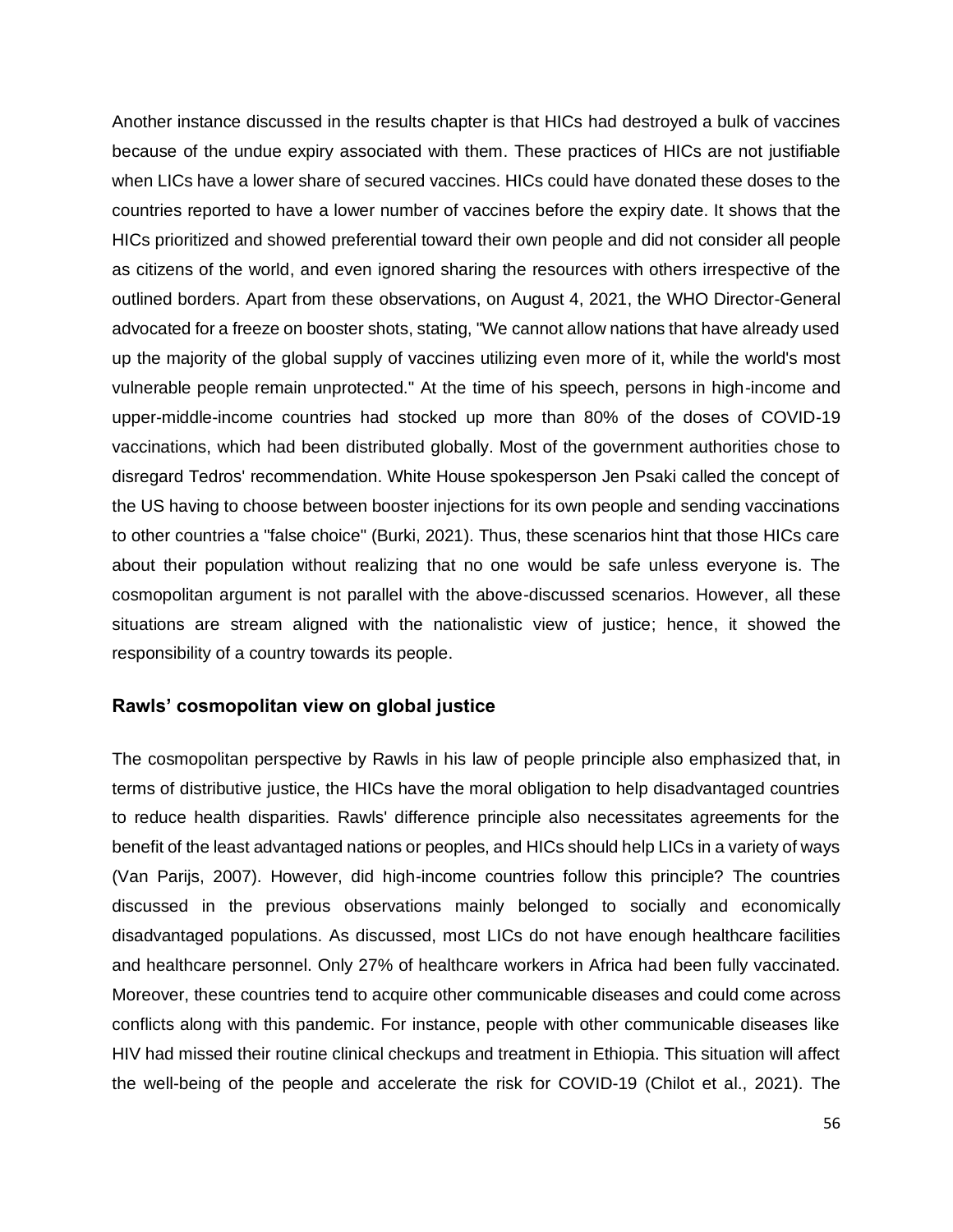Another instance discussed in the results chapter is that HICs had destroyed a bulk of vaccines because of the undue expiry associated with them. These practices of HICs are not justifiable when LICs have a lower share of secured vaccines. HICs could have donated these doses to the countries reported to have a lower number of vaccines before the expiry date. It shows that the HICs prioritized and showed preferential toward their own people and did not consider all people as citizens of the world, and even ignored sharing the resources with others irrespective of the outlined borders. Apart from these observations, on August 4, 2021, the WHO Director-General advocated for a freeze on booster shots, stating, "We cannot allow nations that have already used up the majority of the global supply of vaccines utilizing even more of it, while the world's most vulnerable people remain unprotected." At the time of his speech, persons in high-income and upper-middle-income countries had stocked up more than 80% of the doses of COVID-19 vaccinations, which had been distributed globally. Most of the government authorities chose to disregard Tedros' recommendation. White House spokesperson Jen Psaki called the concept of the US having to choose between booster injections for its own people and sending vaccinations to other countries a "false choice" (Burki, 2021). Thus, these scenarios hint that those HICs care about their population without realizing that no one would be safe unless everyone is. The cosmopolitan argument is not parallel with the above-discussed scenarios. However, all these situations are stream aligned with the nationalistic view of justice; hence, it showed the responsibility of a country towards its people.

### Rawls' cosmopolitan view on global justice

The cosmopolitan perspective by Rawls in his law of people principle also emphasized that, in terms of distributive justice, the HICs have the moral obligation to help disadvantaged countries to reduce health disparities. Rawls' difference principle also necessitates agreements for the benefit of the least advantaged nations or peoples, and HICs should help LICs in a variety of ways (Van Parijs, 2007). However, did high-income countries follow this principle? The countries discussed in the previous observations mainly belonged to socially and economically disadvantaged populations. As discussed, most LICs do not have enough healthcare facilities and healthcare personnel. Only 27% of healthcare workers in Africa had been fully vaccinated. Moreover, these countries tend to acquire other communicable diseases and could come across conflicts along with this pandemic. For instance, people with other communicable diseases like HIV had missed their routine clinical checkups and treatment in Ethiopia. This situation will affect the well-being of the people and accelerate the risk for COVID-19 (Chilot et al., 2021). The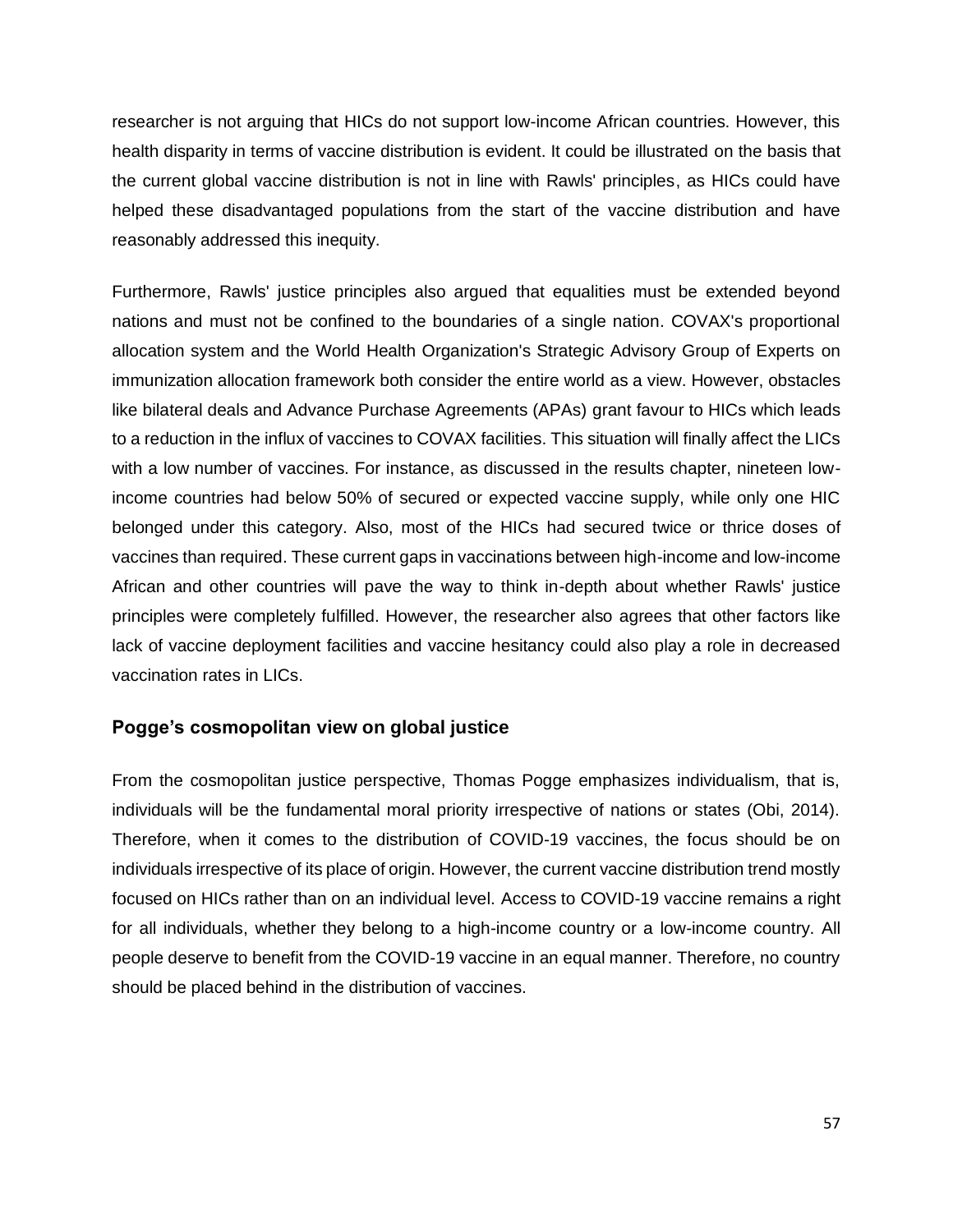researcher is not arguing that HICs do not support low-income African countries. However, this health disparity in terms of vaccine distribution is evident. It could be illustrated on the basis that the current global vaccine distribution is not in line with Rawls' principles, as HICs could have helped these disadvantaged populations from the start of the vaccine distribution and have reasonably addressed this inequity.

Furthermore, Rawls' justice principles also argued that equalities must be extended beyond nations and must not be confined to the boundaries of a single nation. COVAX's proportional allocation system and the World Health Organization's Strategic Advisory Group of Experts on immunization allocation framework both consider the entire world as a view. However, obstacles like bilateral deals and Advance Purchase Agreements (APAs) grant favour to HICs which leads to a reduction in the influx of vaccines to COVAX facilities. This situation will finally affect the LICs with a low number of vaccines. For instance, as discussed in the results chapter, nineteen low-income countries had below 50% of secured or expected vaccine supply, while only one HIC belonged under this category. Also, most of the HICs had secured twice or thrice doses of vaccines than required. These current gaps in vaccinations between high-income and low-income African and other countries will pave the way to think in-depth about whether Rawls' justice principles were completely fulfilled. However, the researcher also agrees that other factors like lack of vaccine deployment facilities and vaccine hesitancy could also play a role in decreased vaccination rates in LICs.

### Pogge's cosmopolitan view on global justice

From the cosmopolitan justice perspective, Thomas Pogge emphasizes individualism, that is, individuals will be the fundamental moral priority irrespective of nations or states (Obi, 2014). Therefore, when it comes to the distribution of COVID-19 vaccines, the focus should be on individuals irrespective of its place of origin. However, the current vaccine distribution trend mostly focused on HICs rather than on an individual level. Access to COVID-19 vaccine remains a right for all individuals, whether they belong to a high-income country or a low-income country. All people deserve to benefit from the COVID-19 vaccine in an equal manner. Therefore, no country should be placed behind in the distribution of vaccines.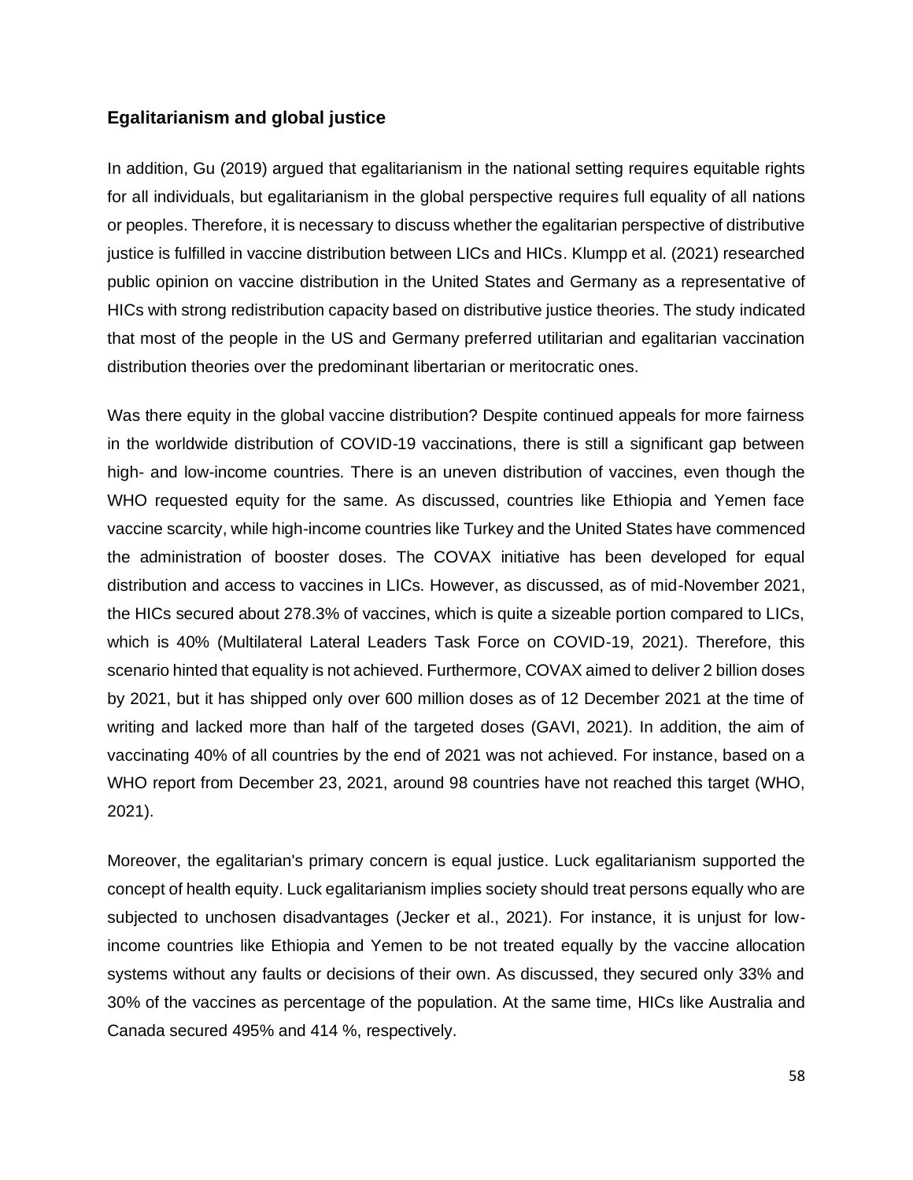### Egalitarianism and global justice

In addition, Gu (2019) argued that egalitarianism in the national setting requires equitable rights for all individuals, but egalitarianism in the global perspective requires full equality of all nations or peoples. Therefore, it is necessary to discuss whether the egalitarian perspective of distributive justice is fulfilled in vaccine distribution between LICs and HICs. Klumpp et al. (2021) researched public opinion on vaccine distribution in the United States and Germany as a representative of HICs with strong redistribution capacity based on distributive justice theories. The study indicated that most of the people in the US and Germany preferred utilitarian and egalitarian vaccination distribution theories over the predominant libertarian or meritocratic ones.

Was there equity in the global vaccine distribution? Despite continued appeals for more fairness in the worldwide distribution of COVID-19 vaccinations, there is still a significant gap between high- and low-income countries. There is an uneven distribution of vaccines, even though the WHO requested equity for the same. As discussed, countries like Ethiopia and Yemen face vaccine scarcity, while high-income countries like Turkey and the United States have commenced the administration of booster doses. The COVAX initiative has been developed for equal distribution and access to vaccines in LICs. However, as discussed, as of mid-November 2021, the HICs secured about 278.3% of vaccines, which is quite a sizeable portion compared to LICs, which is 40% (Multilateral Lateral Leaders Task Force on COVID-19, 2021). Therefore, this scenario hinted that equality is not achieved. Furthermore, COVAX aimed to deliver 2 billion doses by 2021, but it has shipped only over 600 million doses as of 12 December 2021 at the time of writing and lacked more than half of the targeted doses (GAVI, 2021). In addition, the aim of vaccinating 40% of all countries by the end of 2021 was not achieved. For instance, based on a WHO report from December 23, 2021, around 98 countries have not reached this target (WHO, 2021).

Moreover, the egalitarian's primary concern is equal justice. Luck egalitarianism supported the concept of health equity. Luck egalitarianism implies society should treat persons equally who are subjected to unchosen disadvantages (Jecker et al., 2021). For instance, it is unjust for low-income countries like Ethiopia and Yemen to be not treated equally by the vaccine allocation systems without any faults or decisions of their own. As discussed, they secured only 33% and 30% of the vaccines as percentage of the population. At the same time, HICs like Australia and Canada secured 495% and 414 %, respectively.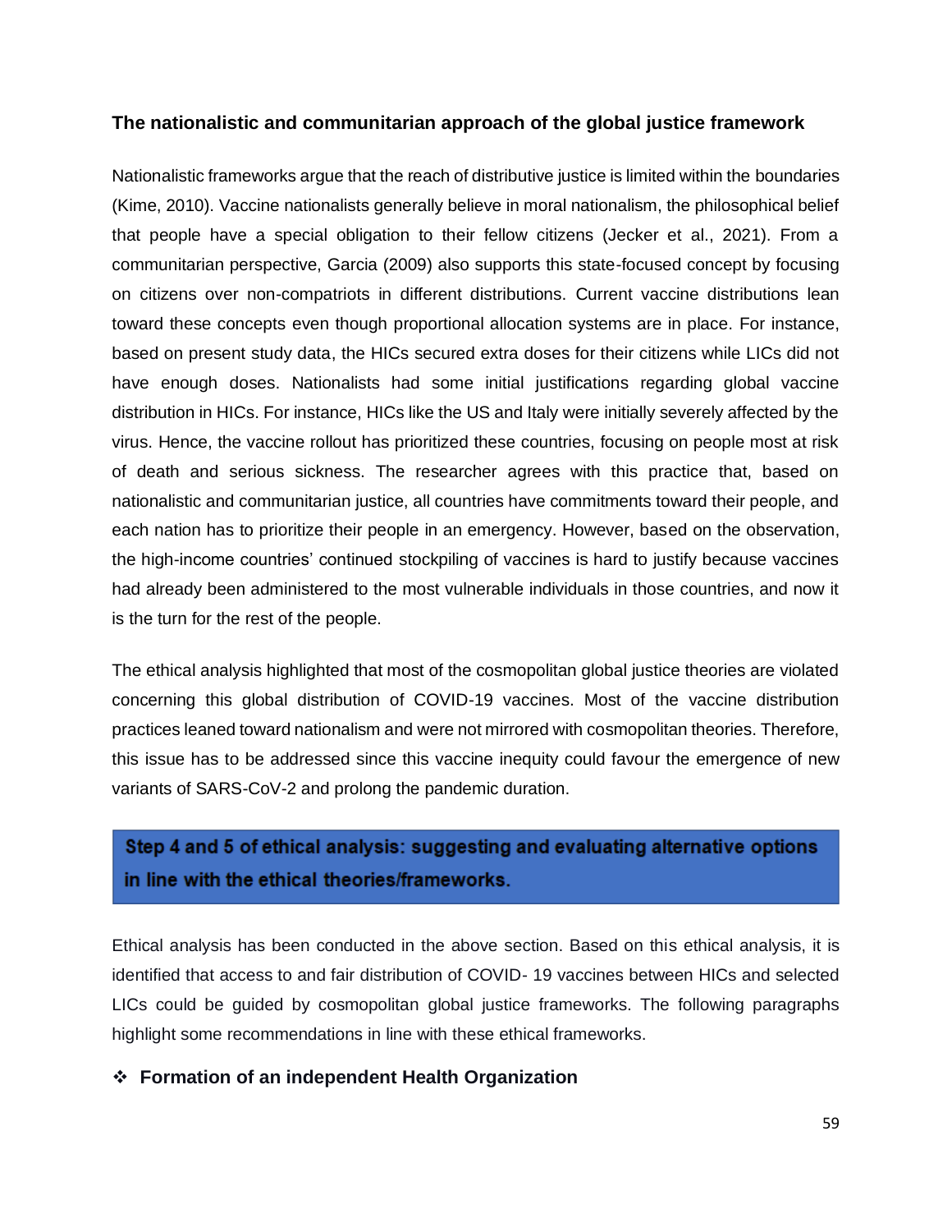### The nationalistic and communitarian approach of the global justice framework

Nationalistic frameworks argue that the reach of distributive justice is limited within the boundaries (Kime, 2010). Vaccine nationalists generally believe in moral nationalism, the philosophical belief that people have a special obligation to their fellow citizens (Jecker et al., 2021). From a communitarian perspective, Garcia (2009) also supports this state-focused concept by focusing on citizens over non-compatriots in different distributions. Current vaccine distributions lean toward these concepts even though proportional allocation systems are in place. For instance, based on present study data, the HICs secured extra doses for their citizens while LICs did not have enough doses. Nationalists had some initial justifications regarding global vaccine distribution in HICs. For instance, HICs like the US and Italy were initially severely affected by the virus. Hence, the vaccine rollout has prioritized these countries, focusing on people most at risk of death and serious sickness. The researcher agrees with this practice that, based on nationalistic and communitarian justice, all countries have commitments toward their people, and each nation has to prioritize their people in an emergency. However, based on the observation, the high-income countries' continued stockpiling of vaccines is hard to justify because vaccines had already been administered to the most vulnerable individuals in those countries, and now it is the turn for the rest of the people.

The ethical analysis highlighted that most of the cosmopolitan global justice theories are violated concerning this global distribution of COVID-19 vaccines. Most of the vaccine distribution practices leaned toward nationalism and were not mirrored with cosmopolitan theories. Therefore, this issue has to be addressed since this vaccine inequity could favour the emergence of new variants of SARS-CoV-2 and prolong the pandemic duration.

## Step 4 and 5 of ethical analysis: suggesting and evaluating alternative options in line with the ethical theories/frameworks.

Ethical analysis has been conducted in the above section. Based on this ethical analysis, it is identified that access to and fair distribution of COVID- 19 vaccines between HICs and selected LICs could be guided by cosmopolitan global justice frameworks. The following paragraphs highlight some recommendations in line with these ethical frameworks.

- **Formation of an independent Health Organization**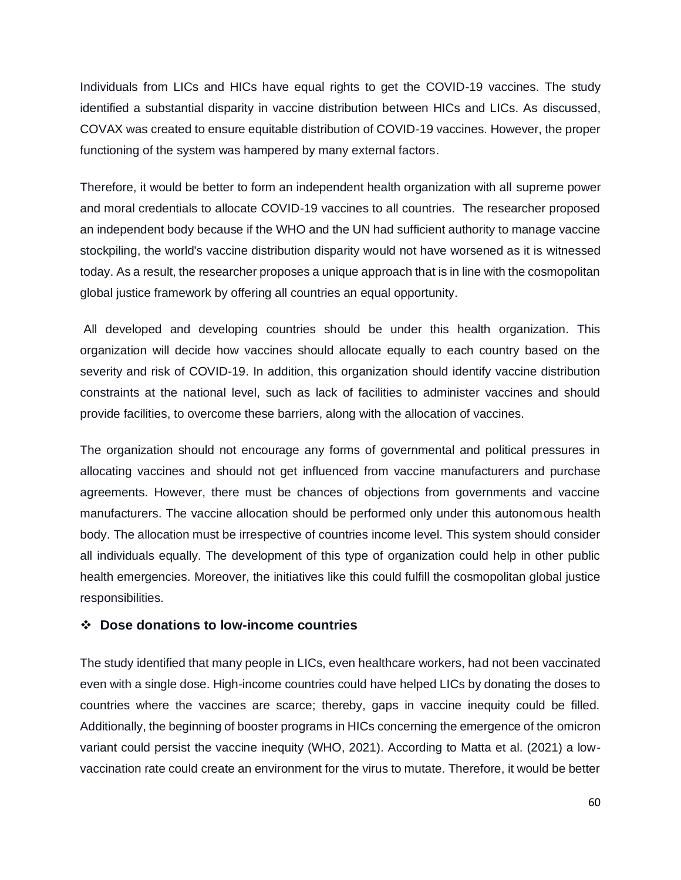Individuals from LICs and HICs have equal rights to get the COVID-19 vaccines. The study identified a substantial disparity in vaccine distribution between HICs and LICs. As discussed, COVAX was created to ensure equitable distribution of COVID-19 vaccines. However, the proper functioning of the system was hampered by many external factors.

Therefore, it would be better to form an independent health organization with all supreme power and moral credentials to allocate COVID-19 vaccines to all countries. The researcher proposed an independent body because if the WHO and the UN had sufficient authority to manage vaccine stockpiling, the world's vaccine distribution disparity would not have worsened as it is witnessed today. As a result, the researcher proposes a unique approach that is in line with the cosmopolitan global justice framework by offering all countries an equal opportunity.

All developed and developing countries should be under this health organization. This organization will decide how vaccines should allocate equally to each country based on the severity and risk of COVID-19. In addition, this organization should identify vaccine distribution constraints at the national level, such as lack of facilities to administer vaccines and should provide facilities, to overcome these barriers, along with the allocation of vaccines.

The organization should not encourage any forms of governmental and political pressures in allocating vaccines and should not get influenced from vaccine manufacturers and purchase agreements. However, there must be chances of objections from governments and vaccine manufacturers. The vaccine allocation should be performed only under this autonomous health body. The allocation must be irrespective of countries income level. This system should consider all individuals equally. The development of this type of organization could help in other public health emergencies. Moreover, the initiatives like this could fulfill the cosmopolitan global justice responsibilities.

- **Dose donations to low-income countries**

The study identified that many people in LICs, even healthcare workers, had not been vaccinated even with a single dose. High-income countries could have helped LICs by donating the doses to countries where the vaccines are scarce; thereby, gaps in vaccine inequity could be filled. Additionally, the beginning of booster programs in HICs concerning the emergence of the omicron variant could persist the vaccine inequity (WHO, 2021). According to Matta et al. (2021) a low-vaccination rate could create an environment for the virus to mutate. Therefore, it would be better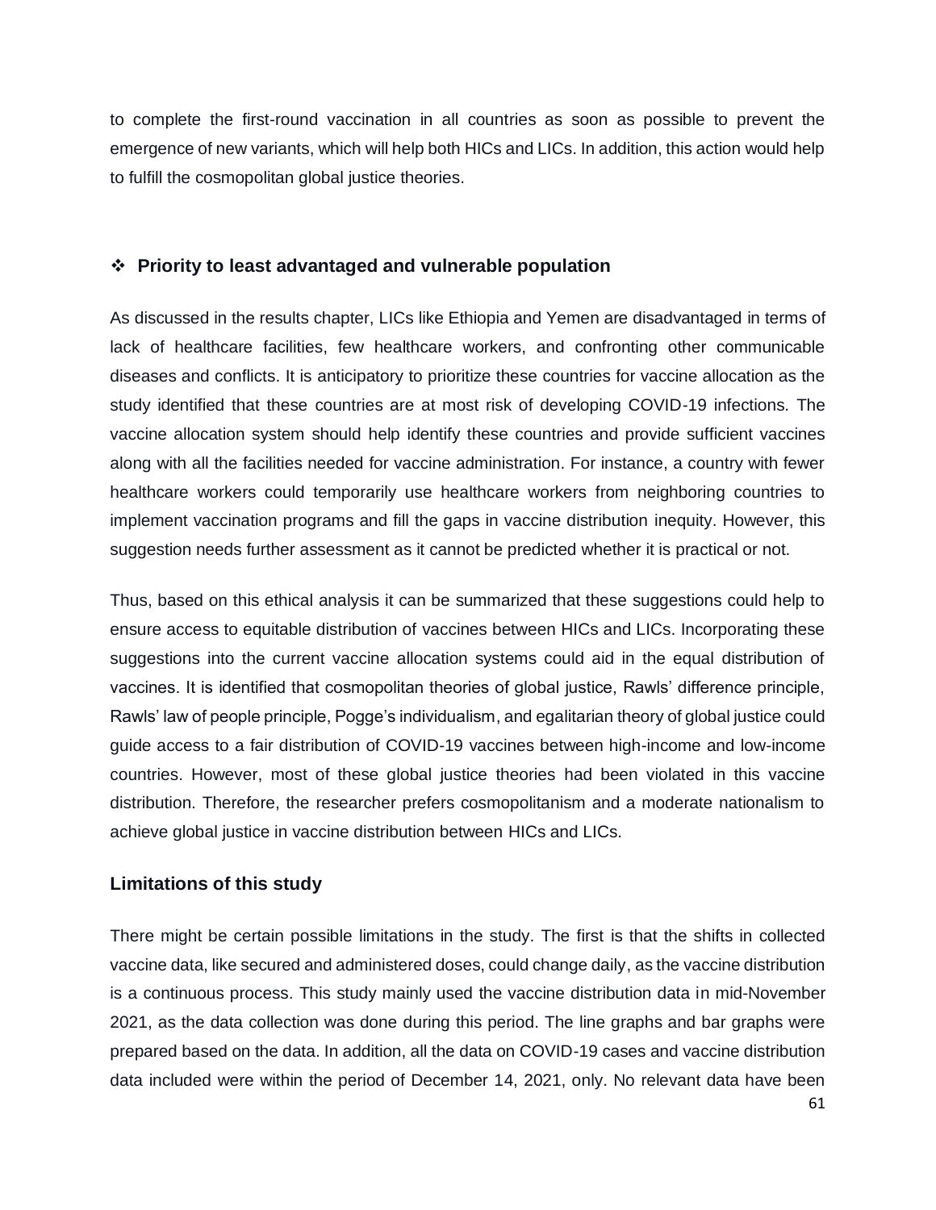to complete the first-round vaccination in all countries as soon as possible to prevent the emergence of new variants, which will help both HICs and LICs. In addition, this action would help to fulfill the cosmopolitan global justice theories.

- **Priority to least advantaged and vulnerable population**

As discussed in the results chapter, LICs like Ethiopia and Yemen are disadvantaged in terms of lack of healthcare facilities, few healthcare workers, and confronting other communicable diseases and conflicts. It is anticipatory to prioritize these countries for vaccine allocation as the study identified that these countries are at most risk of developing COVID-19 infections. The vaccine allocation system should help identify these countries and provide sufficient vaccines along with all the facilities needed for vaccine administration. For instance, a country with fewer healthcare workers could temporarily use healthcare workers from neighboring countries to implement vaccination programs and fill the gaps in vaccine distribution inequity. However, this suggestion needs further assessment as it cannot be predicted whether it is practical or not.

Thus, based on this ethical analysis it can be summarized that these suggestions could help to ensure access to equitable distribution of vaccines between HICs and LICs. Incorporating these suggestions into the current vaccine allocation systems could aid in the equal distribution of vaccines. It is identified that cosmopolitan theories of global justice, Rawls' difference principle, Rawls' law of people principle, Pogge's individualism, and egalitarian theory of global justice could guide access to a fair distribution of COVID-19 vaccines between high-income and low-income countries. However, most of these global justice theories had been violated in this vaccine distribution. Therefore, the researcher prefers cosmopolitanism and a moderate nationalism to achieve global justice in vaccine distribution between HICs and LICs.

### Limitations of this study

There might be certain possible limitations in the study. The first is that the shifts in collected vaccine data, like secured and administered doses, could change daily, as the vaccine distribution is a continuous process. This study mainly used the vaccine distribution data in mid-November 2021, as the data collection was done during this period. The line graphs and bar graphs were prepared based on the data. In addition, all the data on COVID-19 cases and vaccine distribution data included were within the period of December 14, 2021, only. No relevant data have been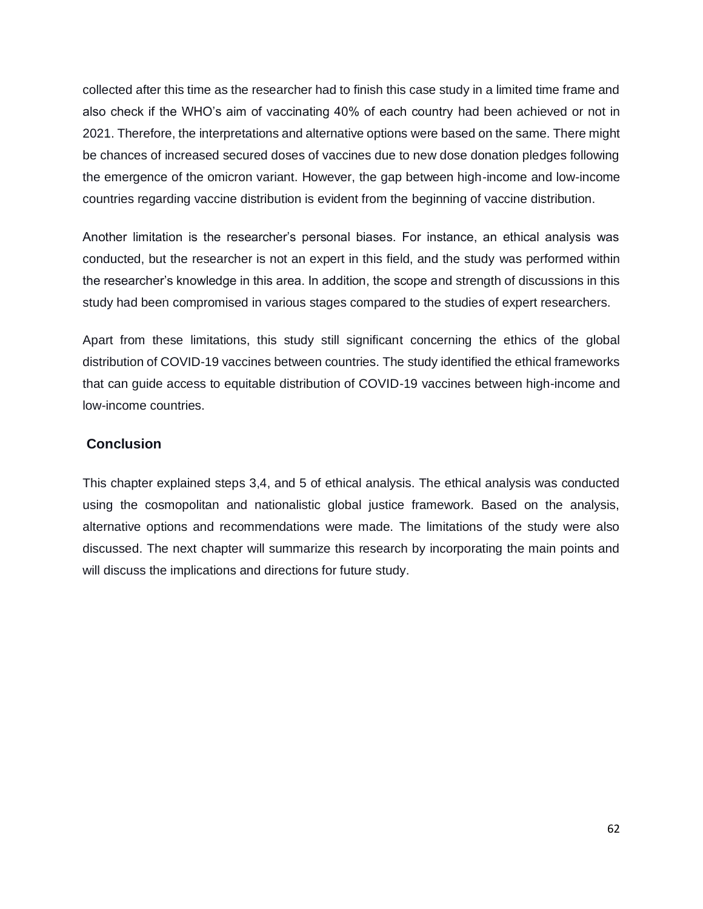collected after this time as the researcher had to finish this case study in a limited time frame and also check if the WHO's aim of vaccinating 40% of each country had been achieved or not in 2021. Therefore, the interpretations and alternative options were based on the same. There might be chances of increased secured doses of vaccines due to new dose donation pledges following the emergence of the omicron variant. However, the gap between high-income and low-income countries regarding vaccine distribution is evident from the beginning of vaccine distribution.

Another limitation is the researcher's personal biases. For instance, an ethical analysis was conducted, but the researcher is not an expert in this field, and the study was performed within the researcher's knowledge in this area. In addition, the scope and strength of discussions in this study had been compromised in various stages compared to the studies of expert researchers.

Apart from these limitations, this study still significant concerning the ethics of the global distribution of COVID-19 vaccines between countries. The study identified the ethical frameworks that can guide access to equitable distribution of COVID-19 vaccines between high-income and low-income countries.

## Conclusion

This chapter explained steps 3,4, and 5 of ethical analysis. The ethical analysis was conducted using the cosmopolitan and nationalistic global justice framework. Based on the analysis, alternative options and recommendations were made. The limitations of the study were also discussed. The next chapter will summarize this research by incorporating the main points and will discuss the implications and directions for future study.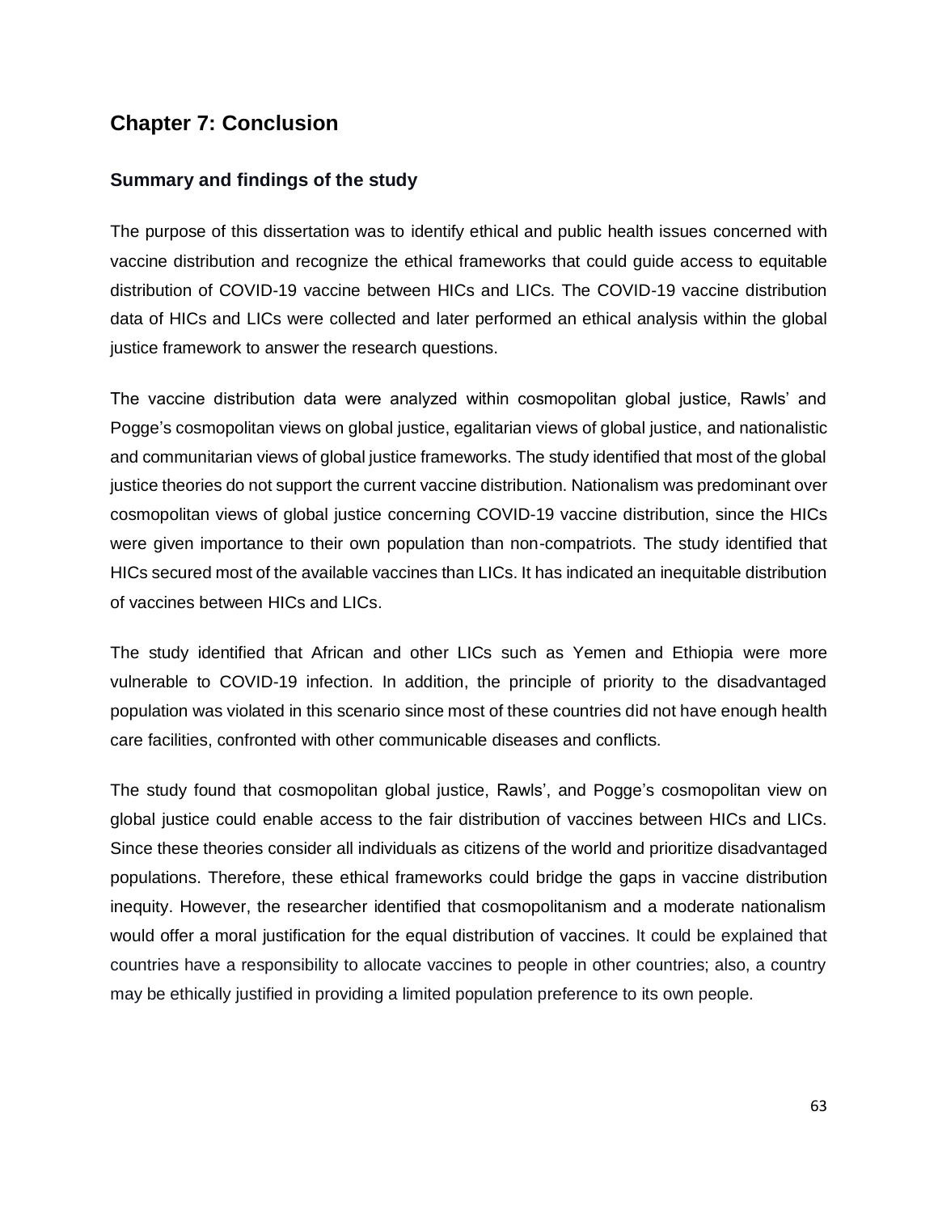## Chapter 7: Conclusion

### Summary and findings of the study

The purpose of this dissertation was to identify ethical and public health issues concerned with vaccine distribution and recognize the ethical frameworks that could guide access to equitable distribution of COVID-19 vaccine between HICs and LICs. The COVID-19 vaccine distribution data of HICs and LICs were collected and later performed an ethical analysis within the global justice framework to answer the research questions.

The vaccine distribution data were analyzed within cosmopolitan global justice, Rawls' and Pogge's cosmopolitan views on global justice, egalitarian views of global justice, and nationalistic and communitarian views of global justice frameworks. The study identified that most of the global justice theories do not support the current vaccine distribution. Nationalism was predominant over cosmopolitan views of global justice concerning COVID-19 vaccine distribution, since the HICs were given importance to their own population than non-compatriots. The study identified that HICs secured most of the available vaccines than LICs. It has indicated an inequitable distribution of vaccines between HICs and LICs.

The study identified that African and other LICs such as Yemen and Ethiopia were more vulnerable to COVID-19 infection. In addition, the principle of priority to the disadvantaged population was violated in this scenario since most of these countries did not have enough health care facilities, confronted with other communicable diseases and conflicts.

The study found that cosmopolitan global justice, Rawls', and Pogge's cosmopolitan view on global justice could enable access to the fair distribution of vaccines between HICs and LICs. Since these theories consider all individuals as citizens of the world and prioritize disadvantaged populations. Therefore, these ethical frameworks could bridge the gaps in vaccine distribution inequity. However, the researcher identified that cosmopolitanism and a moderate nationalism would offer a moral justification for the equal distribution of vaccines. It could be explained that countries have a responsibility to allocate vaccines to people in other countries; also, a country may be ethically justified in providing a limited population preference to its own people.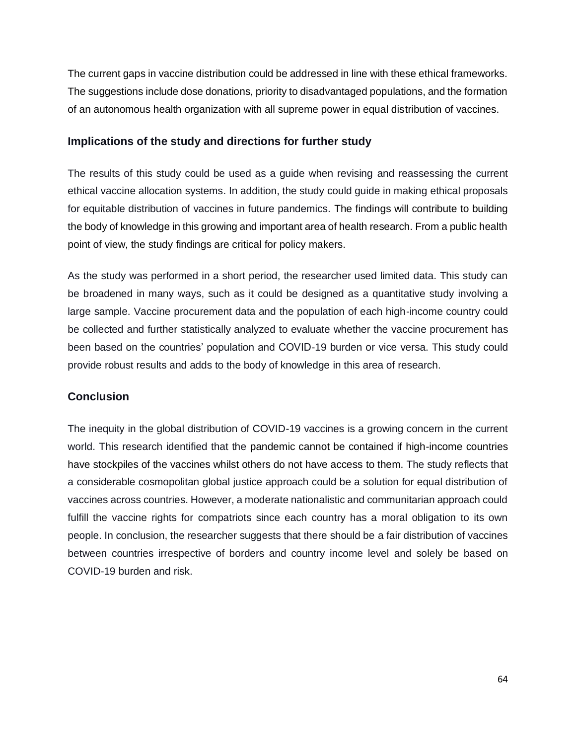The current gaps in vaccine distribution could be addressed in line with these ethical frameworks. The suggestions include dose donations, priority to disadvantaged populations, and the formation of an autonomous health organization with all supreme power in equal distribution of vaccines.

### Implications of the study and directions for further study

The results of this study could be used as a guide when revising and reassessing the current ethical vaccine allocation systems. In addition, the study could guide in making ethical proposals for equitable distribution of vaccines in future pandemics. The findings will contribute to building the body of knowledge in this growing and important area of health research. From a public health point of view, the study findings are critical for policy makers.

As the study was performed in a short period, the researcher used limited data. This study can be broadened in many ways, such as it could be designed as a quantitative study involving a large sample. Vaccine procurement data and the population of each high-income country could be collected and further statistically analyzed to evaluate whether the vaccine procurement has been based on the countries' population and COVID-19 burden or vice versa. This study could provide robust results and adds to the body of knowledge in this area of research.

### Conclusion

The inequity in the global distribution of COVID-19 vaccines is a growing concern in the current world. This research identified that the pandemic cannot be contained if high-income countries have stockpiles of the vaccines whilst others do not have access to them. The study reflects that a considerable cosmopolitan global justice approach could be a solution for equal distribution of vaccines across countries. However, a moderate nationalistic and communitarian approach could fulfill the vaccine rights for compatriots since each country has a moral obligation to its own people. In conclusion, the researcher suggests that there should be a fair distribution of vaccines between countries irrespective of borders and country income level and solely be based on COVID-19 burden and risk.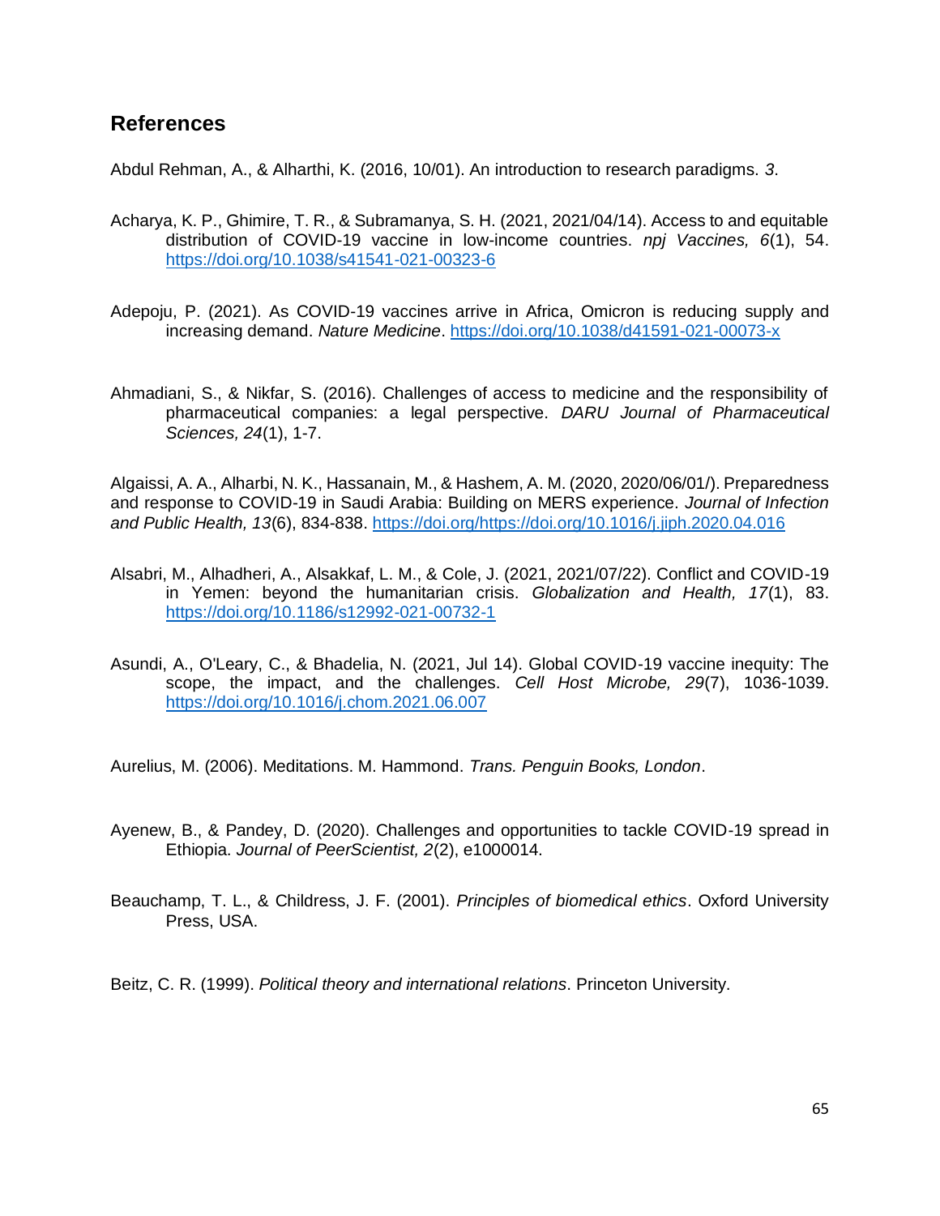## References

Abdul Rehman, A., & Alharthi, K. (2016, 10/01). An introduction to research paradigms. *3*.

Acharya, K. P., Ghimire, T. R., & Subramanya, S. H. (2021, 2021/04/14). Access to and equitable distribution of COVID-19 vaccine in low-income countries. *npj Vaccines, 6*(1), 54. https://doi.org/10.1038/s41541-021-00323-6

Adepoju, P. (2021). As COVID-19 vaccines arrive in Africa, Omicron is reducing supply and increasing demand. *Nature Medicine*. https://doi.org/10.1038/d41591-021-00073-x

Ahmadiani, S., & Nikfar, S. (2016). Challenges of access to medicine and the responsibility of pharmaceutical companies: a legal perspective. *DARU Journal of Pharmaceutical Sciences, 24*(1), 1-7.

Algaissi, A. A., Alharbi, N. K., Hassanain, M., & Hashem, A. M. (2020, 2020/06/01/). Preparedness and response to COVID-19 in Saudi Arabia: Building on MERS experience. *Journal of Infection and Public Health, 13*(6), 834-838. https://doi.org/https://doi.org/10.1016/j.jiph.2020.04.016

Alsabri, M., Alhadheri, A., Alsakkaf, L. M., & Cole, J. (2021, 2021/07/22). Conflict and COVID-19 in Yemen: beyond the humanitarian crisis. *Globalization and Health, 17*(1), 83. https://doi.org/10.1186/s12992-021-00732-1

Asundi, A., O'Leary, C., & Bhadelia, N. (2021, Jul 14). Global COVID-19 vaccine inequity: The scope, the impact, and the challenges. *Cell Host Microbe, 29*(7), 1036-1039. https://doi.org/10.1016/j.chom.2021.06.007

Aurelius, M. (2006). Meditations. M. Hammond. *Trans. Penguin Books, London*.

Ayenew, B., & Pandey, D. (2020). Challenges and opportunities to tackle COVID-19 spread in Ethiopia. *Journal of PeerScientist, 2*(2), e1000014.

Beauchamp, T. L., & Childress, J. F. (2001). *Principles of biomedical ethics*. Oxford University Press, USA.

Beitz, C. R. (1999). *Political theory and international relations*. Princeton University.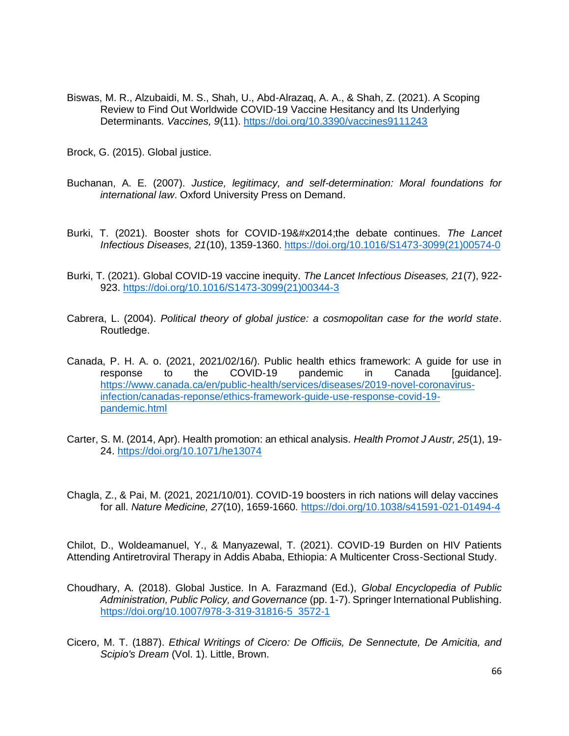Biswas, M. R., Alzubaidi, M. S., Shah, U., Abd-Alrazaq, A. A., & Shah, Z. (2021). A Scoping Review to Find Out Worldwide COVID-19 Vaccine Hesitancy and Its Underlying Determinants. *Vaccines, 9*(11). https://doi.org/10.3390/vaccines9111243

Brock, G. (2015). Global justice.

Buchanan, A. E. (2007). *Justice, legitimacy, and self-determination: Moral foundations for international law*. Oxford University Press on Demand.

Burki, T. (2021). Booster shots for COVID-19&#x2014;the debate continues. *The Lancet Infectious Diseases, 21*(10), 1359-1360. https://doi.org/10.1016/S1473-3099(21)00574-0

Burki, T. (2021). Global COVID-19 vaccine inequity. *The Lancet Infectious Diseases, 21*(7), 922-923. https://doi.org/10.1016/S1473-3099(21)00344-3

Cabrera, L. (2004). *Political theory of global justice: a cosmopolitan case for the world state*. Routledge.

Canada, P. H. A. o. (2021, 2021/02/16/). Public health ethics framework: A guide for use in response to the COVID-19 pandemic in Canada [guidance]. https://www.canada.ca/en/public-health/services/diseases/2019-novel-coronavirus-infection/canadas-reponse/ethics-framework-guide-use-response-covid-19-pandemic.html

Carter, S. M. (2014, Apr). Health promotion: an ethical analysis. *Health Promot J Austr, 25*(1), 19-24. https://doi.org/10.1071/he13074

Chagla, Z., & Pai, M. (2021, 2021/10/01). COVID-19 boosters in rich nations will delay vaccines for all. *Nature Medicine, 27*(10), 1659-1660. https://doi.org/10.1038/s41591-021-01494-4

Chilot, D., Woldeamanuel, Y., & Manyazewal, T. (2021). COVID-19 Burden on HIV Patients Attending Antiretroviral Therapy in Addis Ababa, Ethiopia: A Multicenter Cross-Sectional Study.

Choudhary, A. (2018). Global Justice. In A. Farazmand (Ed.), *Global Encyclopedia of Public Administration, Public Policy, and Governance* (pp. 1-7). Springer International Publishing. https://doi.org/10.1007/978-3-319-31816-5_3572-1

Cicero, M. T. (1887). *Ethical Writings of Cicero: De Officiis, De Sennectute, De Amicitia, and Scipio's Dream* (Vol. 1). Little, Brown.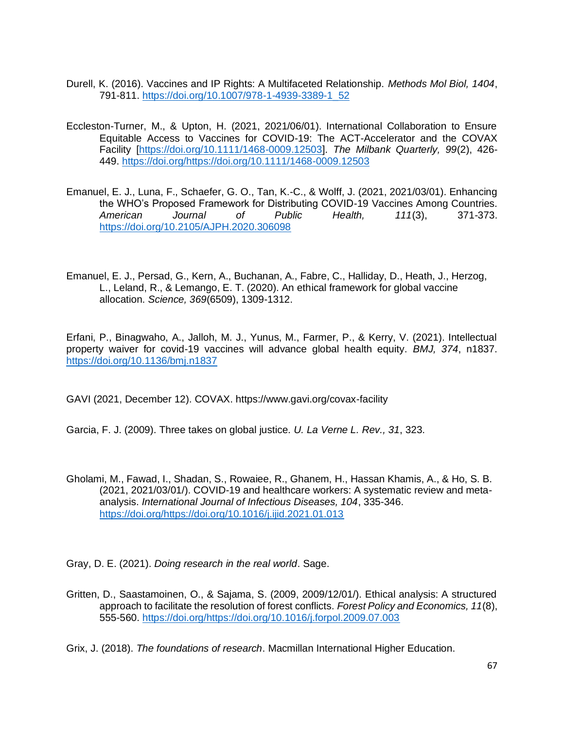Durell, K. (2016). Vaccines and IP Rights: A Multifaceted Relationship. *Methods Mol Biol, 1404*, 791-811. https://doi.org/10.1007/978-1-4939-3389-1_52

Eccleston-Turner, M., & Upton, H. (2021, 2021/06/01). International Collaboration to Ensure Equitable Access to Vaccines for COVID-19: The ACT-Accelerator and the COVAX Facility [https://doi.org/10.1111/1468-0009.12503]. *The Milbank Quarterly, 99*(2), 426-449. https://doi.org/https://doi.org/10.1111/1468-0009.12503

Emanuel, E. J., Luna, F., Schaefer, G. O., Tan, K.-C., & Wolff, J. (2021, 2021/03/01). Enhancing the WHO's Proposed Framework for Distributing COVID-19 Vaccines Among Countries. *American Journal of Public Health, 111*(3), 371-373. https://doi.org/10.2105/AJPH.2020.306098

Emanuel, E. J., Persad, G., Kern, A., Buchanan, A., Fabre, C., Halliday, D., Heath, J., Herzog, L., Leland, R., & Lemango, E. T. (2020). An ethical framework for global vaccine allocation. *Science, 369*(6509), 1309-1312.

Erfani, P., Binagwaho, A., Jalloh, M. J., Yunus, M., Farmer, P., & Kerry, V. (2021). Intellectual property waiver for covid-19 vaccines will advance global health equity. *BMJ, 374*, n1837. https://doi.org/10.1136/bmj.n1837

GAVI (2021, December 12). COVAX. https://www.gavi.org/covax-facility

Garcia, F. J. (2009). Three takes on global justice. *U. La Verne L. Rev., 31*, 323.

Gholami, M., Fawad, I., Shadan, S., Rowaiee, R., Ghanem, H., Hassan Khamis, A., & Ho, S. B. (2021, 2021/03/01/). COVID-19 and healthcare workers: A systematic review and meta-analysis. *International Journal of Infectious Diseases, 104*, 335-346. https://doi.org/https://doi.org/10.1016/j.ijid.2021.01.013

Gray, D. E. (2021). *Doing research in the real world*. Sage.

Gritten, D., Saastamoinen, O., & Sajama, S. (2009, 2009/12/01/). Ethical analysis: A structured approach to facilitate the resolution of forest conflicts. *Forest Policy and Economics, 11*(8), 555-560. https://doi.org/https://doi.org/10.1016/j.forpol.2009.07.003

Grix, J. (2018). *The foundations of research*. Macmillan International Higher Education.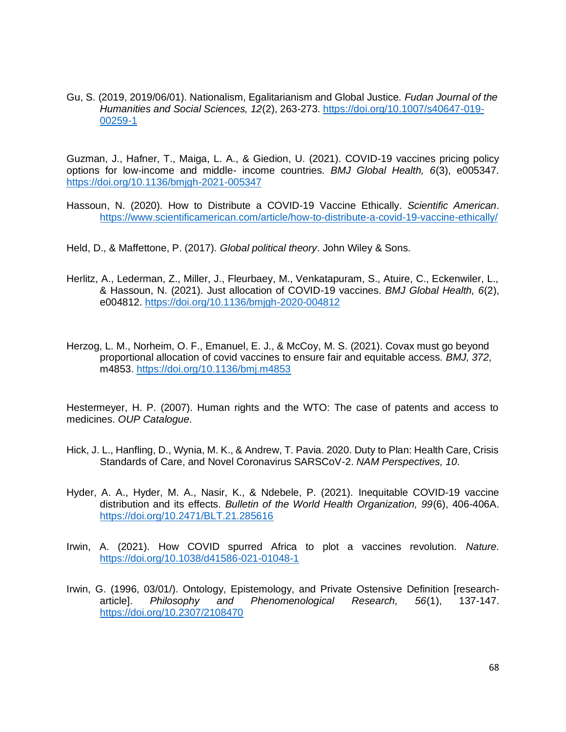Gu, S. (2019, 2019/06/01). Nationalism, Egalitarianism and Global Justice. *Fudan Journal of the Humanities and Social Sciences, 12*(2), 263-273. https://doi.org/10.1007/s40647-019-00259-1

Guzman, J., Hafner, T., Maiga, L. A., & Giedion, U. (2021). COVID-19 vaccines pricing policy options for low-income and middle- income countries. *BMJ Global Health, 6*(3), e005347. https://doi.org/10.1136/bmjgh-2021-005347

Hassoun, N. (2020). How to Distribute a COVID-19 Vaccine Ethically. *Scientific American*. https://www.scientificamerican.com/article/how-to-distribute-a-covid-19-vaccine-ethically/

Held, D., & Maffettone, P. (2017). *Global political theory*. John Wiley & Sons.

Herlitz, A., Lederman, Z., Miller, J., Fleurbaey, M., Venkatapuram, S., Atuire, C., Eckenwiler, L., & Hassoun, N. (2021). Just allocation of COVID-19 vaccines. *BMJ Global Health, 6*(2), e004812. https://doi.org/10.1136/bmjgh-2020-004812

Herzog, L. M., Norheim, O. F., Emanuel, E. J., & McCoy, M. S. (2021). Covax must go beyond proportional allocation of covid vaccines to ensure fair and equitable access. *BMJ, 372*, m4853. https://doi.org/10.1136/bmj.m4853

Hestermeyer, H. P. (2007). Human rights and the WTO: The case of patents and access to medicines. *OUP Catalogue*.

Hick, J. L., Hanfling, D., Wynia, M. K., & Andrew, T. Pavia. 2020. Duty to Plan: Health Care, Crisis Standards of Care, and Novel Coronavirus SARSCoV-2. *NAM Perspectives, 10*.

Hyder, A. A., Hyder, M. A., Nasir, K., & Ndebele, P. (2021). Inequitable COVID-19 vaccine distribution and its effects. *Bulletin of the World Health Organization, 99*(6), 406-406A. https://doi.org/10.2471/BLT.21.285616

Irwin, A. (2021). How COVID spurred Africa to plot a vaccines revolution. *Nature*. https://doi.org/10.1038/d41586-021-01048-1

Irwin, G. (1996, 03/01/). Ontology, Epistemology, and Private Ostensive Definition [research-article]. *Philosophy and Phenomenological Research, 56*(1), 137-147. https://doi.org/10.2307/2108470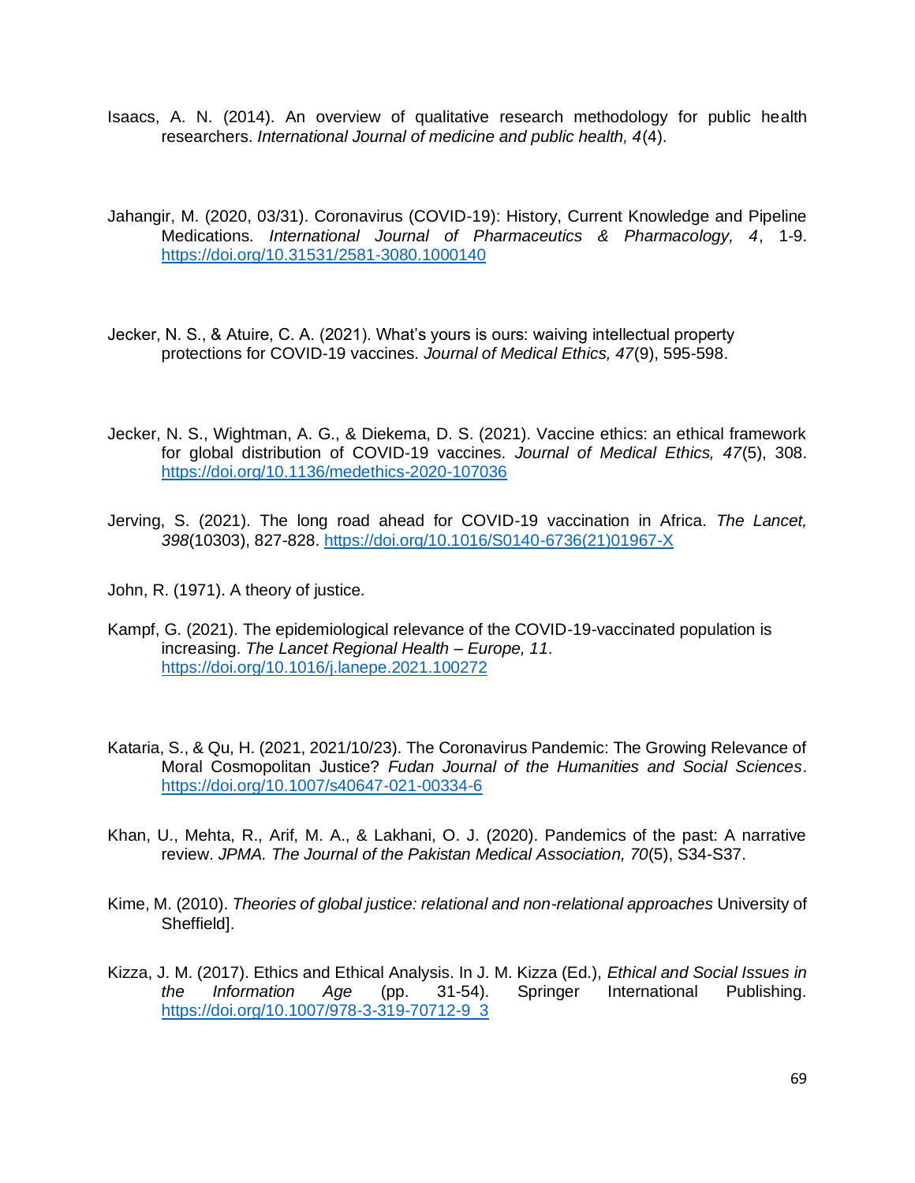Isaacs, A. N. (2014). An overview of qualitative research methodology for public health researchers. *International Journal of medicine and public health, 4*(4).

Jahangir, M. (2020, 03/31). Coronavirus (COVID-19): History, Current Knowledge and Pipeline Medications. *International Journal of Pharmaceutics & Pharmacology, 4*, 1-9. https://doi.org/10.31531/2581-3080.1000140

Jecker, N. S., & Atuire, C. A. (2021). What's yours is ours: waiving intellectual property protections for COVID-19 vaccines. *Journal of Medical Ethics, 47*(9), 595-598.

Jecker, N. S., Wightman, A. G., & Diekema, D. S. (2021). Vaccine ethics: an ethical framework for global distribution of COVID-19 vaccines. *Journal of Medical Ethics, 47*(5), 308. https://doi.org/10.1136/medethics-2020-107036

Jerving, S. (2021). The long road ahead for COVID-19 vaccination in Africa. *The Lancet, 398*(10303), 827-828. https://doi.org/10.1016/S0140-6736(21)01967-X

John, R. (1971). A theory of justice.

Kampf, G. (2021). The epidemiological relevance of the COVID-19-vaccinated population is increasing. *The Lancet Regional Health – Europe, 11*. https://doi.org/10.1016/j.lanepe.2021.100272

Kataria, S., & Qu, H. (2021, 2021/10/23). The Coronavirus Pandemic: The Growing Relevance of Moral Cosmopolitan Justice? *Fudan Journal of the Humanities and Social Sciences*. https://doi.org/10.1007/s40647-021-00334-6

Khan, U., Mehta, R., Arif, M. A., & Lakhani, O. J. (2020). Pandemics of the past: A narrative review. *JPMA. The Journal of the Pakistan Medical Association, 70*(5), S34-S37.

Kime, M. (2010). *Theories of global justice: relational and non-relational approaches* University of Sheffield].

Kizza, J. M. (2017). Ethics and Ethical Analysis. In J. M. Kizza (Ed.), *Ethical and Social Issues in the Information Age* (pp. 31-54). Springer International Publishing. https://doi.org/10.1007/978-3-319-70712-9_3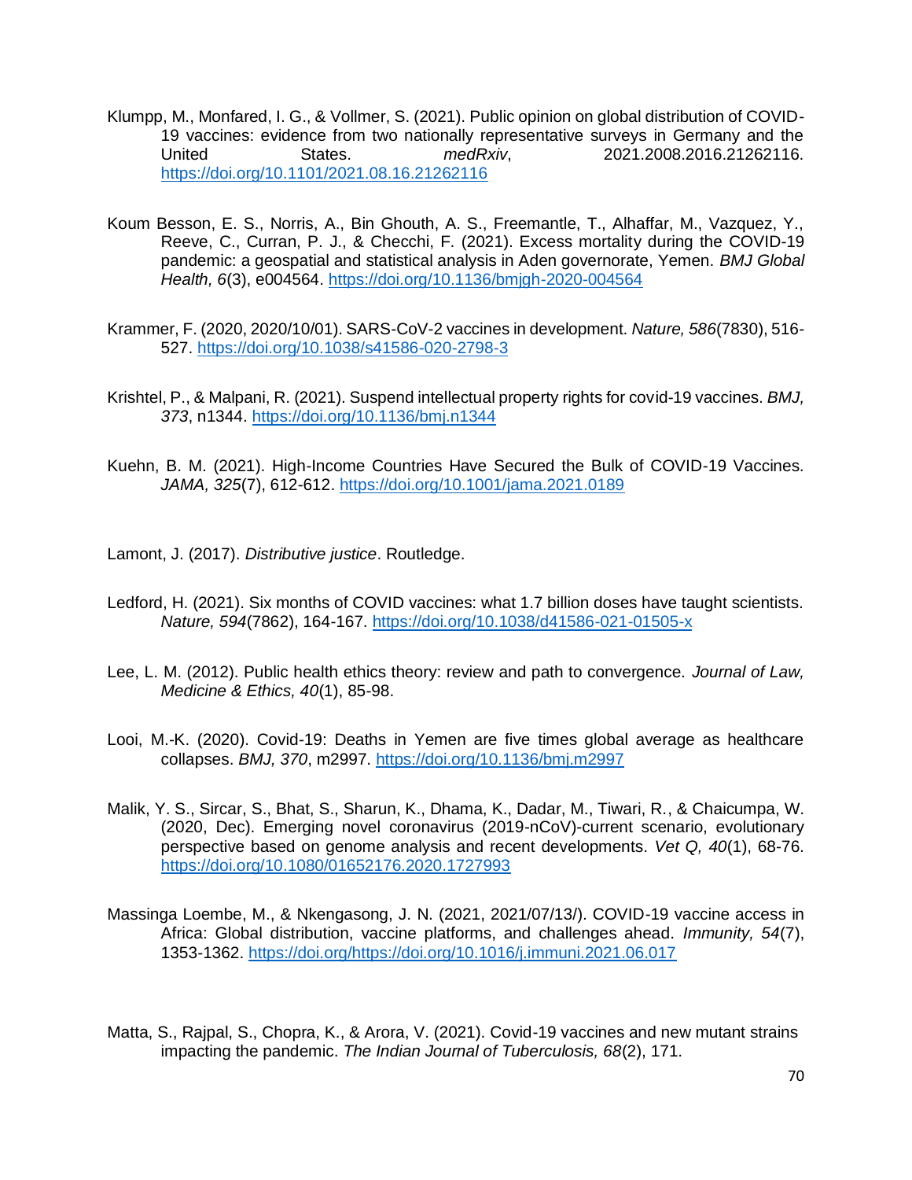Klumpp, M., Monfared, I. G., & Vollmer, S. (2021). Public opinion on global distribution of COVID-19 vaccines: evidence from two nationally representative surveys in Germany and the United States. *medRxiv*, 2021.2008.2016.21262116. https://doi.org/10.1101/2021.08.16.21262116

Koum Besson, E. S., Norris, A., Bin Ghouth, A. S., Freemantle, T., Alhaffar, M., Vazquez, Y., Reeve, C., Curran, P. J., & Checchi, F. (2021). Excess mortality during the COVID-19 pandemic: a geospatial and statistical analysis in Aden governorate, Yemen. *BMJ Global Health, 6*(3), e004564. https://doi.org/10.1136/bmjgh-2020-004564

Krammer, F. (2020, 2020/10/01). SARS-CoV-2 vaccines in development. *Nature, 586*(7830), 516-527. https://doi.org/10.1038/s41586-020-2798-3

Krishtel, P., & Malpani, R. (2021). Suspend intellectual property rights for covid-19 vaccines. *BMJ, 373*, n1344. https://doi.org/10.1136/bmj.n1344

Kuehn, B. M. (2021). High-Income Countries Have Secured the Bulk of COVID-19 Vaccines. *JAMA, 325*(7), 612-612. https://doi.org/10.1001/jama.2021.0189

Lamont, J. (2017). *Distributive justice*. Routledge.

Ledford, H. (2021). Six months of COVID vaccines: what 1.7 billion doses have taught scientists. *Nature, 594*(7862), 164-167. https://doi.org/10.1038/d41586-021-01505-x

Lee, L. M. (2012). Public health ethics theory: review and path to convergence. *Journal of Law, Medicine & Ethics, 40*(1), 85-98.

Looi, M.-K. (2020). Covid-19: Deaths in Yemen are five times global average as healthcare collapses. *BMJ, 370*, m2997. https://doi.org/10.1136/bmj.m2997

Malik, Y. S., Sircar, S., Bhat, S., Sharun, K., Dhama, K., Dadar, M., Tiwari, R., & Chaicumpa, W. (2020, Dec). Emerging novel coronavirus (2019-nCoV)-current scenario, evolutionary perspective based on genome analysis and recent developments. *Vet Q, 40*(1), 68-76. https://doi.org/10.1080/01652176.2020.1727993

Massinga Loembe, M., & Nkengasong, J. N. (2021, 2021/07/13/). COVID-19 vaccine access in Africa: Global distribution, vaccine platforms, and challenges ahead. *Immunity, 54*(7), 1353-1362. https://doi.org/https://doi.org/10.1016/j.immuni.2021.06.017

Matta, S., Rajpal, S., Chopra, K., & Arora, V. (2021). Covid-19 vaccines and new mutant strains impacting the pandemic. *The Indian Journal of Tuberculosis, 68*(2), 171.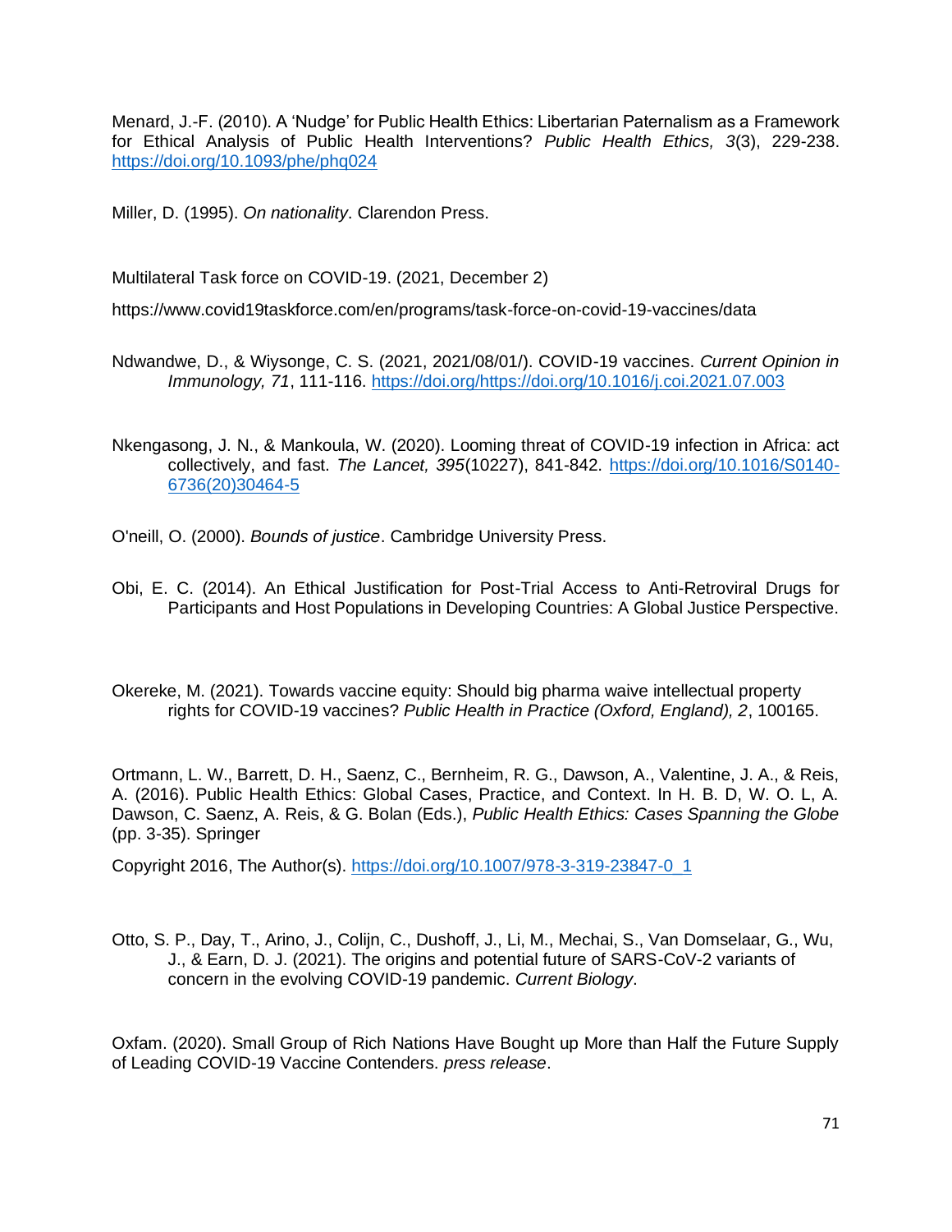Menard, J.-F. (2010). A 'Nudge' for Public Health Ethics: Libertarian Paternalism as a Framework for Ethical Analysis of Public Health Interventions? *Public Health Ethics, 3*(3), 229-238. https://doi.org/10.1093/phe/phq024

Miller, D. (1995). *On nationality*. Clarendon Press.

Multilateral Task force on COVID-19. (2021, December 2)

https://www.covid19taskforce.com/en/programs/task-force-on-covid-19-vaccines/data

Ndwandwe, D., & Wiysonge, C. S. (2021, 2021/08/01/). COVID-19 vaccines. *Current Opinion in Immunology, 71*, 111-116. https://doi.org/https://doi.org/10.1016/j.coi.2021.07.003

Nkengasong, J. N., & Mankoula, W. (2020). Looming threat of COVID-19 infection in Africa: act collectively, and fast. *The Lancet, 395*(10227), 841-842. https://doi.org/10.1016/S0140-6736(20)30464-5

O'neill, O. (2000). *Bounds of justice*. Cambridge University Press.

Obi, E. C. (2014). An Ethical Justification for Post-Trial Access to Anti-Retroviral Drugs for Participants and Host Populations in Developing Countries: A Global Justice Perspective.

Okereke, M. (2021). Towards vaccine equity: Should big pharma waive intellectual property rights for COVID-19 vaccines? *Public Health in Practice (Oxford, England), 2*, 100165.

Ortmann, L. W., Barrett, D. H., Saenz, C., Bernheim, R. G., Dawson, A., Valentine, J. A., & Reis, A. (2016). Public Health Ethics: Global Cases, Practice, and Context. In H. B. D, W. O. L, A. Dawson, C. Saenz, A. Reis, & G. Bolan (Eds.), *Public Health Ethics: Cases Spanning the Globe* (pp. 3-35). Springer

Copyright 2016, The Author(s). https://doi.org/10.1007/978-3-319-23847-0_1

Otto, S. P., Day, T., Arino, J., Colijn, C., Dushoff, J., Li, M., Mechai, S., Van Domselaar, G., Wu, J., & Earn, D. J. (2021). The origins and potential future of SARS-CoV-2 variants of concern in the evolving COVID-19 pandemic. *Current Biology*.

Oxfam. (2020). Small Group of Rich Nations Have Bought up More than Half the Future Supply of Leading COVID-19 Vaccine Contenders. *press release*.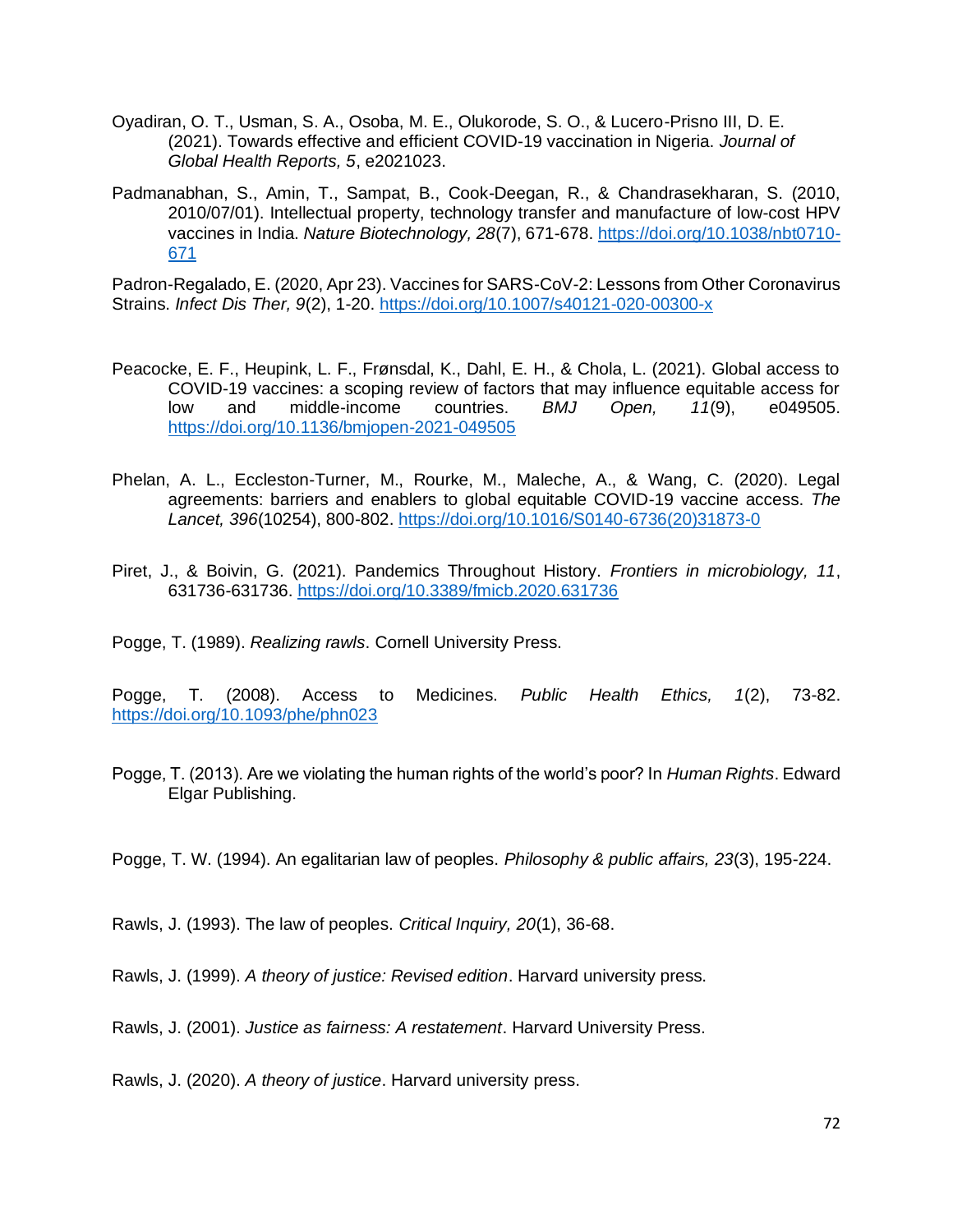Oyadiran, O. T., Usman, S. A., Osoba, M. E., Olukorode, S. O., & Lucero-Prisno III, D. E. (2021). Towards effective and efficient COVID-19 vaccination in Nigeria. *Journal of Global Health Reports, 5*, e2021023.

Padmanabhan, S., Amin, T., Sampat, B., Cook-Deegan, R., & Chandrasekharan, S. (2010, 2010/07/01). Intellectual property, technology transfer and manufacture of low-cost HPV vaccines in India. *Nature Biotechnology, 28*(7), 671-678. https://doi.org/10.1038/nbt0710-671

Padron-Regalado, E. (2020, Apr 23). Vaccines for SARS-CoV-2: Lessons from Other Coronavirus Strains. *Infect Dis Ther, 9*(2), 1-20. https://doi.org/10.1007/s40121-020-00300-x

Peacocke, E. F., Heupink, L. F., Frønsdal, K., Dahl, E. H., & Chola, L. (2021). Global access to COVID-19 vaccines: a scoping review of factors that may influence equitable access for low and middle-income countries. *BMJ Open, 11*(9), e049505. https://doi.org/10.1136/bmjopen-2021-049505

Phelan, A. L., Eccleston-Turner, M., Rourke, M., Maleche, A., & Wang, C. (2020). Legal agreements: barriers and enablers to global equitable COVID-19 vaccine access. *The Lancet, 396*(10254), 800-802. https://doi.org/10.1016/S0140-6736(20)31873-0

Piret, J., & Boivin, G. (2021). Pandemics Throughout History. *Frontiers in microbiology, 11*, 631736-631736. https://doi.org/10.3389/fmicb.2020.631736

Pogge, T. (1989). *Realizing rawls*. Cornell University Press.

Pogge, T. (2008). Access to Medicines. *Public Health Ethics, 1*(2), 73-82. https://doi.org/10.1093/phe/phn023

Pogge, T. (2013). Are we violating the human rights of the world's poor? In *Human Rights*. Edward Elgar Publishing.

Pogge, T. W. (1994). An egalitarian law of peoples. *Philosophy & public affairs, 23*(3), 195-224.

Rawls, J. (1993). The law of peoples. *Critical Inquiry, 20*(1), 36-68.

Rawls, J. (1999). *A theory of justice: Revised edition*. Harvard university press.

Rawls, J. (2001). *Justice as fairness: A restatement*. Harvard University Press.

Rawls, J. (2020). *A theory of justice*. Harvard university press.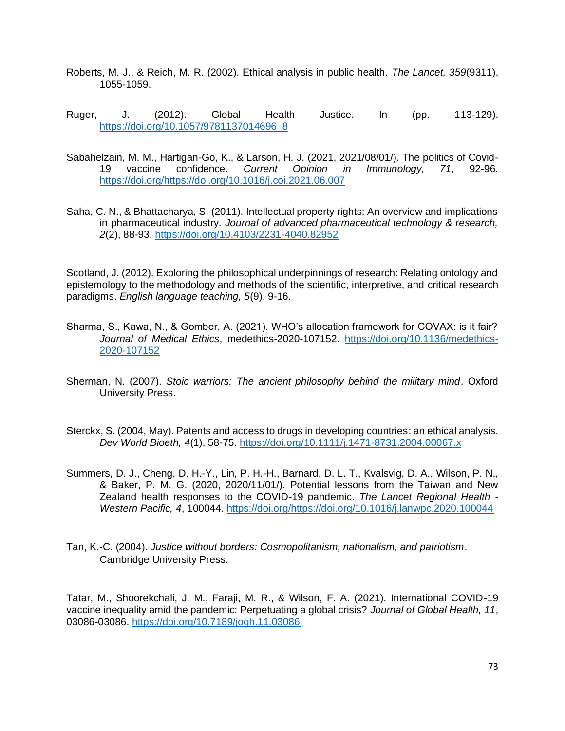Roberts, M. J., & Reich, M. R. (2002). Ethical analysis in public health. *The Lancet, 359*(9311), 1055-1059.

Ruger, J. (2012). Global Health Justice. In (pp. 113-129). https://doi.org/10.1057/9781137014696_8

Sabahelzain, M. M., Hartigan-Go, K., & Larson, H. J. (2021, 2021/08/01/). The politics of Covid-19 vaccine confidence. *Current Opinion in Immunology, 71*, 92-96. https://doi.org/https://doi.org/10.1016/j.coi.2021.06.007

Saha, C. N., & Bhattacharya, S. (2011). Intellectual property rights: An overview and implications in pharmaceutical industry. *Journal of advanced pharmaceutical technology & research, 2*(2), 88-93. https://doi.org/10.4103/2231-4040.82952

Scotland, J. (2012). Exploring the philosophical underpinnings of research: Relating ontology and epistemology to the methodology and methods of the scientific, interpretive, and critical research paradigms. *English language teaching, 5*(9), 9-16.

Sharma, S., Kawa, N., & Gomber, A. (2021). WHO's allocation framework for COVAX: is it fair? *Journal of Medical Ethics*, medethics-2020-107152. https://doi.org/10.1136/medethics-2020-107152

Sherman, N. (2007). *Stoic warriors: The ancient philosophy behind the military mind*. Oxford University Press.

Sterckx, S. (2004, May). Patents and access to drugs in developing countries: an ethical analysis. *Dev World Bioeth, 4*(1), 58-75. https://doi.org/10.1111/j.1471-8731.2004.00067.x

Summers, D. J., Cheng, D. H.-Y., Lin, P. H.-H., Barnard, D. L. T., Kvalsvig, D. A., Wilson, P. N., & Baker, P. M. G. (2020, 2020/11/01/). Potential lessons from the Taiwan and New Zealand health responses to the COVID-19 pandemic. *The Lancet Regional Health - Western Pacific, 4*, 100044. https://doi.org/https://doi.org/10.1016/j.lanwpc.2020.100044

Tan, K.-C. (2004). *Justice without borders: Cosmopolitanism, nationalism, and patriotism*. Cambridge University Press.

Tatar, M., Shoorekchali, J. M., Faraji, M. R., & Wilson, F. A. (2021). International COVID-19 vaccine inequality amid the pandemic: Perpetuating a global crisis? *Journal of Global Health, 11*, 03086-03086. https://doi.org/10.7189/jogh.11.03086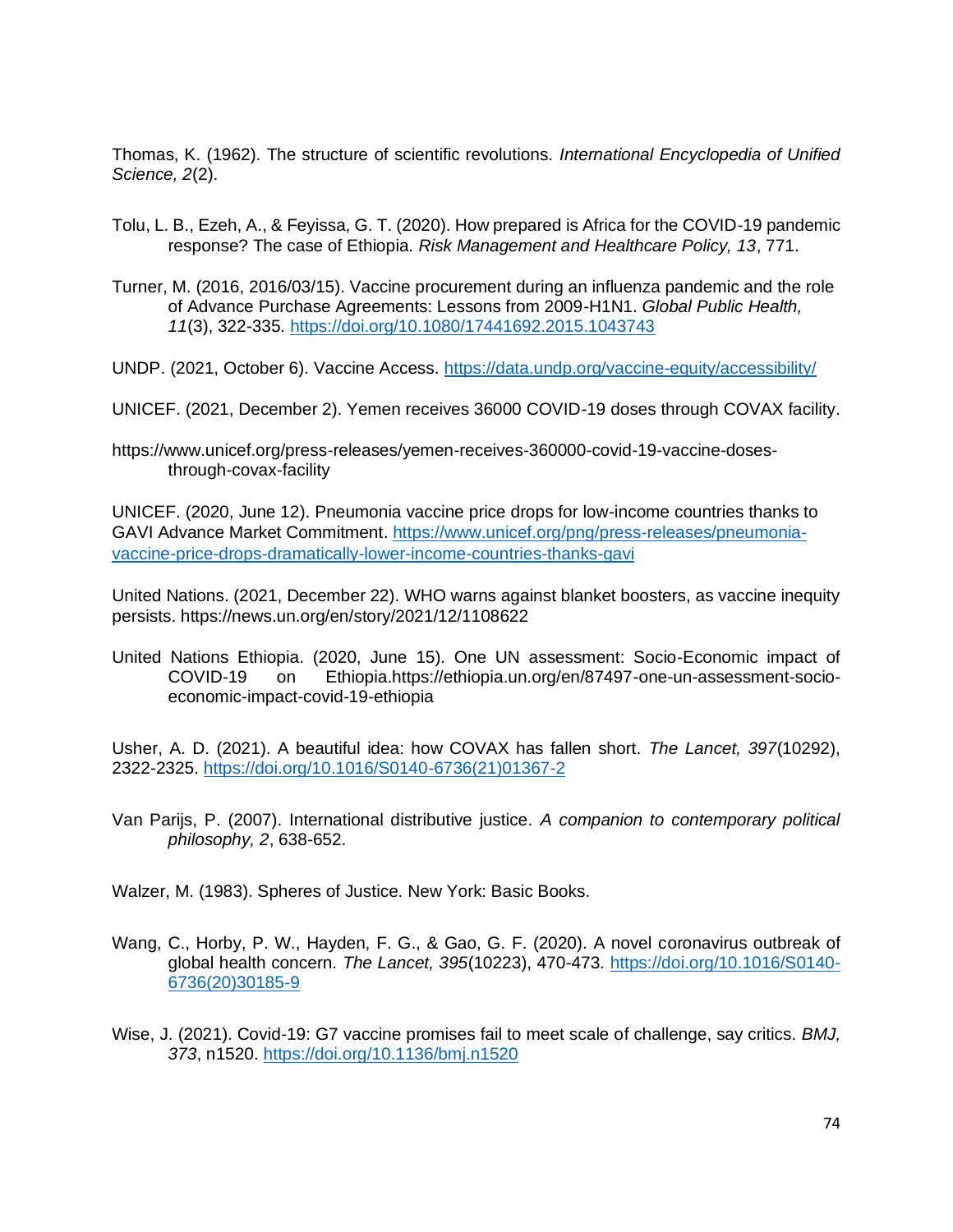Thomas, K. (1962). The structure of scientific revolutions. *International Encyclopedia of Unified Science, 2*(2).

Tolu, L. B., Ezeh, A., & Feyissa, G. T. (2020). How prepared is Africa for the COVID-19 pandemic response? The case of Ethiopia. *Risk Management and Healthcare Policy, 13*, 771.

Turner, M. (2016, 2016/03/15). Vaccine procurement during an influenza pandemic and the role of Advance Purchase Agreements: Lessons from 2009-H1N1. *Global Public Health, 11*(3), 322-335. https://doi.org/10.1080/17441692.2015.1043743

UNDP. (2021, October 6). Vaccine Access. https://data.undp.org/vaccine-equity/accessibility/

UNICEF. (2021, December 2). Yemen receives 36000 COVID-19 doses through COVAX facility.

https://www.unicef.org/press-releases/yemen-receives-360000-covid-19-vaccine-doses-through-covax-facility

UNICEF. (2020, June 12). Pneumonia vaccine price drops for low-income countries thanks to GAVI Advance Market Commitment. https://www.unicef.org/png/press-releases/pneumonia-vaccine-price-drops-dramatically-lower-income-countries-thanks-gavi

United Nations. (2021, December 22). WHO warns against blanket boosters, as vaccine inequity persists. https://news.un.org/en/story/2021/12/1108622

United Nations Ethiopia. (2020, June 15). One UN assessment: Socio-Economic impact of COVID-19 on Ethiopia.https://ethiopia.un.org/en/87497-one-un-assessment-socio-economic-impact-covid-19-ethiopia

Usher, A. D. (2021). A beautiful idea: how COVAX has fallen short. *The Lancet, 397*(10292), 2322-2325. https://doi.org/10.1016/S0140-6736(21)01367-2

Van Parijs, P. (2007). International distributive justice. *A companion to contemporary political philosophy, 2*, 638-652.

Walzer, M. (1983). Spheres of Justice. New York: Basic Books.

Wang, C., Horby, P. W., Hayden, F. G., & Gao, G. F. (2020). A novel coronavirus outbreak of global health concern. *The Lancet, 395*(10223), 470-473. https://doi.org/10.1016/S0140-6736(20)30185-9

Wise, J. (2021). Covid-19: G7 vaccine promises fail to meet scale of challenge, say critics. *BMJ, 373*, n1520. https://doi.org/10.1136/bmj.n1520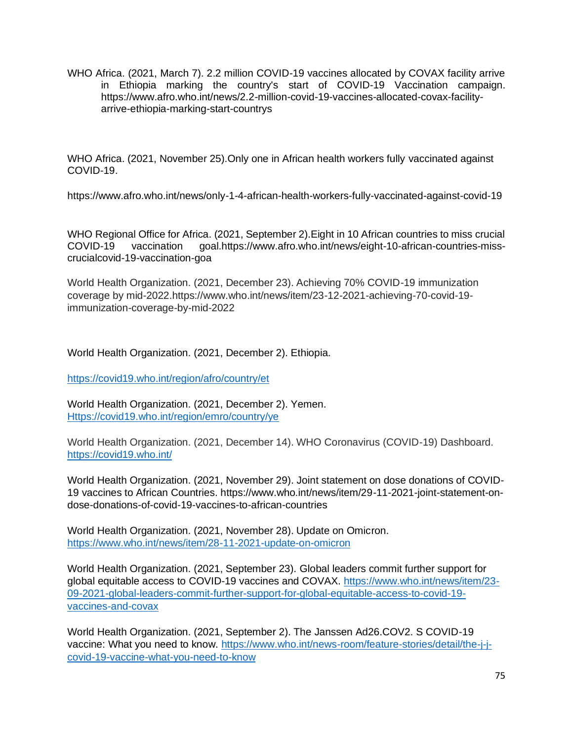WHO Africa. (2021, March 7). 2.2 million COVID-19 vaccines allocated by COVAX facility arrive in Ethiopia marking the country's start of COVID-19 Vaccination campaign. https://www.afro.who.int/news/2.2-million-covid-19-vaccines-allocated-covax-facility-arrive-ethiopia-marking-start-countrys

WHO Africa. (2021, November 25).Only one in African health workers fully vaccinated against COVID-19.

https://www.afro.who.int/news/only-1-4-african-health-workers-fully-vaccinated-against-covid-19

WHO Regional Office for Africa. (2021, September 2).Eight in 10 African countries to miss crucial COVID-19 vaccination goal.https://www.afro.who.int/news/eight-10-african-countries-miss-crucialcovid-19-vaccination-goa

World Health Organization. (2021, December 23). Achieving 70% COVID-19 immunization coverage by mid-2022.https://www.who.int/news/item/23-12-2021-achieving-70-covid-19-immunization-coverage-by-mid-2022

World Health Organization. (2021, December 2). Ethiopia.

https://covid19.who.int/region/afro/country/et

World Health Organization. (2021, December 2). Yemen. Https://covid19.who.int/region/emro/country/ye

World Health Organization. (2021, December 14). WHO Coronavirus (COVID-19) Dashboard. https://covid19.who.int/

World Health Organization. (2021, November 29). Joint statement on dose donations of COVID-19 vaccines to African Countries. https://www.who.int/news/item/29-11-2021-joint-statement-on-dose-donations-of-covid-19-vaccines-to-african-countries

World Health Organization. (2021, November 28). Update on Omicron. https://www.who.int/news/item/28-11-2021-update-on-omicron

World Health Organization. (2021, September 23). Global leaders commit further support for global equitable access to COVID-19 vaccines and COVAX. https://www.who.int/news/item/23-09-2021-global-leaders-commit-further-support-for-global-equitable-access-to-covid-19-vaccines-and-covax

World Health Organization. (2021, September 2). The Janssen Ad26.COV2. S COVID-19 vaccine: What you need to know. https://www.who.int/news-room/feature-stories/detail/the-j-j-covid-19-vaccine-what-you-need-to-know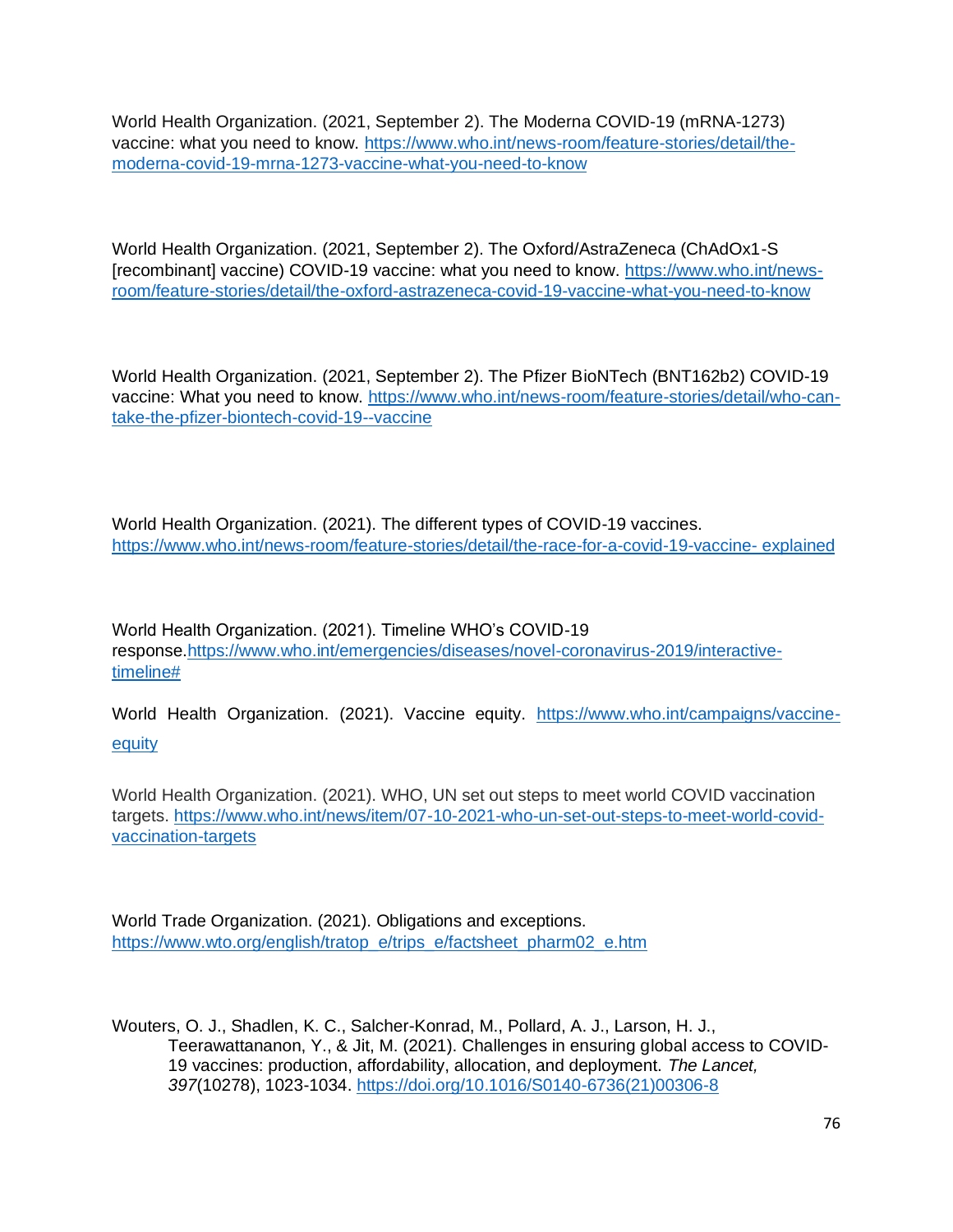World Health Organization. (2021, September 2). The Moderna COVID-19 (mRNA-1273) vaccine: what you need to know. https://www.who.int/news-room/feature-stories/detail/the-moderna-covid-19-mrna-1273-vaccine-what-you-need-to-know

World Health Organization. (2021, September 2). The Oxford/AstraZeneca (ChAdOx1-S [recombinant] vaccine) COVID-19 vaccine: what you need to know. https://www.who.int/news-room/feature-stories/detail/the-oxford-astrazeneca-covid-19-vaccine-what-you-need-to-know

World Health Organization. (2021, September 2). The Pfizer BioNTech (BNT162b2) COVID-19 vaccine: What you need to know. https://www.who.int/news-room/feature-stories/detail/who-can-take-the-pfizer-biontech-covid-19--vaccine

World Health Organization. (2021). The different types of COVID-19 vaccines. https://www.who.int/news-room/feature-stories/detail/the-race-for-a-covid-19-vaccine- explained

World Health Organization. (2021). Timeline WHO's COVID-19 response.https://www.who.int/emergencies/diseases/novel-coronavirus-2019/interactive-timeline#

World Health Organization. (2021). Vaccine equity. https://www.who.int/campaigns/vaccine-equity

World Health Organization. (2021). WHO, UN set out steps to meet world COVID vaccination targets. https://www.who.int/news/item/07-10-2021-who-un-set-out-steps-to-meet-world-covid-vaccination-targets

World Trade Organization. (2021). Obligations and exceptions. https://www.wto.org/english/tratop_e/trips_e/factsheet_pharm02_e.htm

Wouters, O. J., Shadlen, K. C., Salcher-Konrad, M., Pollard, A. J., Larson, H. J., Teerawattananon, Y., & Jit, M. (2021). Challenges in ensuring global access to COVID-19 vaccines: production, affordability, allocation, and deployment. *The Lancet, 397*(10278), 1023-1034. https://doi.org/10.1016/S0140-6736(21)00306-8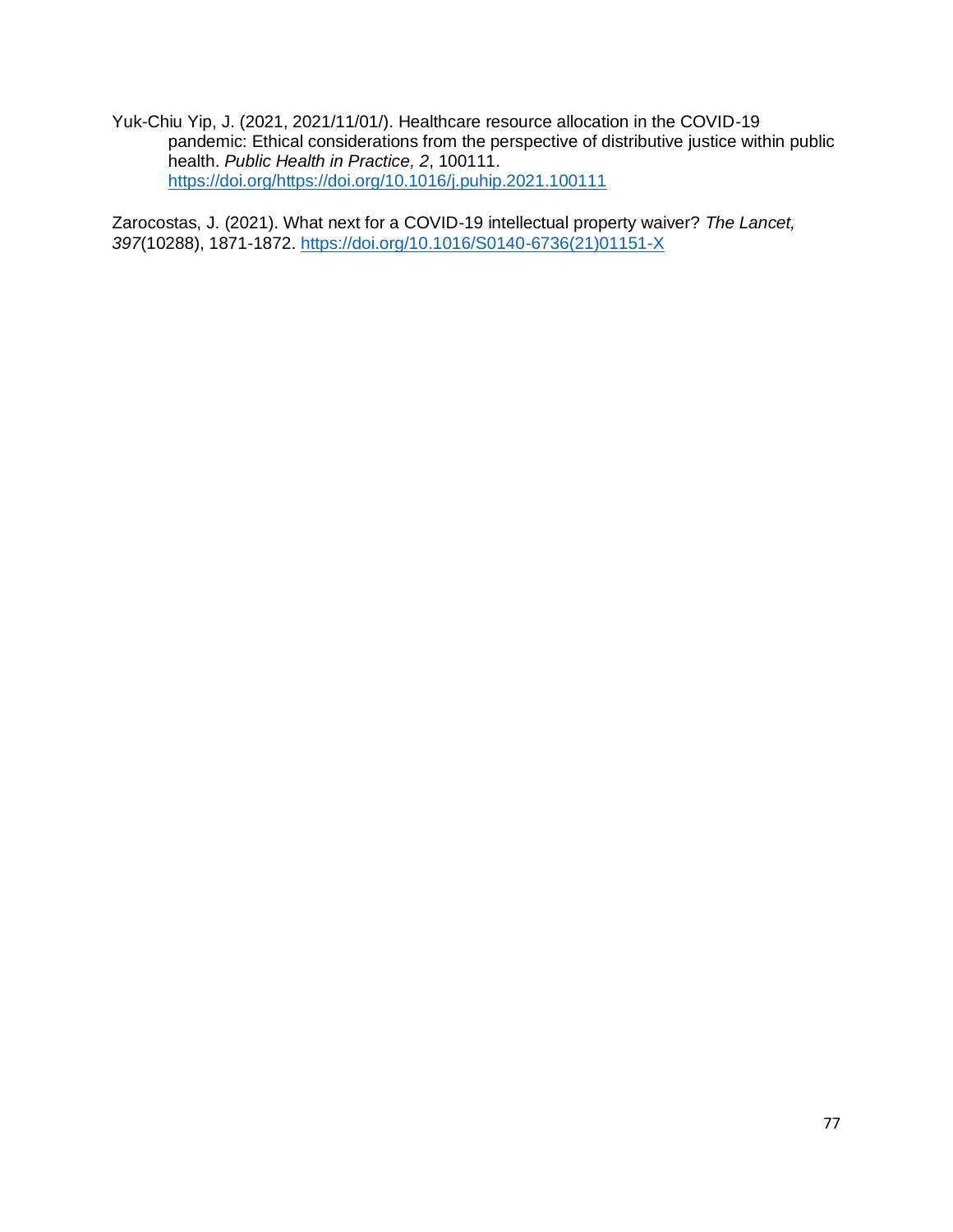Yuk-Chiu Yip, J. (2021, 2021/11/01/). Healthcare resource allocation in the COVID-19 pandemic: Ethical considerations from the perspective of distributive justice within public health. *Public Health in Practice, 2*, 100111. https://doi.org/https://doi.org/10.1016/j.puhip.2021.100111

Zarocostas, J. (2021). What next for a COVID-19 intellectual property waiver? *The Lancet, 397*(10288), 1871-1872. https://doi.org/10.1016/S0140-6736(21)01151-X